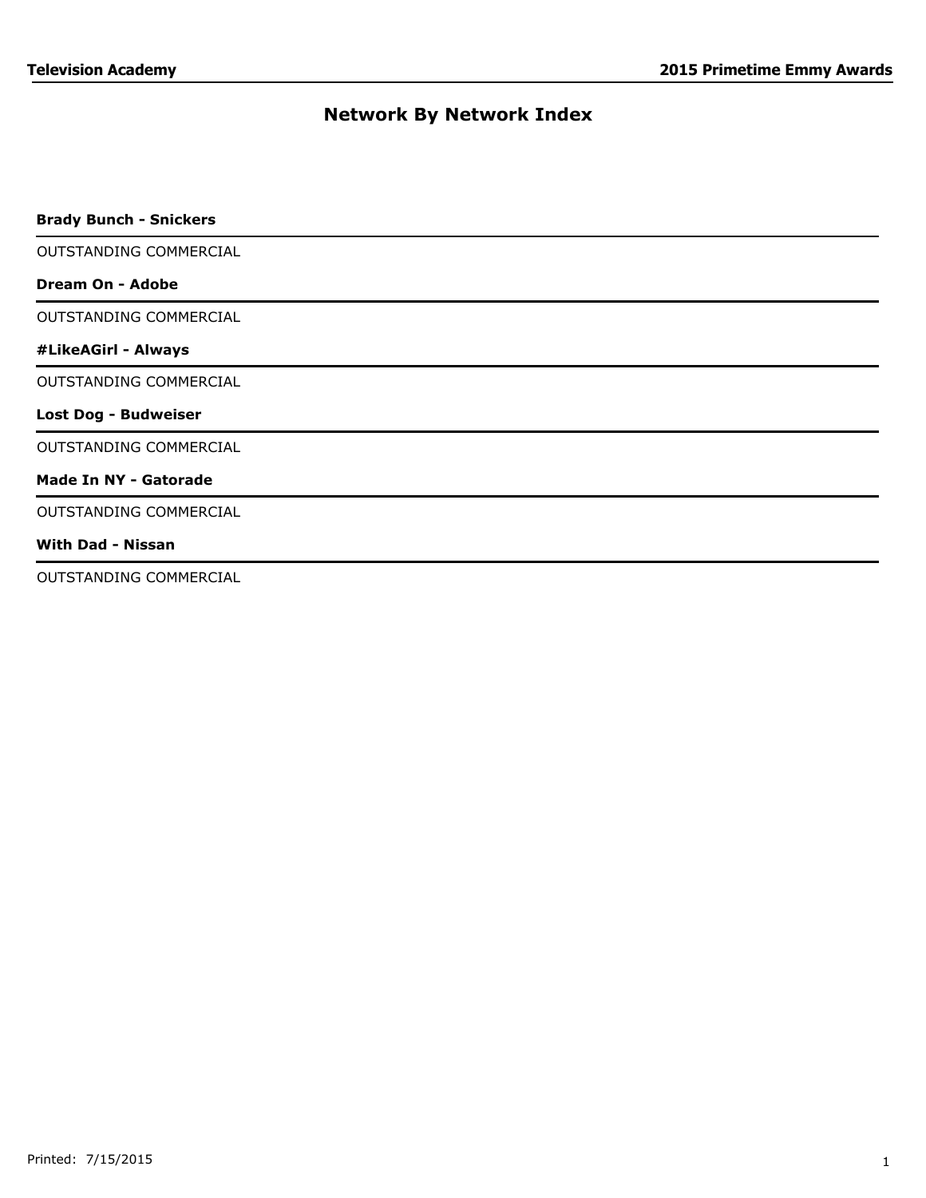# Network By Network Index

**Brady Bunch - Snickers**

OUTSTANDING COMMERCIAL

**Dream On - Adobe**

OUTSTANDING COMMERCIAL

**#LikeAGirl - Always**

OUTSTANDING COMMERCIAL

**Lost Dog - Budweiser**

OUTSTANDING COMMERCIAL

**Made In NY - Gatorade**

OUTSTANDING COMMERCIAL

**With Dad - Nissan**

OUTSTANDING COMMERCIAL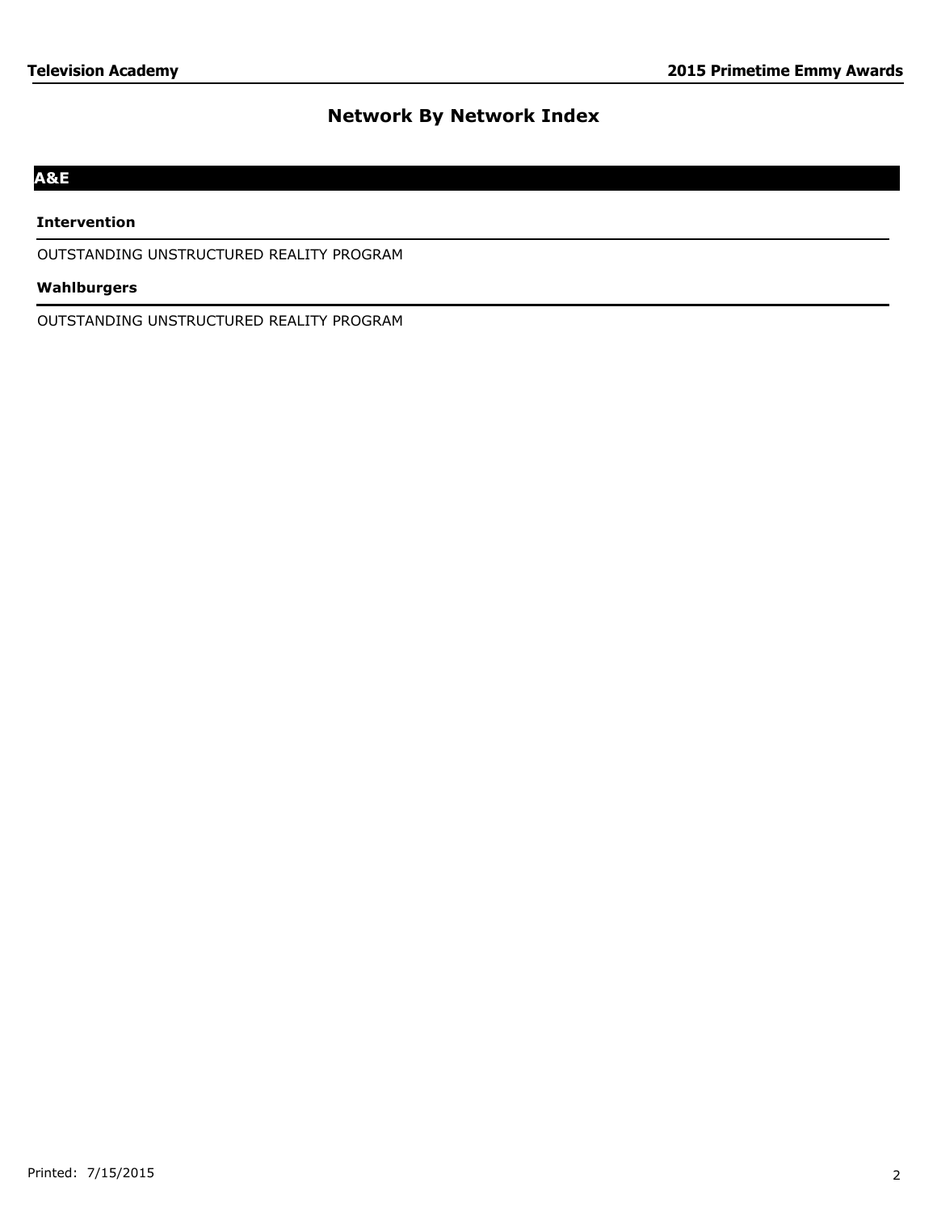# Network By Network Index

## A&E

### Intervention

OUTSTANDING UNSTRUCTURED REALITY PROGRAM

### Wahlburgers

OUTSTANDING UNSTRUCTURED REALITY PROGRAM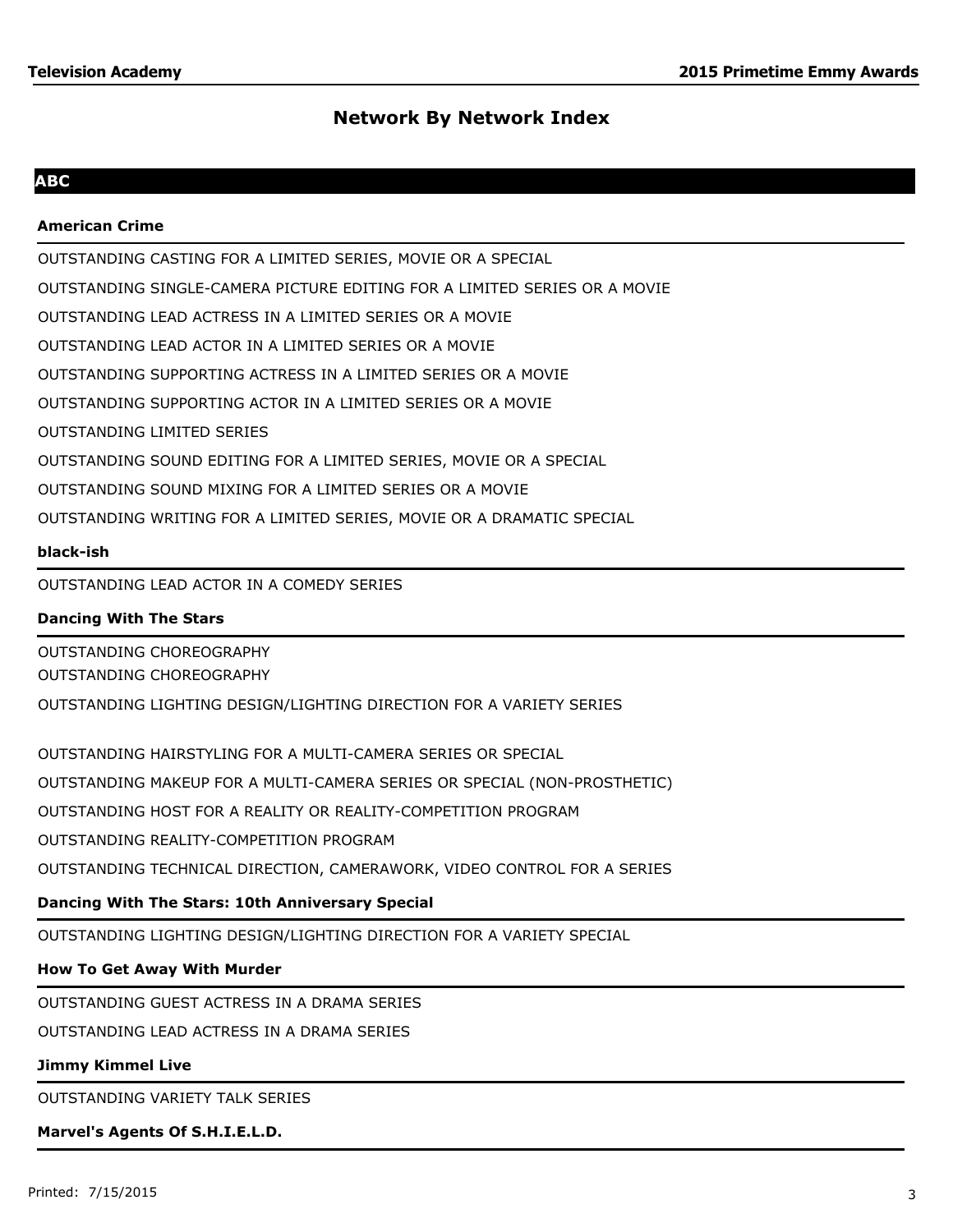# Network By Network Index

## ABC

### American Crime

OUTSTANDING CASTING FOR A LIMITED SERIES, MOVIE OR A SPECIAL

OUTSTANDING SINGLE-CAMERA PICTURE EDITING FOR A LIMITED SERIES OR A MOVIE

OUTSTANDING LEAD ACTRESS IN A LIMITED SERIES OR A MOVIE

OUTSTANDING LEAD ACTOR IN A LIMITED SERIES OR A MOVIE

OUTSTANDING SUPPORTING ACTRESS IN A LIMITED SERIES OR A MOVIE

OUTSTANDING SUPPORTING ACTOR IN A LIMITED SERIES OR A MOVIE

OUTSTANDING LIMITED SERIES

OUTSTANDING SOUND EDITING FOR A LIMITED SERIES, MOVIE OR A SPECIAL

OUTSTANDING SOUND MIXING FOR A LIMITED SERIES OR A MOVIE

OUTSTANDING WRITING FOR A LIMITED SERIES, MOVIE OR A DRAMATIC SPECIAL

### black-ish

OUTSTANDING LEAD ACTOR IN A COMEDY SERIES

### Dancing With The Stars

OUTSTANDING CHOREOGRAPHY

OUTSTANDING CHOREOGRAPHY

OUTSTANDING LIGHTING DESIGN/LIGHTING DIRECTION FOR A VARIETY SERIES

OUTSTANDING HAIRSTYLING FOR A MULTI-CAMERA SERIES OR SPECIAL

OUTSTANDING MAKEUP FOR A MULTI-CAMERA SERIES OR SPECIAL (NON-PROSTHETIC)

OUTSTANDING HOST FOR A REALITY OR REALITY-COMPETITION PROGRAM

OUTSTANDING REALITY-COMPETITION PROGRAM

OUTSTANDING TECHNICAL DIRECTION, CAMERAWORK, VIDEO CONTROL FOR A SERIES

### Dancing With The Stars: 10th Anniversary Special

OUTSTANDING LIGHTING DESIGN/LIGHTING DIRECTION FOR A VARIETY SPECIAL

### How To Get Away With Murder

OUTSTANDING GUEST ACTRESS IN A DRAMA SERIES

OUTSTANDING LEAD ACTRESS IN A DRAMA SERIES

### Jimmy Kimmel Live

OUTSTANDING VARIETY TALK SERIES

### Marvel's Agents Of S.H.I.E.L.D.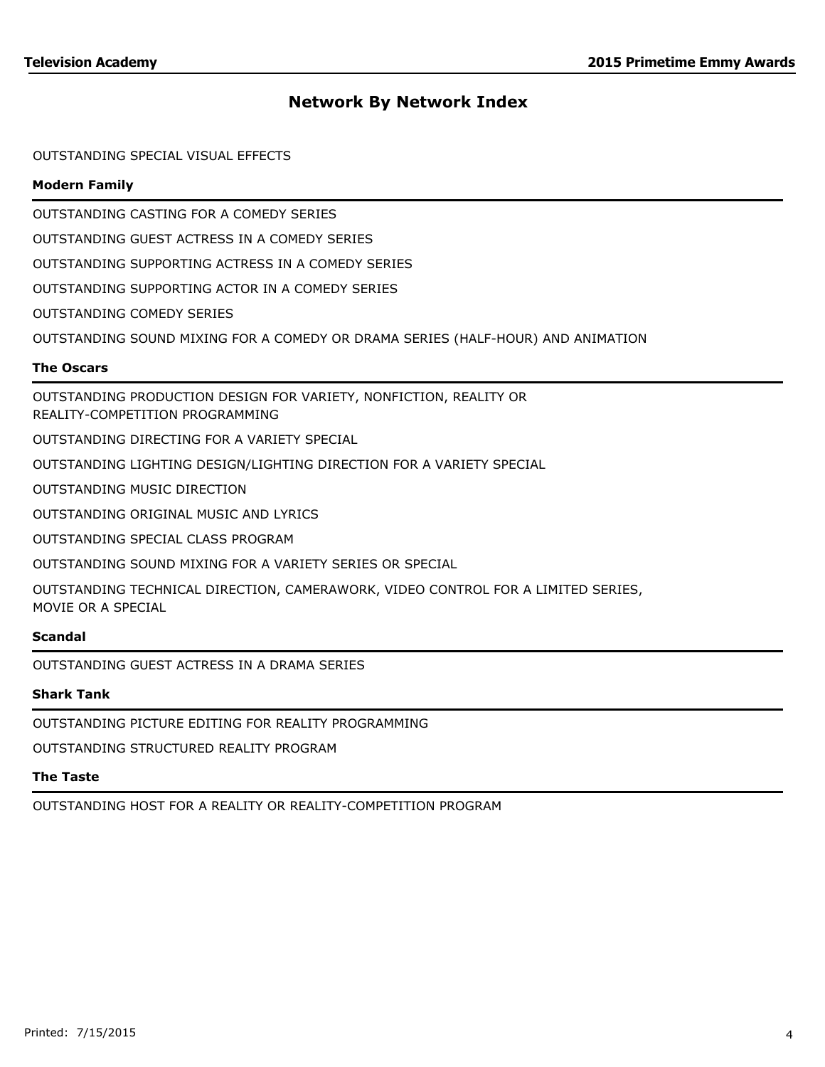## Network By Network Index

OUTSTANDING SPECIAL VISUAL EFFECTS

### Modern Family

OUTSTANDING CASTING FOR A COMEDY SERIES

OUTSTANDING GUEST ACTRESS IN A COMEDY SERIES

OUTSTANDING SUPPORTING ACTRESS IN A COMEDY SERIES

OUTSTANDING SUPPORTING ACTOR IN A COMEDY SERIES

OUTSTANDING COMEDY SERIES

OUTSTANDING SOUND MIXING FOR A COMEDY OR DRAMA SERIES (HALF-HOUR) AND ANIMATION

### The Oscars

OUTSTANDING PRODUCTION DESIGN FOR VARIETY, NONFICTION, REALITY OR REALITY-COMPETITION PROGRAMMING

OUTSTANDING DIRECTING FOR A VARIETY SPECIAL

OUTSTANDING LIGHTING DESIGN/LIGHTING DIRECTION FOR A VARIETY SPECIAL

OUTSTANDING MUSIC DIRECTION

OUTSTANDING ORIGINAL MUSIC AND LYRICS

OUTSTANDING SPECIAL CLASS PROGRAM

OUTSTANDING SOUND MIXING FOR A VARIETY SERIES OR SPECIAL

OUTSTANDING TECHNICAL DIRECTION, CAMERAWORK, VIDEO CONTROL FOR A LIMITED SERIES, MOVIE OR A SPECIAL

### Scandal

OUTSTANDING GUEST ACTRESS IN A DRAMA SERIES

### Shark Tank

OUTSTANDING PICTURE EDITING FOR REALITY PROGRAMMING

OUTSTANDING STRUCTURED REALITY PROGRAM

### The Taste

OUTSTANDING HOST FOR A REALITY OR REALITY-COMPETITION PROGRAM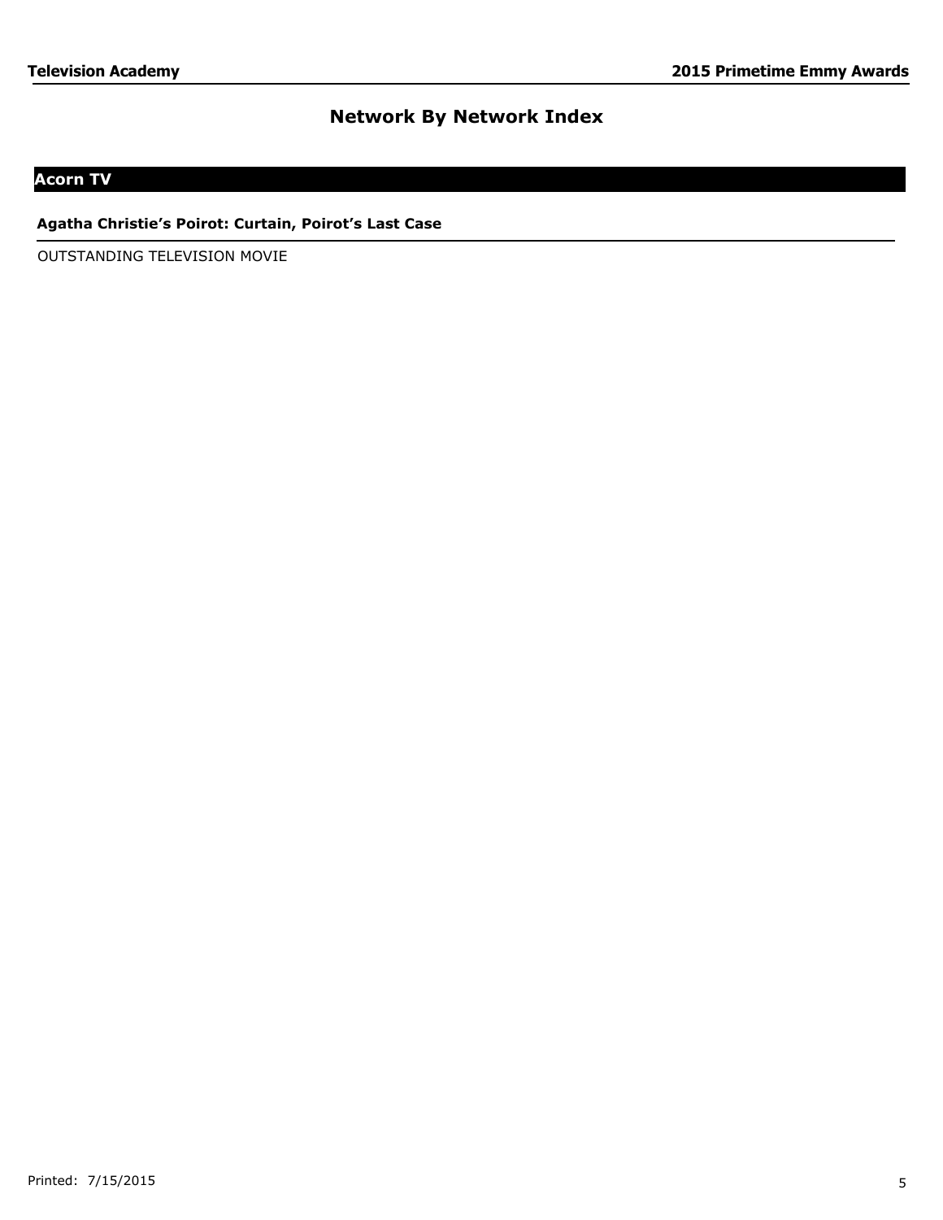# Network By Network Index

## Acorn TV

### Agatha Christie's Poirot: Curtain, Poirot's Last Case

OUTSTANDING TELEVISION MOVIE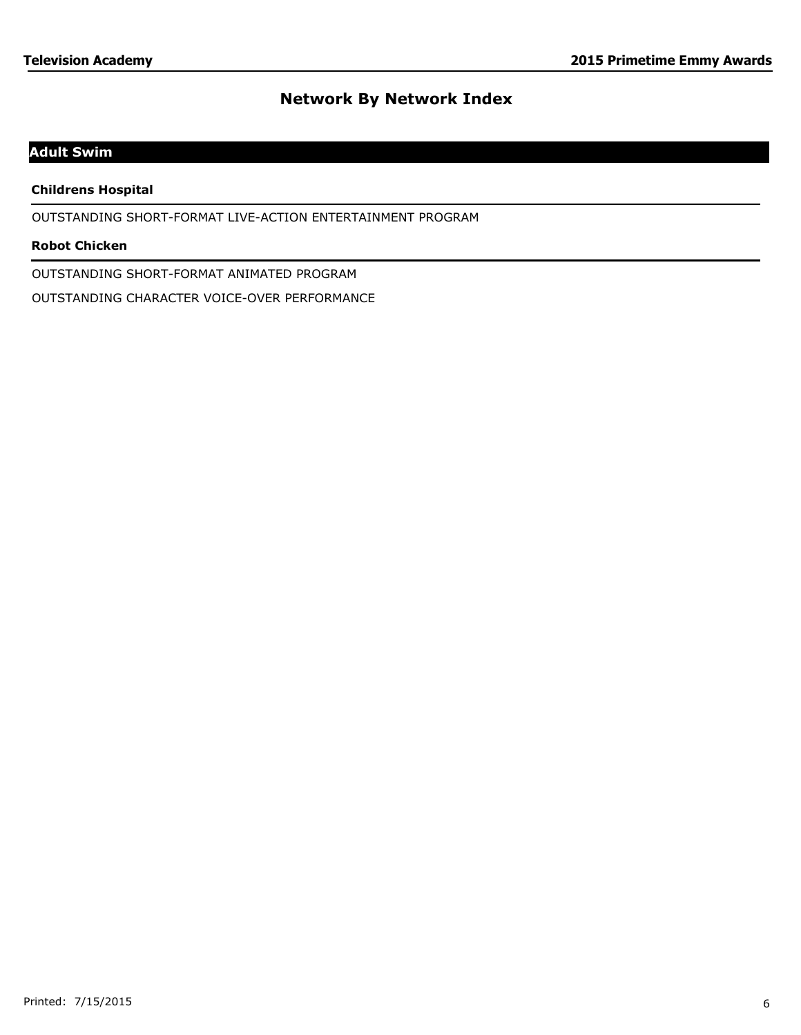## Network By Network Index

### Adult Swim

**Childrens Hospital**

OUTSTANDING SHORT-FORMAT LIVE-ACTION ENTERTAINMENT PROGRAM

**Robot Chicken**

OUTSTANDING SHORT-FORMAT ANIMATED PROGRAM

OUTSTANDING CHARACTER VOICE-OVER PERFORMANCE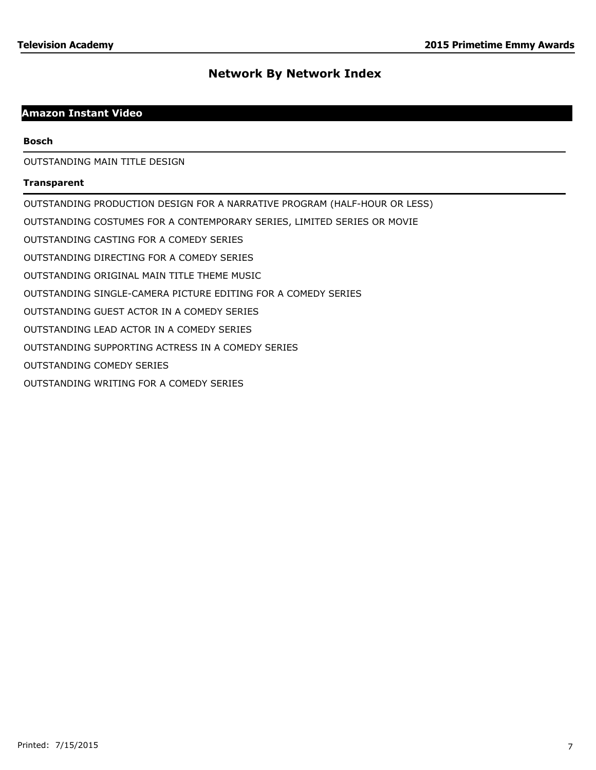# Network By Network Index

## Amazon Instant Video

### Bosch

OUTSTANDING MAIN TITLE DESIGN

### Transparent

OUTSTANDING PRODUCTION DESIGN FOR A NARRATIVE PROGRAM (HALF-HOUR OR LESS)

OUTSTANDING COSTUMES FOR A CONTEMPORARY SERIES, LIMITED SERIES OR MOVIE

OUTSTANDING CASTING FOR A COMEDY SERIES

OUTSTANDING DIRECTING FOR A COMEDY SERIES

OUTSTANDING ORIGINAL MAIN TITLE THEME MUSIC

OUTSTANDING SINGLE-CAMERA PICTURE EDITING FOR A COMEDY SERIES

OUTSTANDING GUEST ACTOR IN A COMEDY SERIES

OUTSTANDING LEAD ACTOR IN A COMEDY SERIES

OUTSTANDING SUPPORTING ACTRESS IN A COMEDY SERIES

OUTSTANDING COMEDY SERIES

OUTSTANDING WRITING FOR A COMEDY SERIES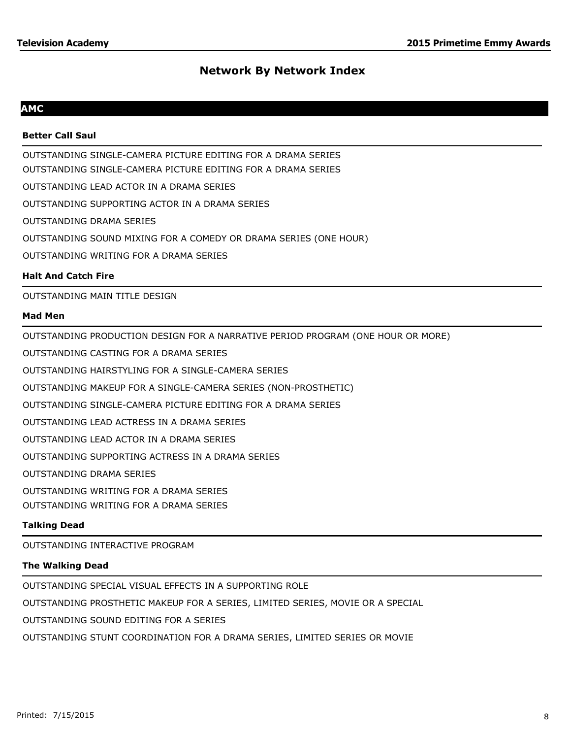# Network By Network Index

## AMC

### Better Call Saul

OUTSTANDING SINGLE-CAMERA PICTURE EDITING FOR A DRAMA SERIES
OUTSTANDING SINGLE-CAMERA PICTURE EDITING FOR A DRAMA SERIES

OUTSTANDING LEAD ACTOR IN A DRAMA SERIES

OUTSTANDING SUPPORTING ACTOR IN A DRAMA SERIES

OUTSTANDING DRAMA SERIES

OUTSTANDING SOUND MIXING FOR A COMEDY OR DRAMA SERIES (ONE HOUR)

OUTSTANDING WRITING FOR A DRAMA SERIES

### Halt And Catch Fire

OUTSTANDING MAIN TITLE DESIGN

### Mad Men

OUTSTANDING PRODUCTION DESIGN FOR A NARRATIVE PERIOD PROGRAM (ONE HOUR OR MORE)

OUTSTANDING CASTING FOR A DRAMA SERIES

OUTSTANDING HAIRSTYLING FOR A SINGLE-CAMERA SERIES

OUTSTANDING MAKEUP FOR A SINGLE-CAMERA SERIES (NON-PROSTHETIC)

OUTSTANDING SINGLE-CAMERA PICTURE EDITING FOR A DRAMA SERIES

OUTSTANDING LEAD ACTRESS IN A DRAMA SERIES

OUTSTANDING LEAD ACTOR IN A DRAMA SERIES

OUTSTANDING SUPPORTING ACTRESS IN A DRAMA SERIES

OUTSTANDING DRAMA SERIES

OUTSTANDING WRITING FOR A DRAMA SERIES
OUTSTANDING WRITING FOR A DRAMA SERIES

### Talking Dead

OUTSTANDING INTERACTIVE PROGRAM

### The Walking Dead

OUTSTANDING SPECIAL VISUAL EFFECTS IN A SUPPORTING ROLE

OUTSTANDING PROSTHETIC MAKEUP FOR A SERIES, LIMITED SERIES, MOVIE OR A SPECIAL

OUTSTANDING SOUND EDITING FOR A SERIES

OUTSTANDING STUNT COORDINATION FOR A DRAMA SERIES, LIMITED SERIES OR MOVIE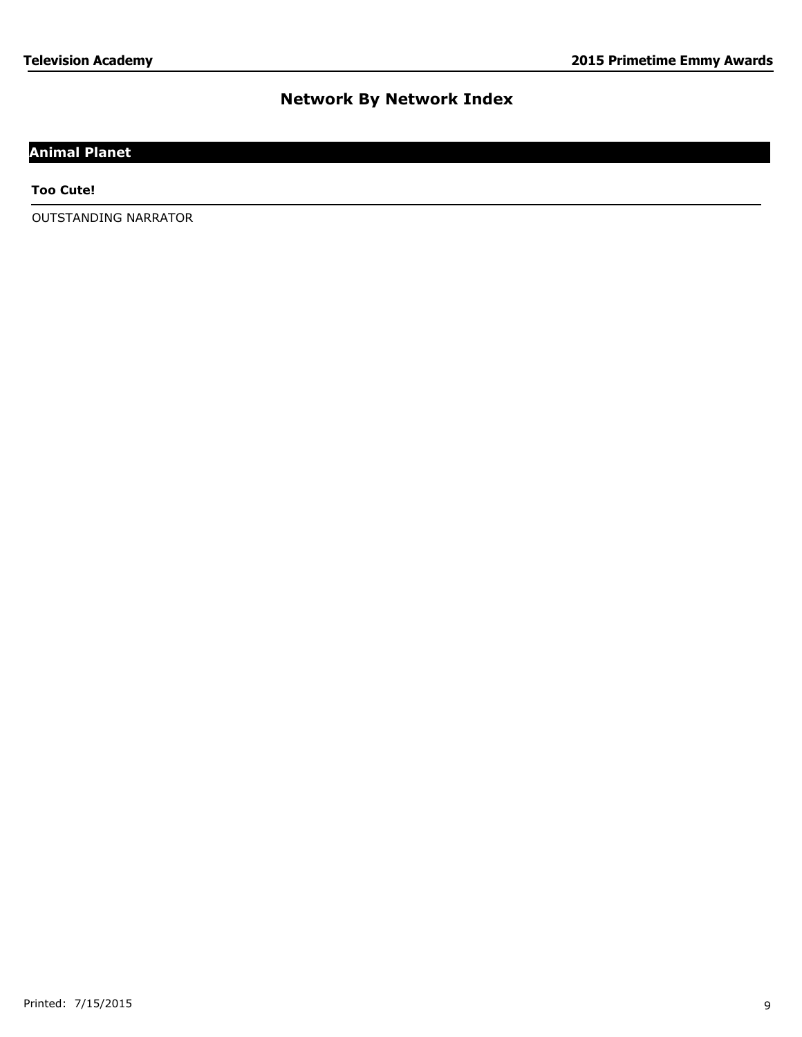# Network By Network Index

## Animal Planet

**Too Cute!**

OUTSTANDING NARRATOR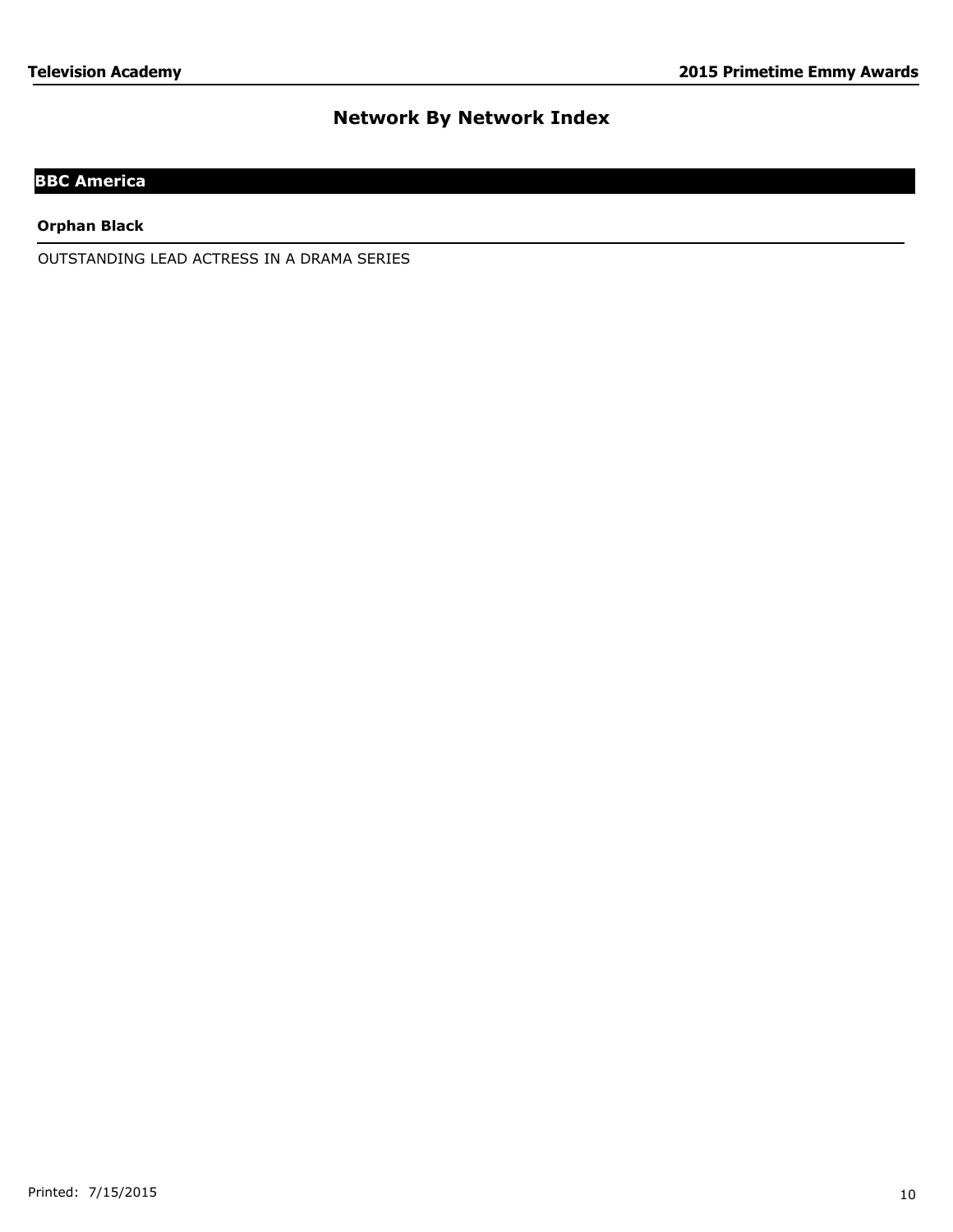# Network By Network Index

## BBC America

### Orphan Black

OUTSTANDING LEAD ACTRESS IN A DRAMA SERIES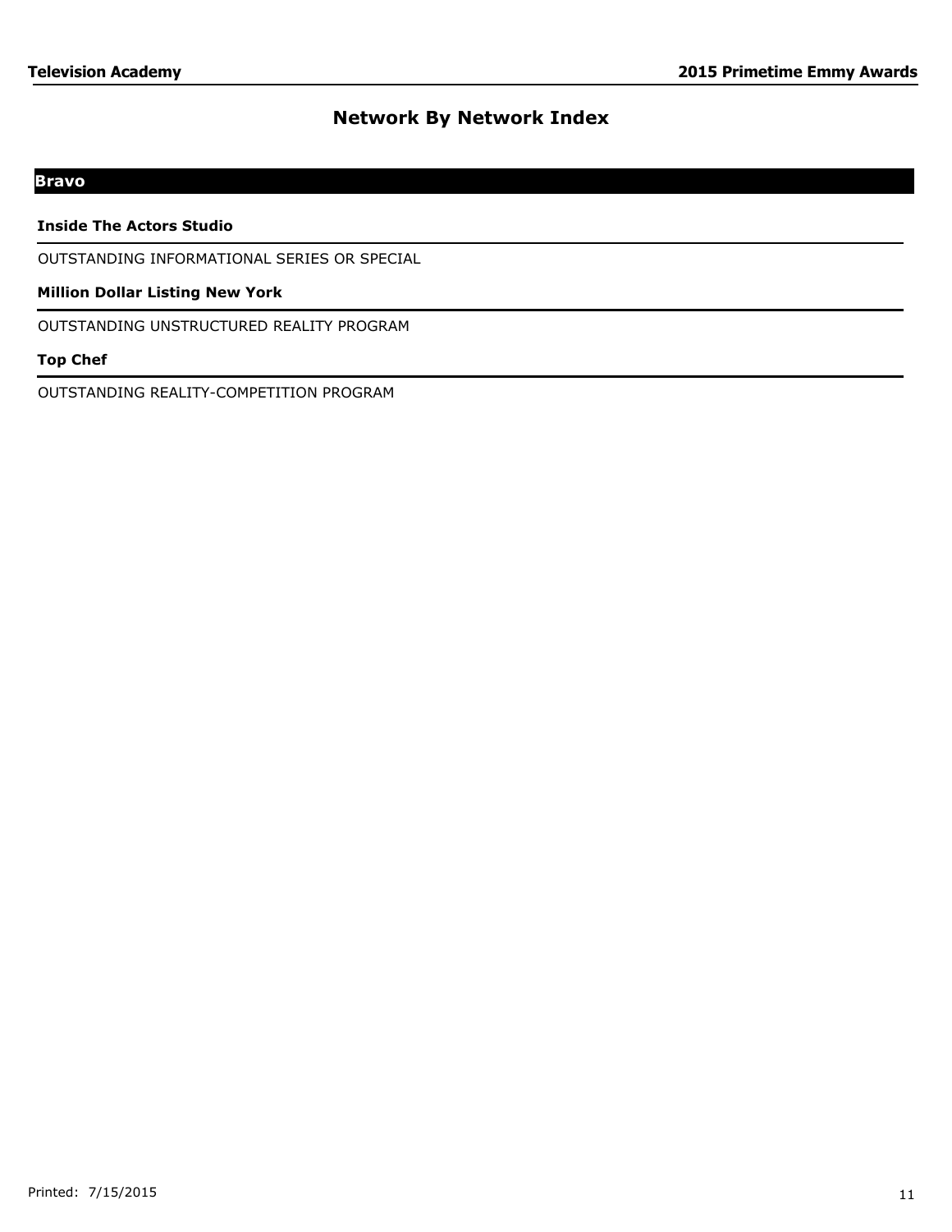# Network By Network Index

## Bravo

### Inside The Actors Studio

OUTSTANDING INFORMATIONAL SERIES OR SPECIAL

### Million Dollar Listing New York

OUTSTANDING UNSTRUCTURED REALITY PROGRAM

### Top Chef

OUTSTANDING REALITY-COMPETITION PROGRAM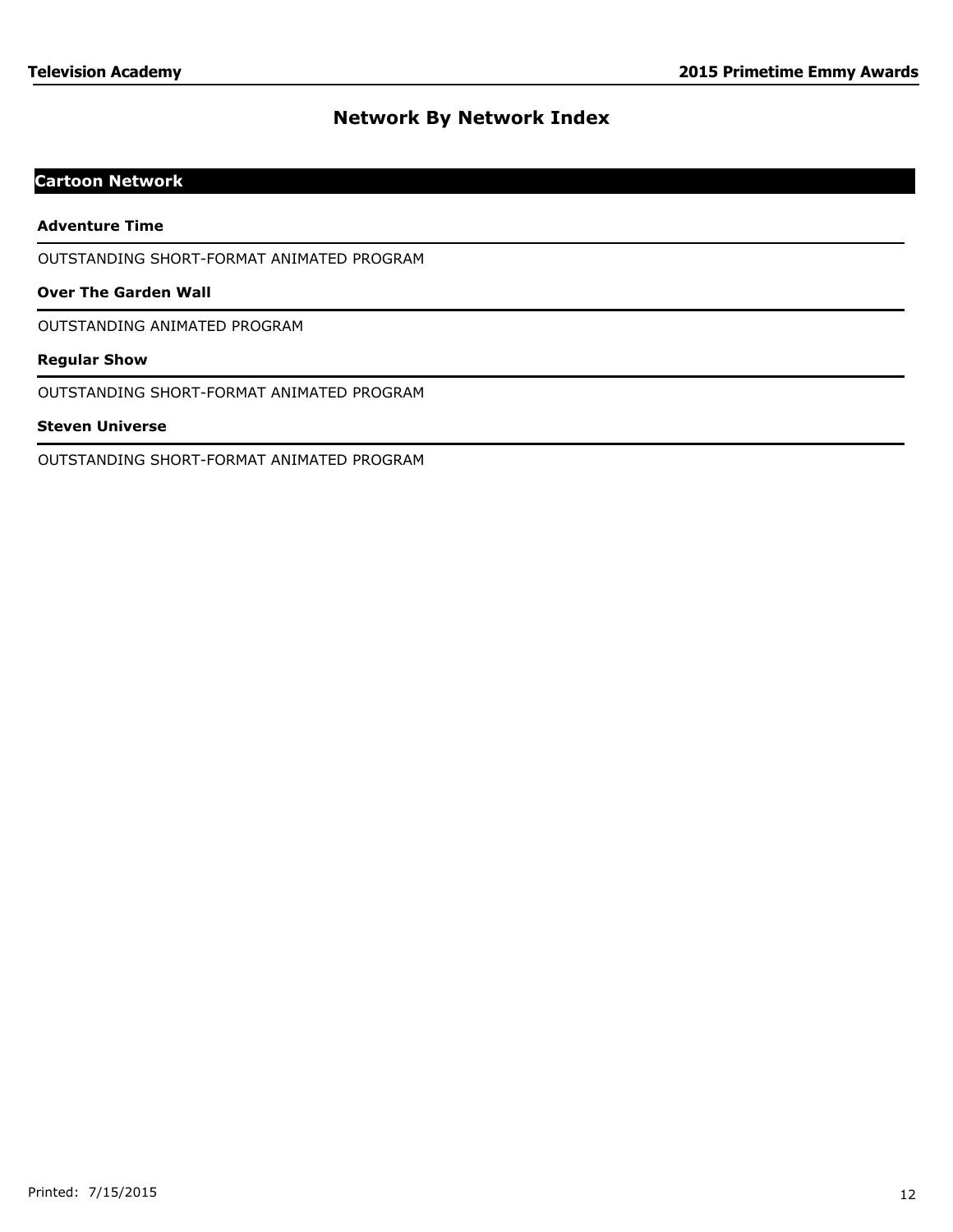# Network By Network Index

## Cartoon Network

### Adventure Time

OUTSTANDING SHORT-FORMAT ANIMATED PROGRAM

### Over The Garden Wall

OUTSTANDING ANIMATED PROGRAM

### Regular Show

OUTSTANDING SHORT-FORMAT ANIMATED PROGRAM

### Steven Universe

OUTSTANDING SHORT-FORMAT ANIMATED PROGRAM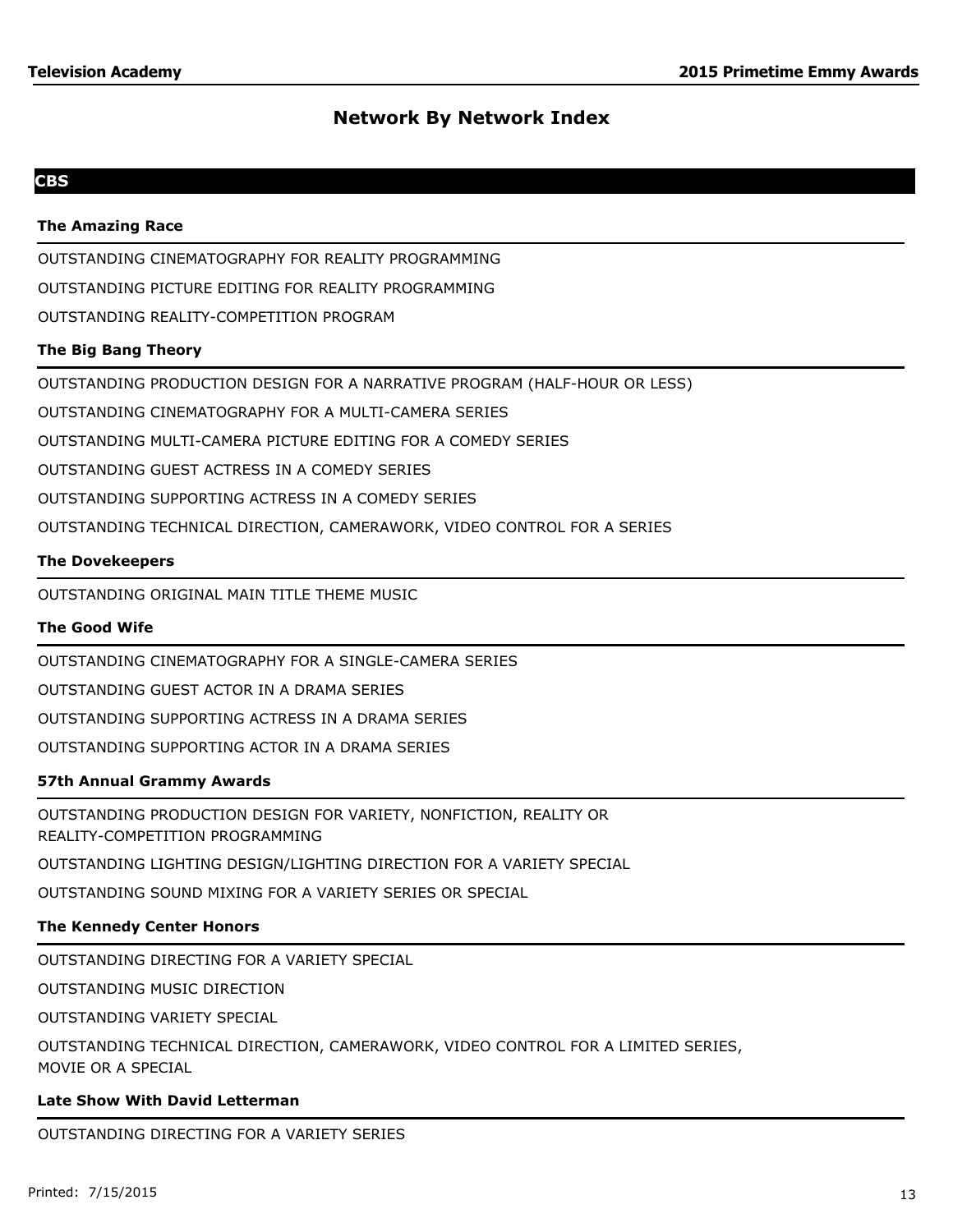# Network By Network Index

## CBS

### The Amazing Race

OUTSTANDING CINEMATOGRAPHY FOR REALITY PROGRAMMING

OUTSTANDING PICTURE EDITING FOR REALITY PROGRAMMING

OUTSTANDING REALITY-COMPETITION PROGRAM

### The Big Bang Theory

OUTSTANDING PRODUCTION DESIGN FOR A NARRATIVE PROGRAM (HALF-HOUR OR LESS)

OUTSTANDING CINEMATOGRAPHY FOR A MULTI-CAMERA SERIES

OUTSTANDING MULTI-CAMERA PICTURE EDITING FOR A COMEDY SERIES

OUTSTANDING GUEST ACTRESS IN A COMEDY SERIES

OUTSTANDING SUPPORTING ACTRESS IN A COMEDY SERIES

OUTSTANDING TECHNICAL DIRECTION, CAMERAWORK, VIDEO CONTROL FOR A SERIES

### The Dovekeepers

OUTSTANDING ORIGINAL MAIN TITLE THEME MUSIC

### The Good Wife

OUTSTANDING CINEMATOGRAPHY FOR A SINGLE-CAMERA SERIES

OUTSTANDING GUEST ACTOR IN A DRAMA SERIES

OUTSTANDING SUPPORTING ACTRESS IN A DRAMA SERIES

OUTSTANDING SUPPORTING ACTOR IN A DRAMA SERIES

### 57th Annual Grammy Awards

OUTSTANDING PRODUCTION DESIGN FOR VARIETY, NONFICTION, REALITY OR REALITY-COMPETITION PROGRAMMING

OUTSTANDING LIGHTING DESIGN/LIGHTING DIRECTION FOR A VARIETY SPECIAL

OUTSTANDING SOUND MIXING FOR A VARIETY SERIES OR SPECIAL

### The Kennedy Center Honors

OUTSTANDING DIRECTING FOR A VARIETY SPECIAL

OUTSTANDING MUSIC DIRECTION

OUTSTANDING VARIETY SPECIAL

OUTSTANDING TECHNICAL DIRECTION, CAMERAWORK, VIDEO CONTROL FOR A LIMITED SERIES, MOVIE OR A SPECIAL

### Late Show With David Letterman

OUTSTANDING DIRECTING FOR A VARIETY SERIES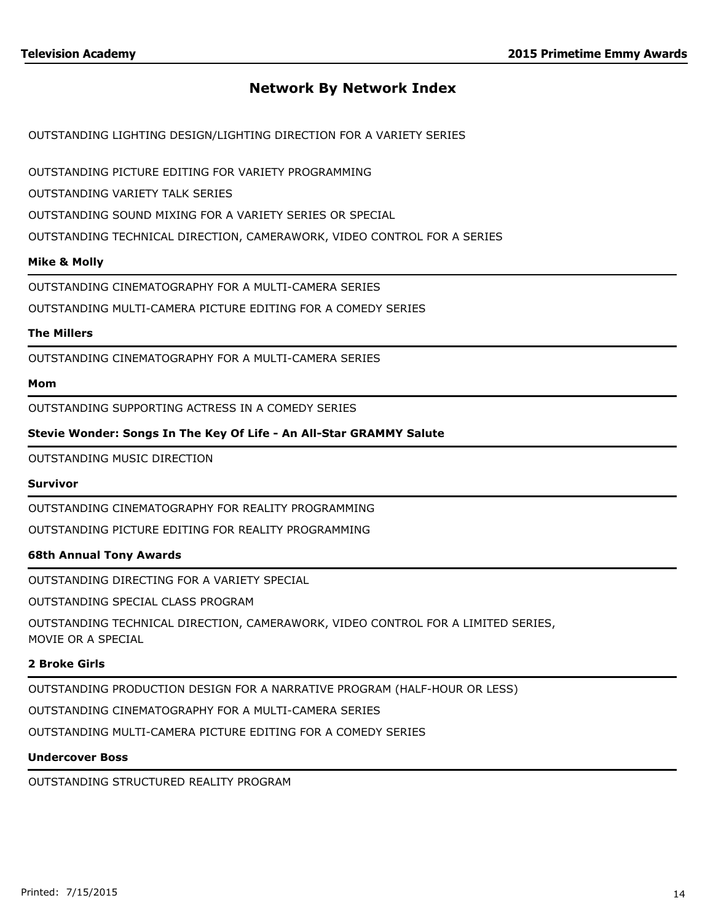## Network By Network Index

OUTSTANDING LIGHTING DESIGN/LIGHTING DIRECTION FOR A VARIETY SERIES

OUTSTANDING PICTURE EDITING FOR VARIETY PROGRAMMING

OUTSTANDING VARIETY TALK SERIES

OUTSTANDING SOUND MIXING FOR A VARIETY SERIES OR SPECIAL

OUTSTANDING TECHNICAL DIRECTION, CAMERAWORK, VIDEO CONTROL FOR A SERIES

**Mike & Molly**

OUTSTANDING CINEMATOGRAPHY FOR A MULTI-CAMERA SERIES

OUTSTANDING MULTI-CAMERA PICTURE EDITING FOR A COMEDY SERIES

**The Millers**

OUTSTANDING CINEMATOGRAPHY FOR A MULTI-CAMERA SERIES

**Mom**

OUTSTANDING SUPPORTING ACTRESS IN A COMEDY SERIES

**Stevie Wonder: Songs In The Key Of Life - An All-Star GRAMMY Salute**

OUTSTANDING MUSIC DIRECTION

**Survivor**

OUTSTANDING CINEMATOGRAPHY FOR REALITY PROGRAMMING

OUTSTANDING PICTURE EDITING FOR REALITY PROGRAMMING

**68th Annual Tony Awards**

OUTSTANDING DIRECTING FOR A VARIETY SPECIAL

OUTSTANDING SPECIAL CLASS PROGRAM

OUTSTANDING TECHNICAL DIRECTION, CAMERAWORK, VIDEO CONTROL FOR A LIMITED SERIES, MOVIE OR A SPECIAL

**2 Broke Girls**

OUTSTANDING PRODUCTION DESIGN FOR A NARRATIVE PROGRAM (HALF-HOUR OR LESS)

OUTSTANDING CINEMATOGRAPHY FOR A MULTI-CAMERA SERIES

OUTSTANDING MULTI-CAMERA PICTURE EDITING FOR A COMEDY SERIES

**Undercover Boss**

OUTSTANDING STRUCTURED REALITY PROGRAM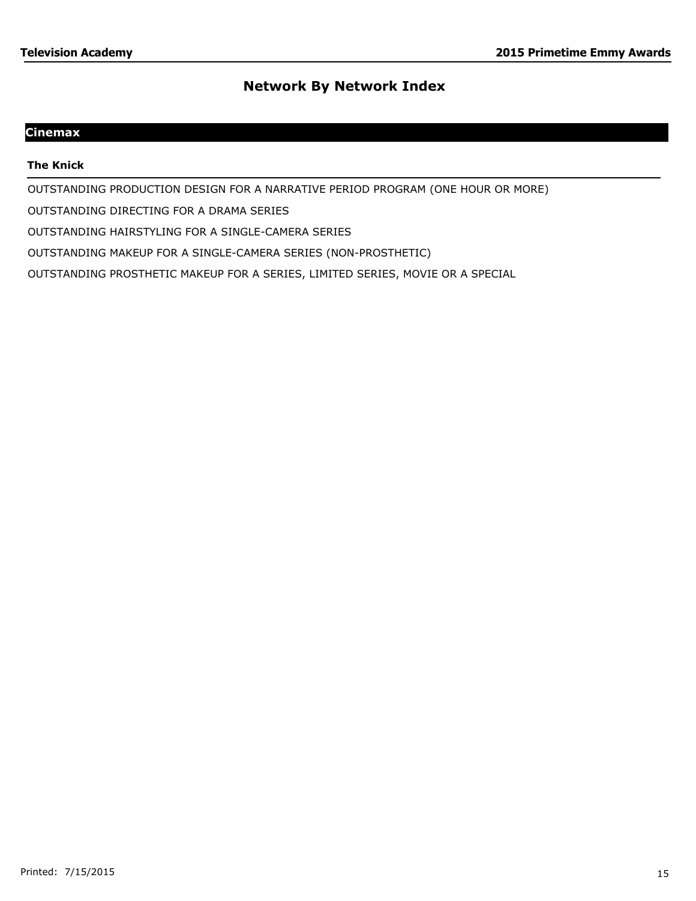# Network By Network Index

## Cinemax

### The Knick

OUTSTANDING PRODUCTION DESIGN FOR A NARRATIVE PERIOD PROGRAM (ONE HOUR OR MORE)

OUTSTANDING DIRECTING FOR A DRAMA SERIES

OUTSTANDING HAIRSTYLING FOR A SINGLE-CAMERA SERIES

OUTSTANDING MAKEUP FOR A SINGLE-CAMERA SERIES (NON-PROSTHETIC)

OUTSTANDING PROSTHETIC MAKEUP FOR A SERIES, LIMITED SERIES, MOVIE OR A SPECIAL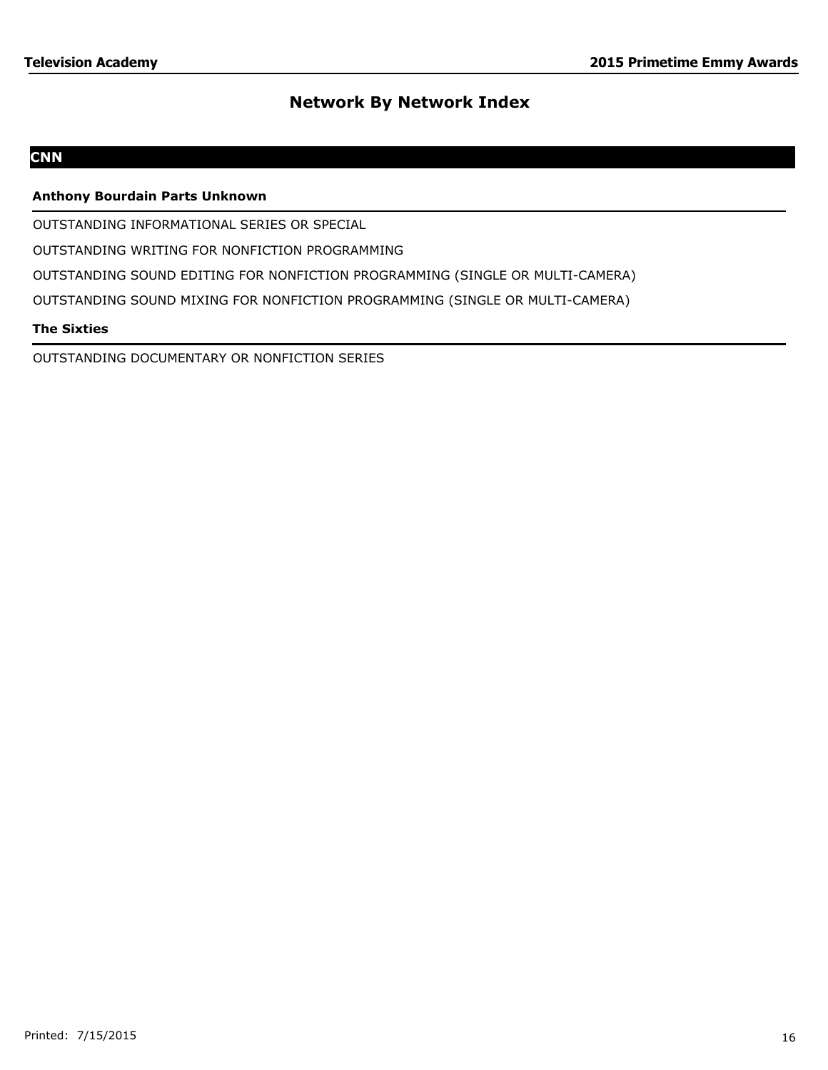# Network By Network Index

## CNN

### Anthony Bourdain Parts Unknown

OUTSTANDING INFORMATIONAL SERIES OR SPECIAL

OUTSTANDING WRITING FOR NONFICTION PROGRAMMING

OUTSTANDING SOUND EDITING FOR NONFICTION PROGRAMMING (SINGLE OR MULTI-CAMERA)

OUTSTANDING SOUND MIXING FOR NONFICTION PROGRAMMING (SINGLE OR MULTI-CAMERA)

### The Sixties

OUTSTANDING DOCUMENTARY OR NONFICTION SERIES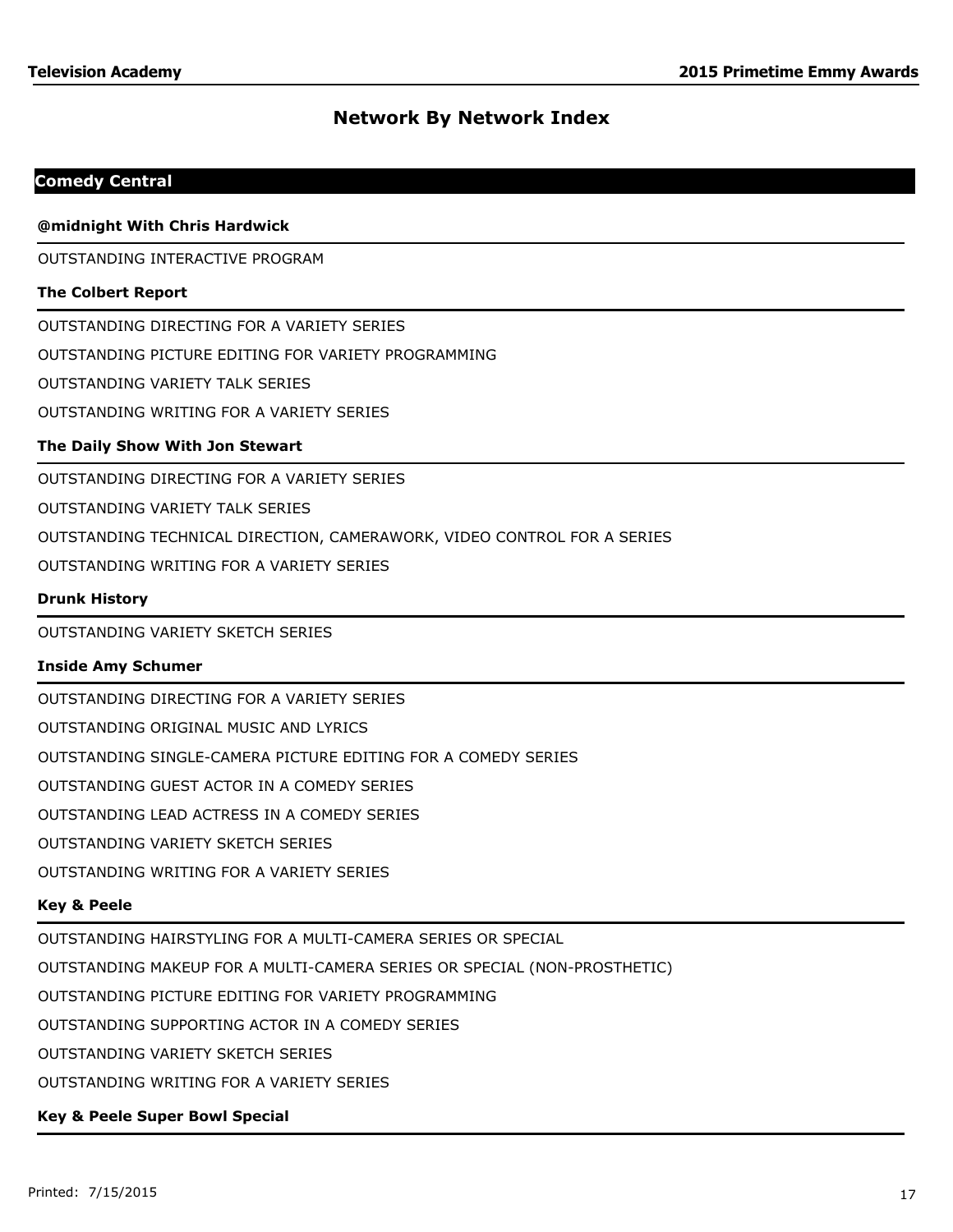## Network By Network Index

### Comedy Central

**@midnight With Chris Hardwick**

OUTSTANDING INTERACTIVE PROGRAM

**The Colbert Report**

OUTSTANDING DIRECTING FOR A VARIETY SERIES

OUTSTANDING PICTURE EDITING FOR VARIETY PROGRAMMING

OUTSTANDING VARIETY TALK SERIES

OUTSTANDING WRITING FOR A VARIETY SERIES

**The Daily Show With Jon Stewart**

OUTSTANDING DIRECTING FOR A VARIETY SERIES

OUTSTANDING VARIETY TALK SERIES

OUTSTANDING TECHNICAL DIRECTION, CAMERAWORK, VIDEO CONTROL FOR A SERIES

OUTSTANDING WRITING FOR A VARIETY SERIES

**Drunk History**

OUTSTANDING VARIETY SKETCH SERIES

**Inside Amy Schumer**

OUTSTANDING DIRECTING FOR A VARIETY SERIES

OUTSTANDING ORIGINAL MUSIC AND LYRICS

OUTSTANDING SINGLE-CAMERA PICTURE EDITING FOR A COMEDY SERIES

OUTSTANDING GUEST ACTOR IN A COMEDY SERIES

OUTSTANDING LEAD ACTRESS IN A COMEDY SERIES

OUTSTANDING VARIETY SKETCH SERIES

OUTSTANDING WRITING FOR A VARIETY SERIES

**Key & Peele**

OUTSTANDING HAIRSTYLING FOR A MULTI-CAMERA SERIES OR SPECIAL

OUTSTANDING MAKEUP FOR A MULTI-CAMERA SERIES OR SPECIAL (NON-PROSTHETIC)

OUTSTANDING PICTURE EDITING FOR VARIETY PROGRAMMING

OUTSTANDING SUPPORTING ACTOR IN A COMEDY SERIES

OUTSTANDING VARIETY SKETCH SERIES

OUTSTANDING WRITING FOR A VARIETY SERIES

**Key & Peele Super Bowl Special**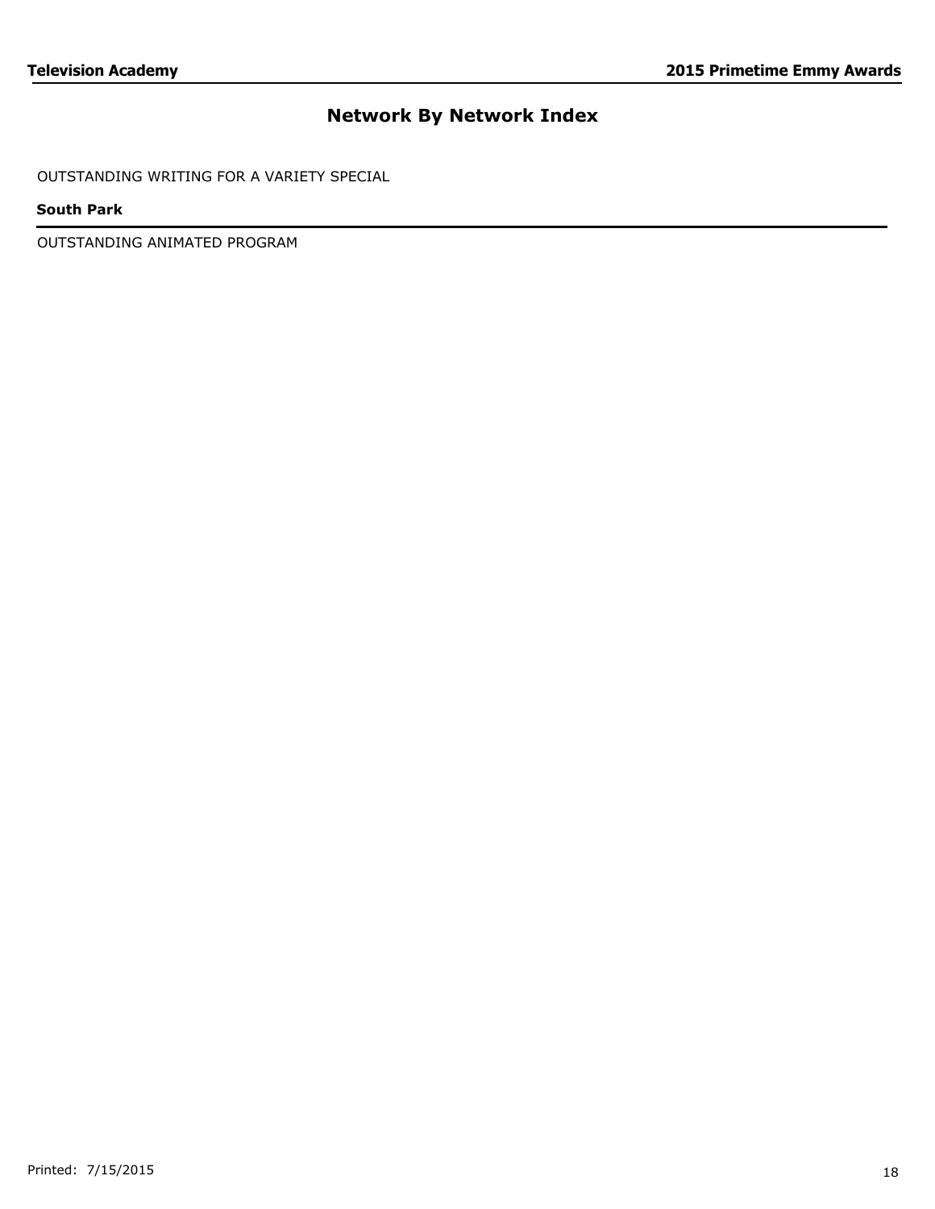## Network By Network Index

OUTSTANDING WRITING FOR A VARIETY SPECIAL

**South Park**

---

OUTSTANDING ANIMATED PROGRAM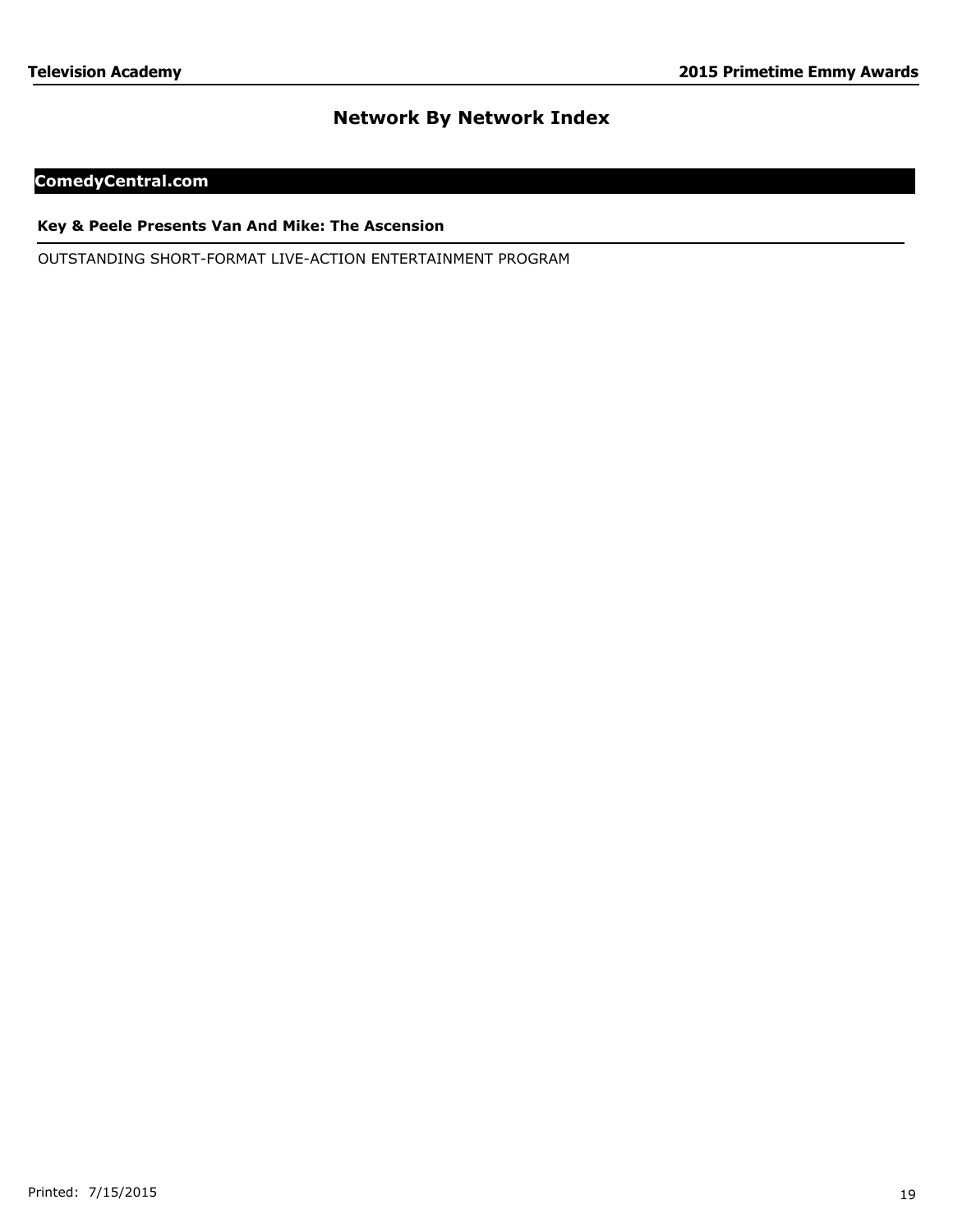# Network By Network Index

## ComedyCentral.com

### Key & Peele Presents Van And Mike: The Ascension

OUTSTANDING SHORT-FORMAT LIVE-ACTION ENTERTAINMENT PROGRAM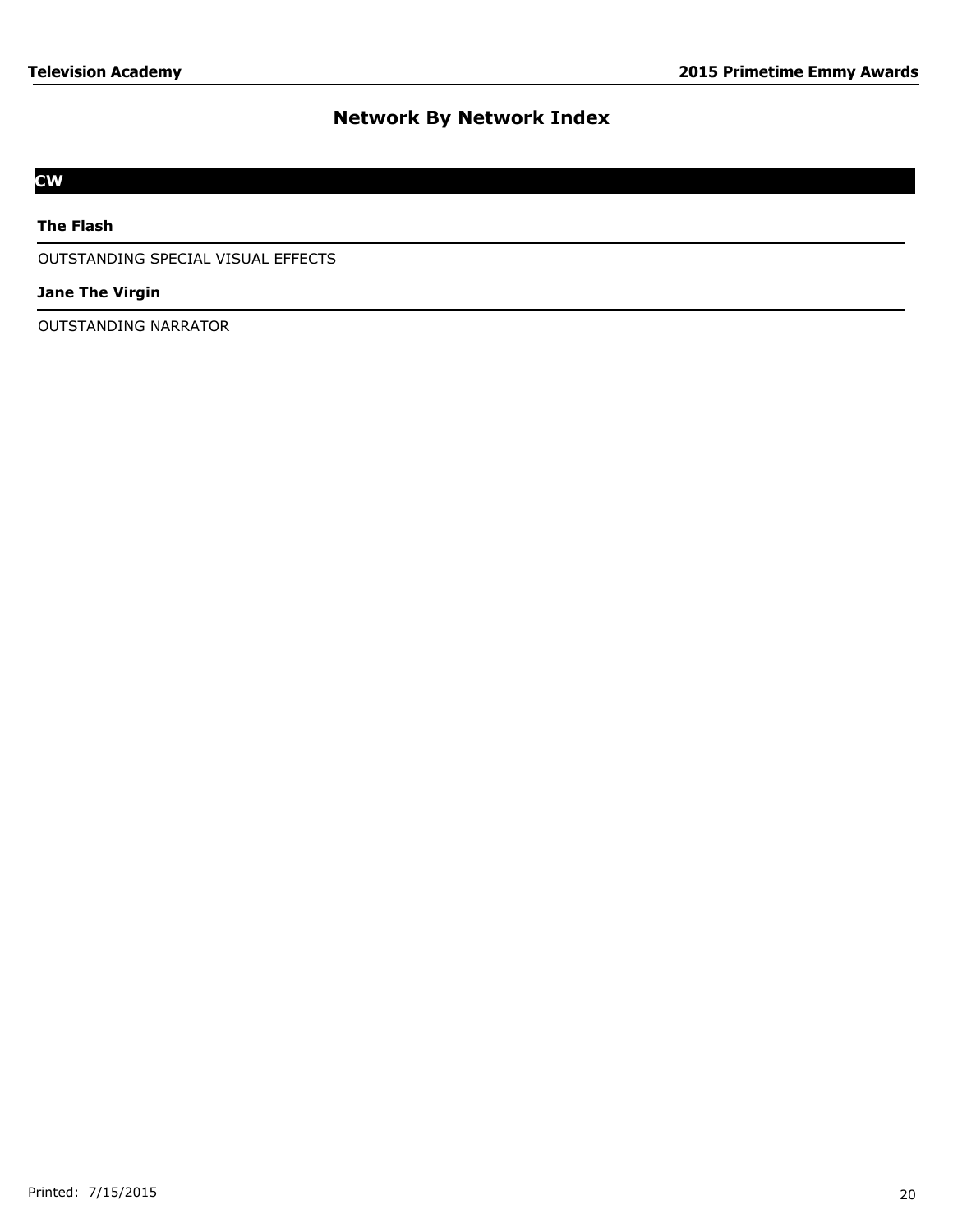# Network By Network Index

## CW

### The Flash

OUTSTANDING SPECIAL VISUAL EFFECTS

### Jane The Virgin

OUTSTANDING NARRATOR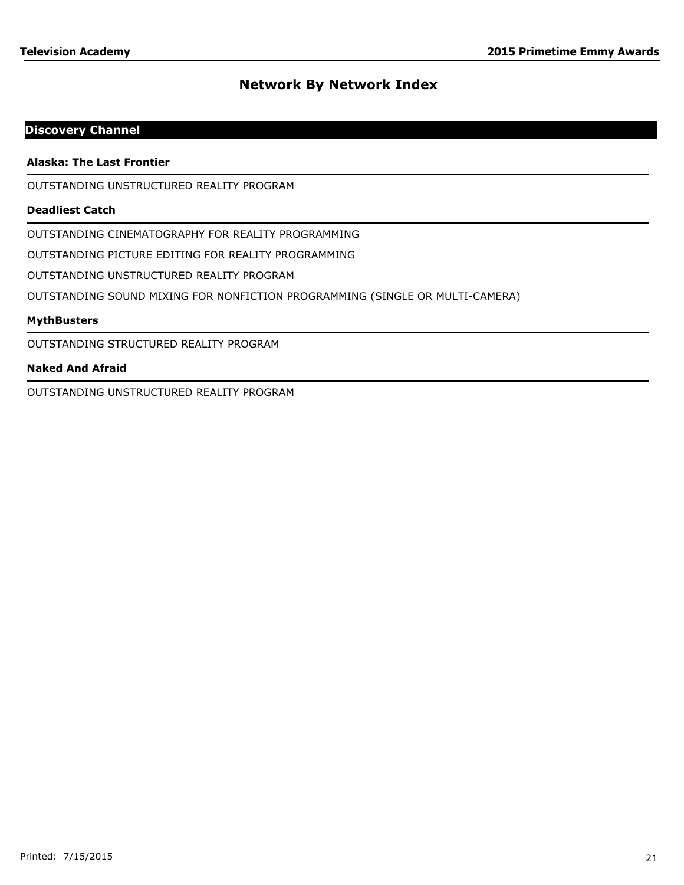# Network By Network Index

## Discovery Channel

### Alaska: The Last Frontier

OUTSTANDING UNSTRUCTURED REALITY PROGRAM

### Deadliest Catch

OUTSTANDING CINEMATOGRAPHY FOR REALITY PROGRAMMING

OUTSTANDING PICTURE EDITING FOR REALITY PROGRAMMING

OUTSTANDING UNSTRUCTURED REALITY PROGRAM

OUTSTANDING SOUND MIXING FOR NONFICTION PROGRAMMING (SINGLE OR MULTI-CAMERA)

### MythBusters

OUTSTANDING STRUCTURED REALITY PROGRAM

### Naked And Afraid

OUTSTANDING UNSTRUCTURED REALITY PROGRAM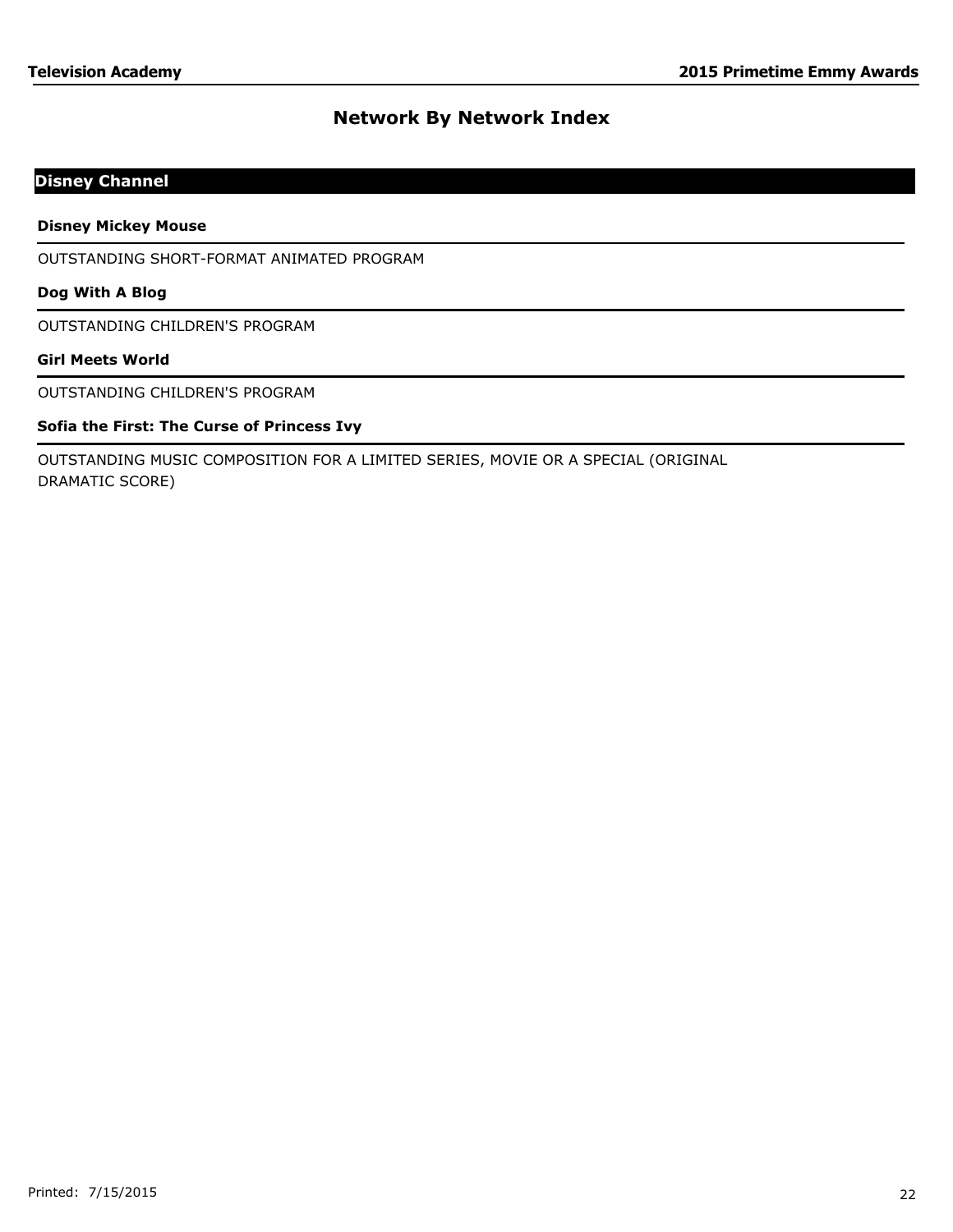# Network By Network Index

## Disney Channel

**Disney Mickey Mouse**

OUTSTANDING SHORT-FORMAT ANIMATED PROGRAM

**Dog With A Blog**

OUTSTANDING CHILDREN'S PROGRAM

**Girl Meets World**

OUTSTANDING CHILDREN'S PROGRAM

**Sofia the First: The Curse of Princess Ivy**

OUTSTANDING MUSIC COMPOSITION FOR A LIMITED SERIES, MOVIE OR A SPECIAL (ORIGINAL DRAMATIC SCORE)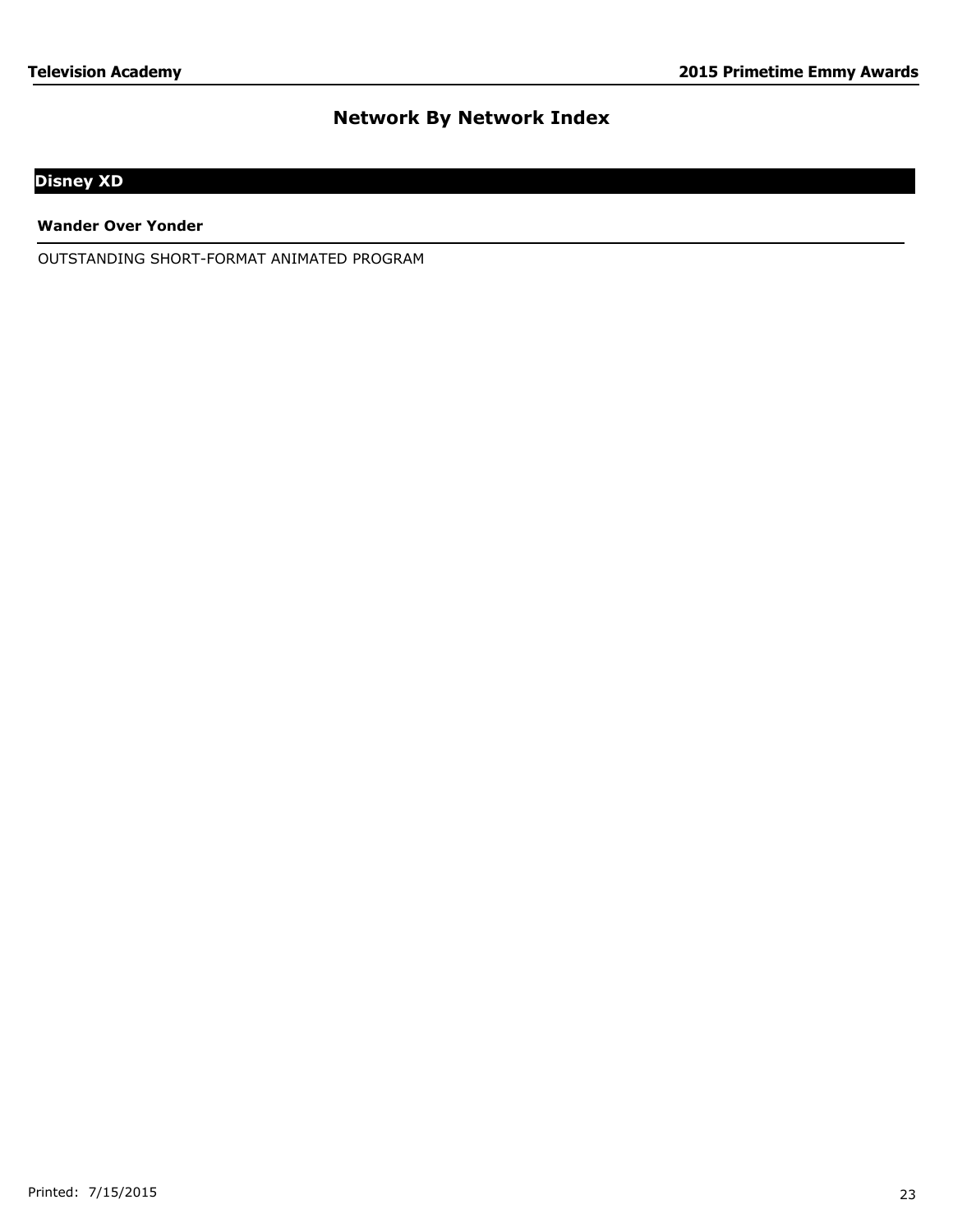# Network By Network Index

## Disney XD

### Wander Over Yonder

OUTSTANDING SHORT-FORMAT ANIMATED PROGRAM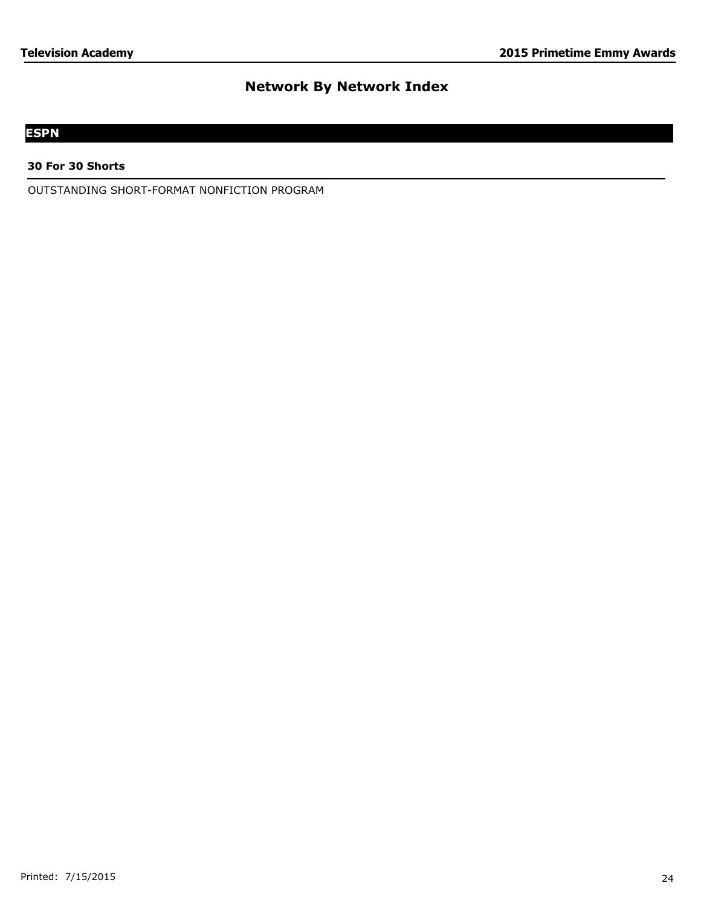# Network By Network Index

## ESPN

### 30 For 30 Shorts

OUTSTANDING SHORT-FORMAT NONFICTION PROGRAM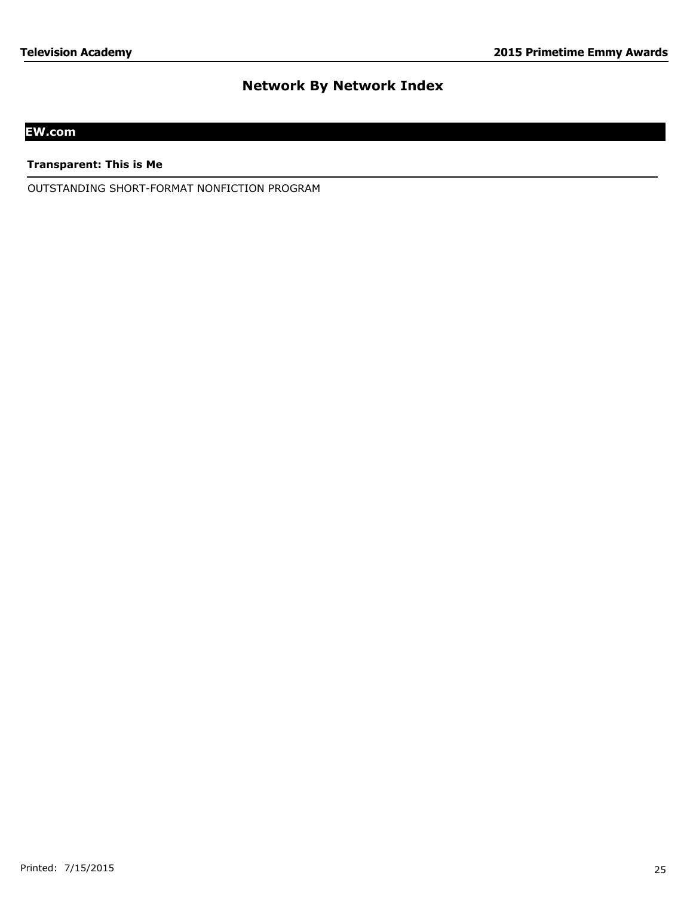# Network By Network Index

## EW.com

**Transparent: This is Me**

OUTSTANDING SHORT-FORMAT NONFICTION PROGRAM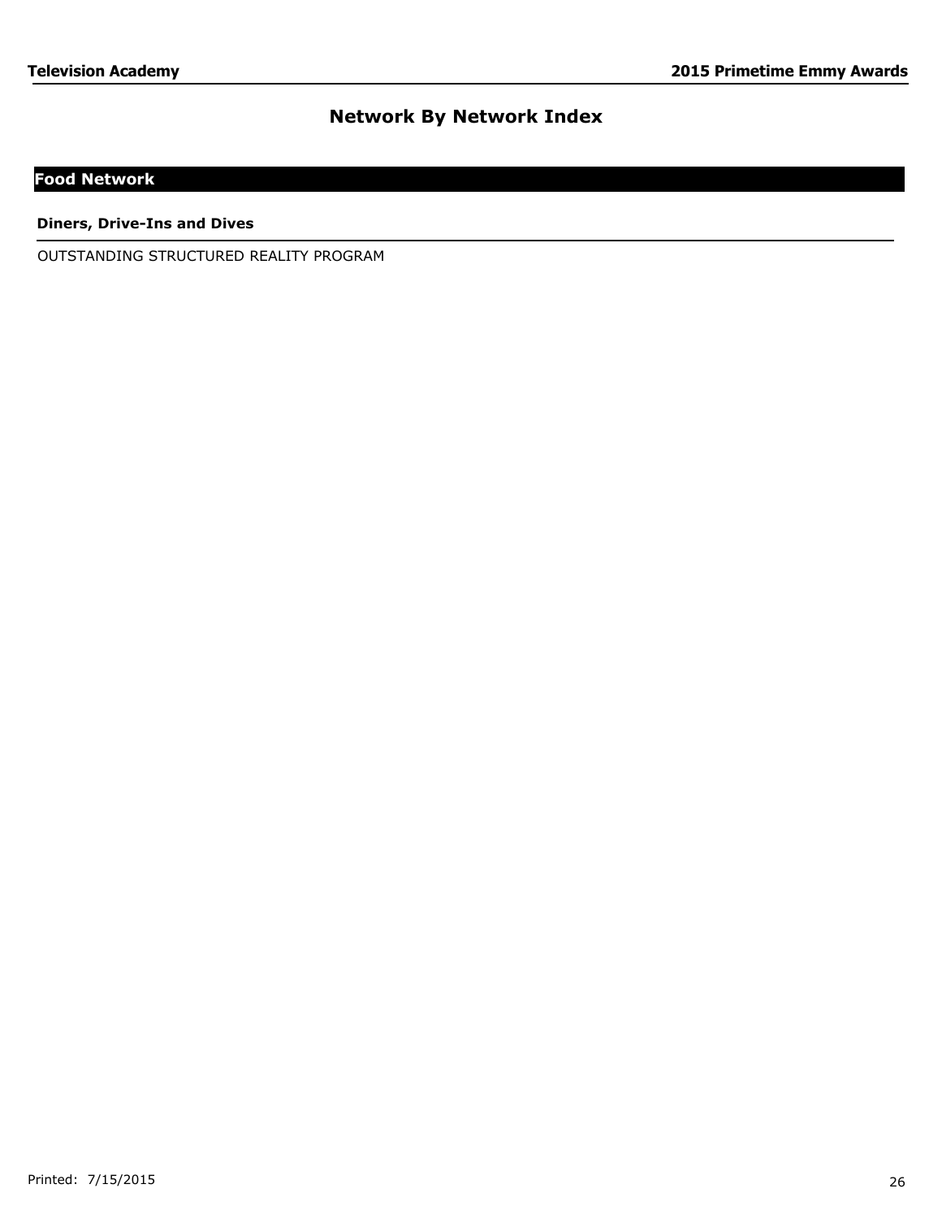# Network By Network Index

## Food Network

### Diners, Drive-Ins and Dives

OUTSTANDING STRUCTURED REALITY PROGRAM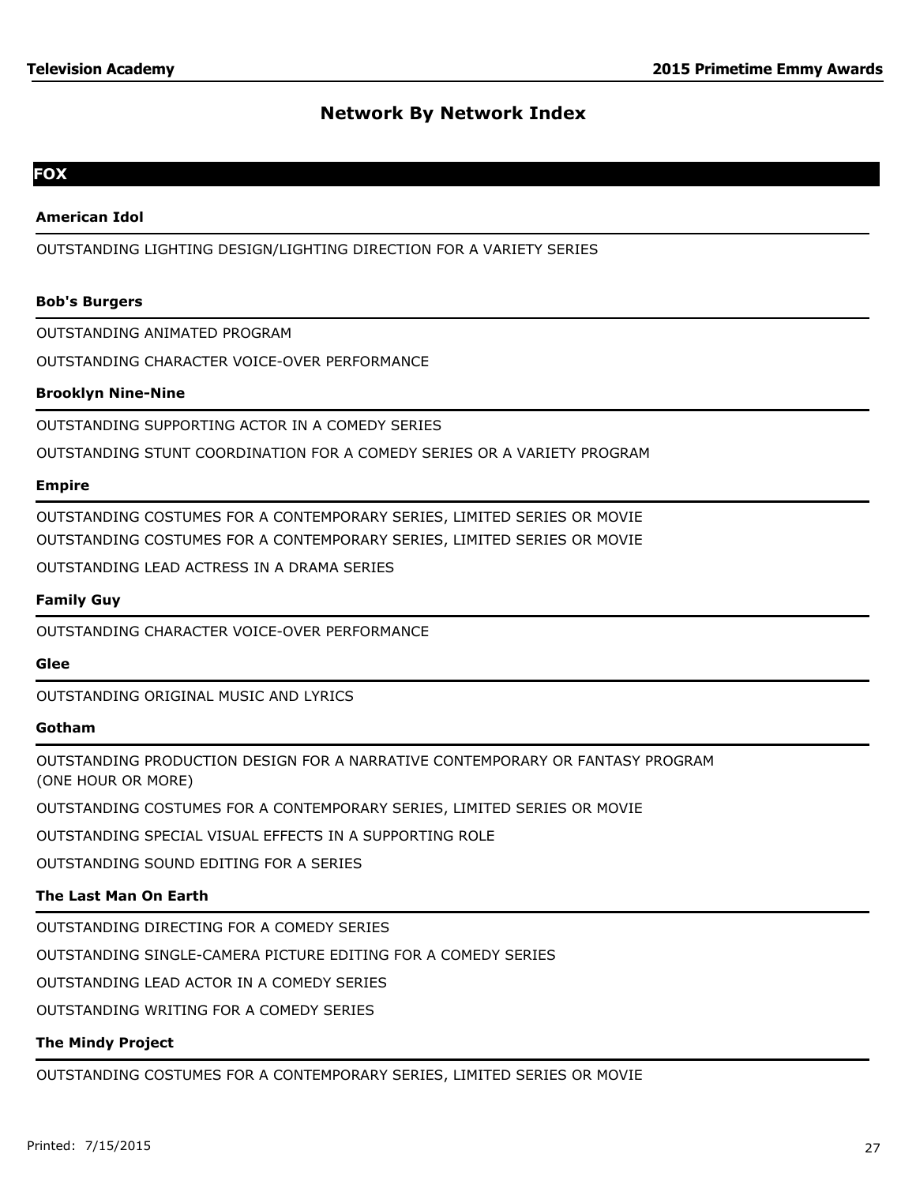# Network By Network Index

## FOX

### American Idol

OUTSTANDING LIGHTING DESIGN/LIGHTING DIRECTION FOR A VARIETY SERIES

### Bob's Burgers

OUTSTANDING ANIMATED PROGRAM

OUTSTANDING CHARACTER VOICE-OVER PERFORMANCE

### Brooklyn Nine-Nine

OUTSTANDING SUPPORTING ACTOR IN A COMEDY SERIES

OUTSTANDING STUNT COORDINATION FOR A COMEDY SERIES OR A VARIETY PROGRAM

### Empire

OUTSTANDING COSTUMES FOR A CONTEMPORARY SERIES, LIMITED SERIES OR MOVIE

OUTSTANDING COSTUMES FOR A CONTEMPORARY SERIES, LIMITED SERIES OR MOVIE

OUTSTANDING LEAD ACTRESS IN A DRAMA SERIES

### Family Guy

OUTSTANDING CHARACTER VOICE-OVER PERFORMANCE

### Glee

OUTSTANDING ORIGINAL MUSIC AND LYRICS

### Gotham

OUTSTANDING PRODUCTION DESIGN FOR A NARRATIVE CONTEMPORARY OR FANTASY PROGRAM (ONE HOUR OR MORE)

OUTSTANDING COSTUMES FOR A CONTEMPORARY SERIES, LIMITED SERIES OR MOVIE

OUTSTANDING SPECIAL VISUAL EFFECTS IN A SUPPORTING ROLE

OUTSTANDING SOUND EDITING FOR A SERIES

### The Last Man On Earth

OUTSTANDING DIRECTING FOR A COMEDY SERIES

OUTSTANDING SINGLE-CAMERA PICTURE EDITING FOR A COMEDY SERIES

OUTSTANDING LEAD ACTOR IN A COMEDY SERIES

OUTSTANDING WRITING FOR A COMEDY SERIES

### The Mindy Project

OUTSTANDING COSTUMES FOR A CONTEMPORARY SERIES, LIMITED SERIES OR MOVIE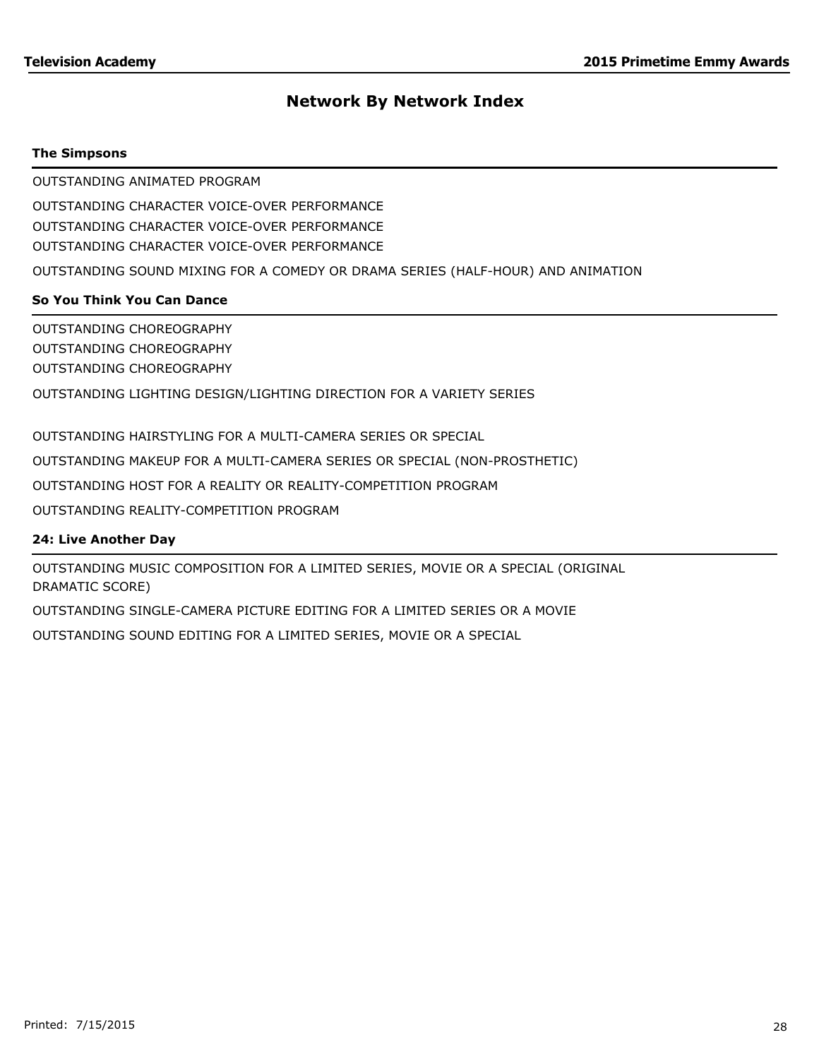## Network By Network Index

### The Simpsons

OUTSTANDING ANIMATED PROGRAM

OUTSTANDING CHARACTER VOICE-OVER PERFORMANCE
OUTSTANDING CHARACTER VOICE-OVER PERFORMANCE
OUTSTANDING CHARACTER VOICE-OVER PERFORMANCE

OUTSTANDING SOUND MIXING FOR A COMEDY OR DRAMA SERIES (HALF-HOUR) AND ANIMATION

### So You Think You Can Dance

OUTSTANDING CHOREOGRAPHY
OUTSTANDING CHOREOGRAPHY
OUTSTANDING CHOREOGRAPHY

OUTSTANDING LIGHTING DESIGN/LIGHTING DIRECTION FOR A VARIETY SERIES

OUTSTANDING HAIRSTYLING FOR A MULTI-CAMERA SERIES OR SPECIAL

OUTSTANDING MAKEUP FOR A MULTI-CAMERA SERIES OR SPECIAL (NON-PROSTHETIC)

OUTSTANDING HOST FOR A REALITY OR REALITY-COMPETITION PROGRAM

OUTSTANDING REALITY-COMPETITION PROGRAM

### 24: Live Another Day

OUTSTANDING MUSIC COMPOSITION FOR A LIMITED SERIES, MOVIE OR A SPECIAL (ORIGINAL DRAMATIC SCORE)

OUTSTANDING SINGLE-CAMERA PICTURE EDITING FOR A LIMITED SERIES OR A MOVIE

OUTSTANDING SOUND EDITING FOR A LIMITED SERIES, MOVIE OR A SPECIAL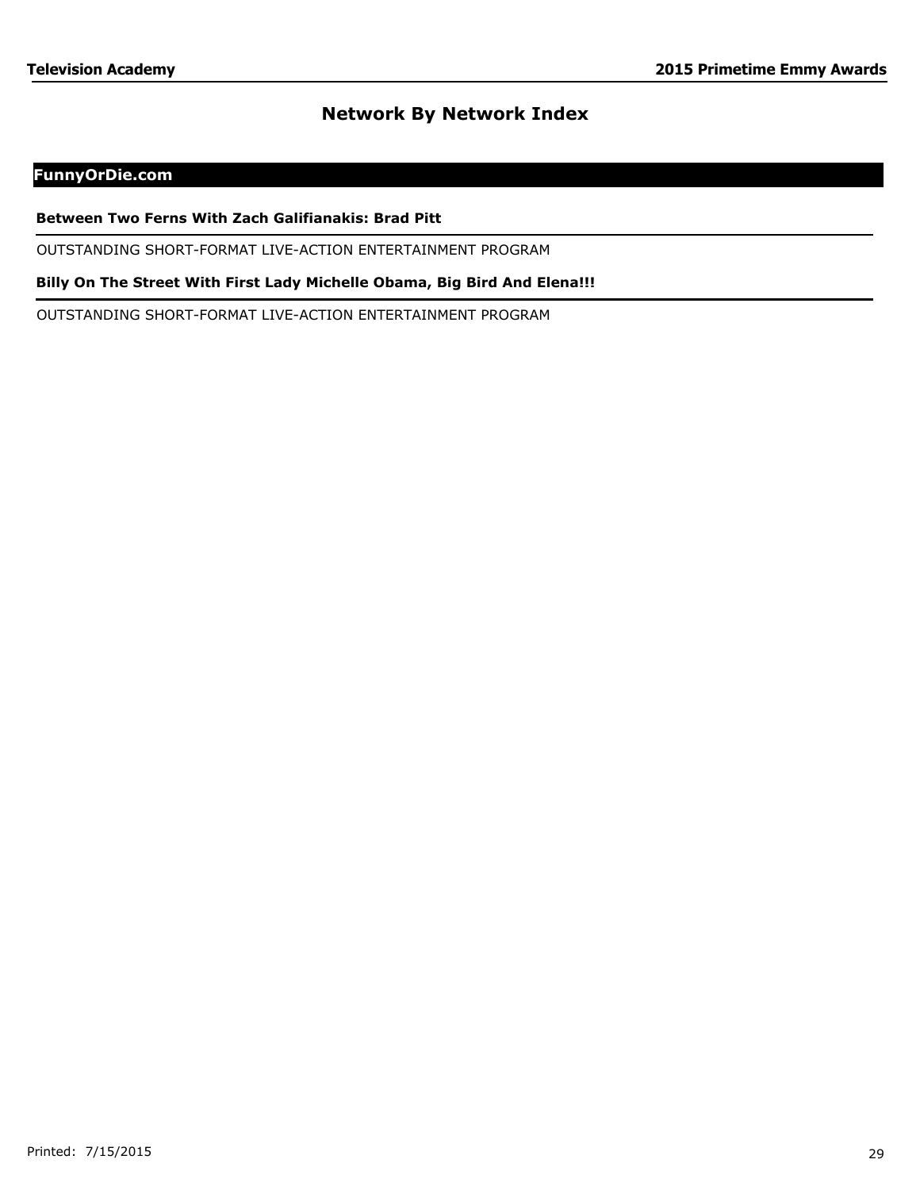## Network By Network Index

### FunnyOrDie.com

**Between Two Ferns With Zach Galifianakis: Brad Pitt**

OUTSTANDING SHORT-FORMAT LIVE-ACTION ENTERTAINMENT PROGRAM

**Billy On The Street With First Lady Michelle Obama, Big Bird And Elena!!!**

OUTSTANDING SHORT-FORMAT LIVE-ACTION ENTERTAINMENT PROGRAM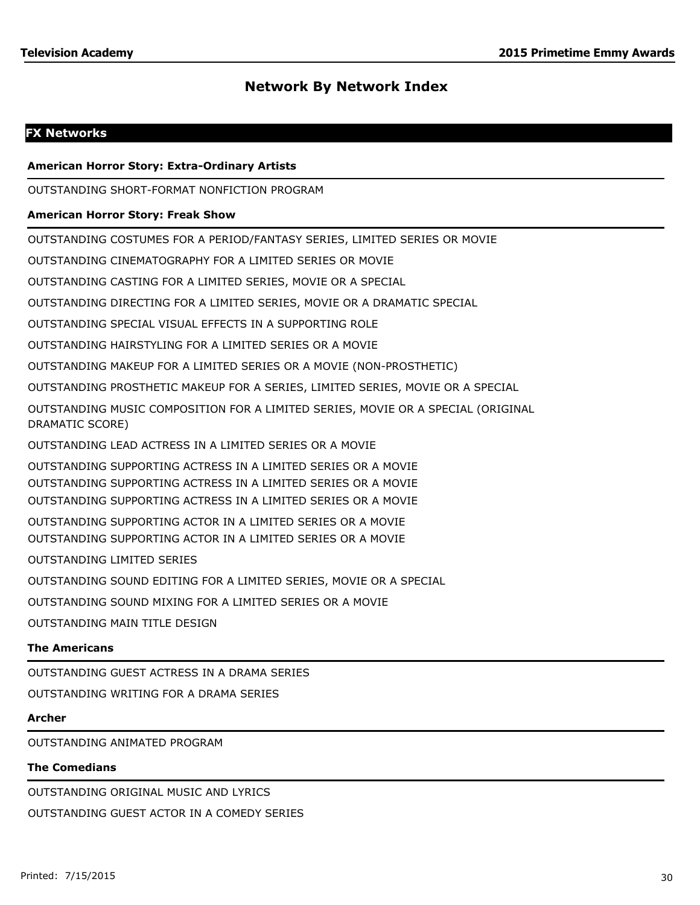## Network By Network Index

### FX Networks

**American Horror Story: Extra-Ordinary Artists**

OUTSTANDING SHORT-FORMAT NONFICTION PROGRAM

**American Horror Story: Freak Show**

OUTSTANDING COSTUMES FOR A PERIOD/FANTASY SERIES, LIMITED SERIES OR MOVIE

OUTSTANDING CINEMATOGRAPHY FOR A LIMITED SERIES OR MOVIE

OUTSTANDING CASTING FOR A LIMITED SERIES, MOVIE OR A SPECIAL

OUTSTANDING DIRECTING FOR A LIMITED SERIES, MOVIE OR A DRAMATIC SPECIAL

OUTSTANDING SPECIAL VISUAL EFFECTS IN A SUPPORTING ROLE

OUTSTANDING HAIRSTYLING FOR A LIMITED SERIES OR A MOVIE

OUTSTANDING MAKEUP FOR A LIMITED SERIES OR A MOVIE (NON-PROSTHETIC)

OUTSTANDING PROSTHETIC MAKEUP FOR A SERIES, LIMITED SERIES, MOVIE OR A SPECIAL

OUTSTANDING MUSIC COMPOSITION FOR A LIMITED SERIES, MOVIE OR A SPECIAL (ORIGINAL DRAMATIC SCORE)

OUTSTANDING LEAD ACTRESS IN A LIMITED SERIES OR A MOVIE

OUTSTANDING SUPPORTING ACTRESS IN A LIMITED SERIES OR A MOVIE
OUTSTANDING SUPPORTING ACTRESS IN A LIMITED SERIES OR A MOVIE
OUTSTANDING SUPPORTING ACTRESS IN A LIMITED SERIES OR A MOVIE

OUTSTANDING SUPPORTING ACTOR IN A LIMITED SERIES OR A MOVIE
OUTSTANDING SUPPORTING ACTOR IN A LIMITED SERIES OR A MOVIE

OUTSTANDING LIMITED SERIES

OUTSTANDING SOUND EDITING FOR A LIMITED SERIES, MOVIE OR A SPECIAL

OUTSTANDING SOUND MIXING FOR A LIMITED SERIES OR A MOVIE

OUTSTANDING MAIN TITLE DESIGN

**The Americans**

OUTSTANDING GUEST ACTRESS IN A DRAMA SERIES

OUTSTANDING WRITING FOR A DRAMA SERIES

**Archer**

OUTSTANDING ANIMATED PROGRAM

**The Comedians**

OUTSTANDING ORIGINAL MUSIC AND LYRICS

OUTSTANDING GUEST ACTOR IN A COMEDY SERIES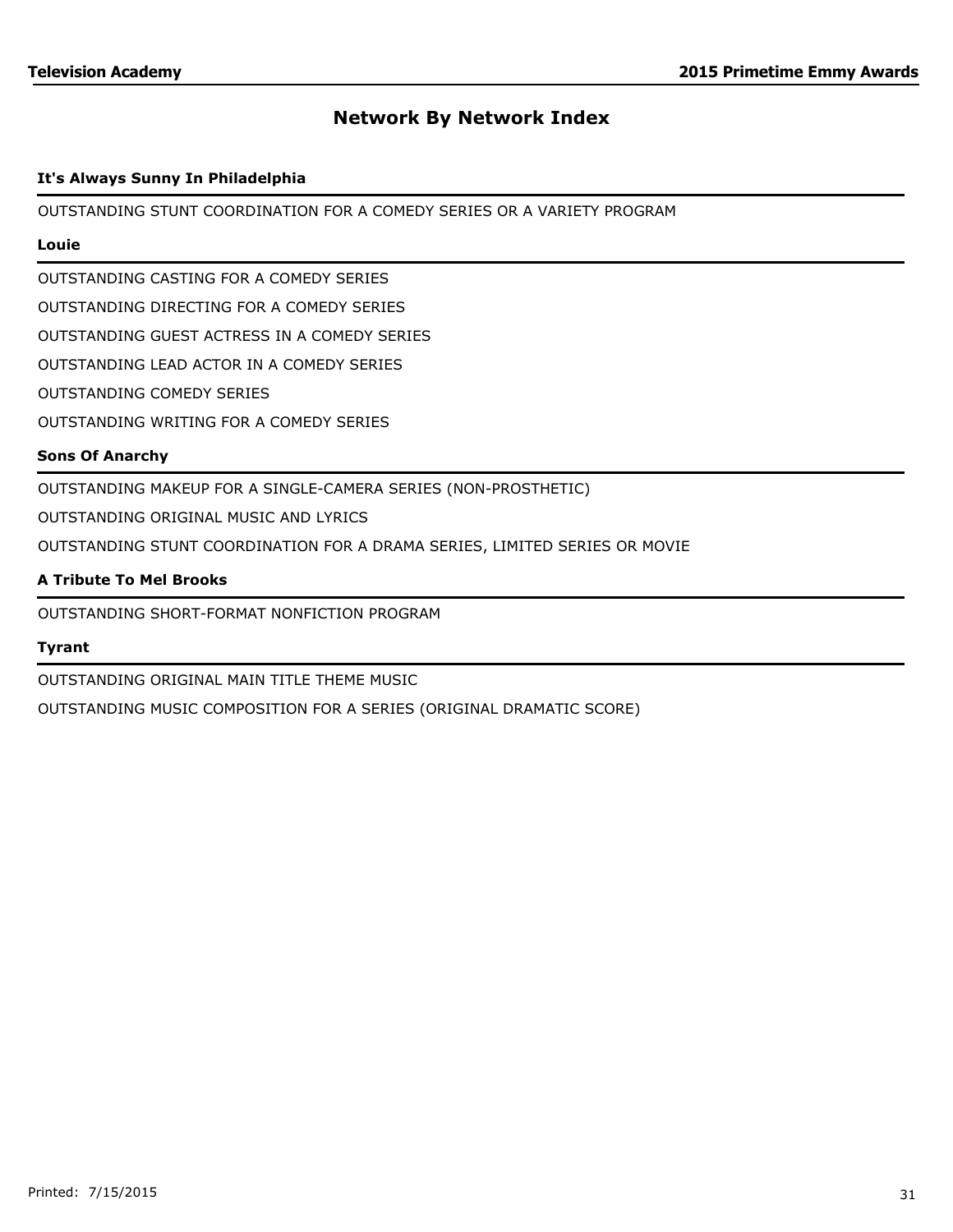## Network By Network Index

**It's Always Sunny In Philadelphia**

OUTSTANDING STUNT COORDINATION FOR A COMEDY SERIES OR A VARIETY PROGRAM

**Louie**

OUTSTANDING CASTING FOR A COMEDY SERIES

OUTSTANDING DIRECTING FOR A COMEDY SERIES

OUTSTANDING GUEST ACTRESS IN A COMEDY SERIES

OUTSTANDING LEAD ACTOR IN A COMEDY SERIES

OUTSTANDING COMEDY SERIES

OUTSTANDING WRITING FOR A COMEDY SERIES

**Sons Of Anarchy**

OUTSTANDING MAKEUP FOR A SINGLE-CAMERA SERIES (NON-PROSTHETIC)

OUTSTANDING ORIGINAL MUSIC AND LYRICS

OUTSTANDING STUNT COORDINATION FOR A DRAMA SERIES, LIMITED SERIES OR MOVIE

**A Tribute To Mel Brooks**

OUTSTANDING SHORT-FORMAT NONFICTION PROGRAM

**Tyrant**

OUTSTANDING ORIGINAL MAIN TITLE THEME MUSIC

OUTSTANDING MUSIC COMPOSITION FOR A SERIES (ORIGINAL DRAMATIC SCORE)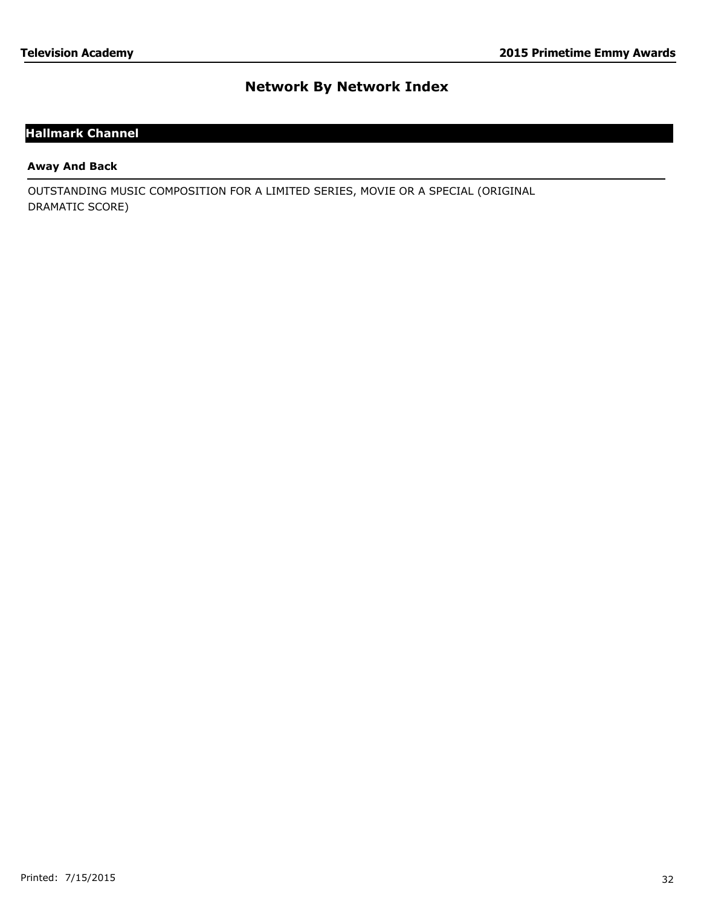## Network By Network Index

### Hallmark Channel

**Away And Back**

OUTSTANDING MUSIC COMPOSITION FOR A LIMITED SERIES, MOVIE OR A SPECIAL (ORIGINAL DRAMATIC SCORE)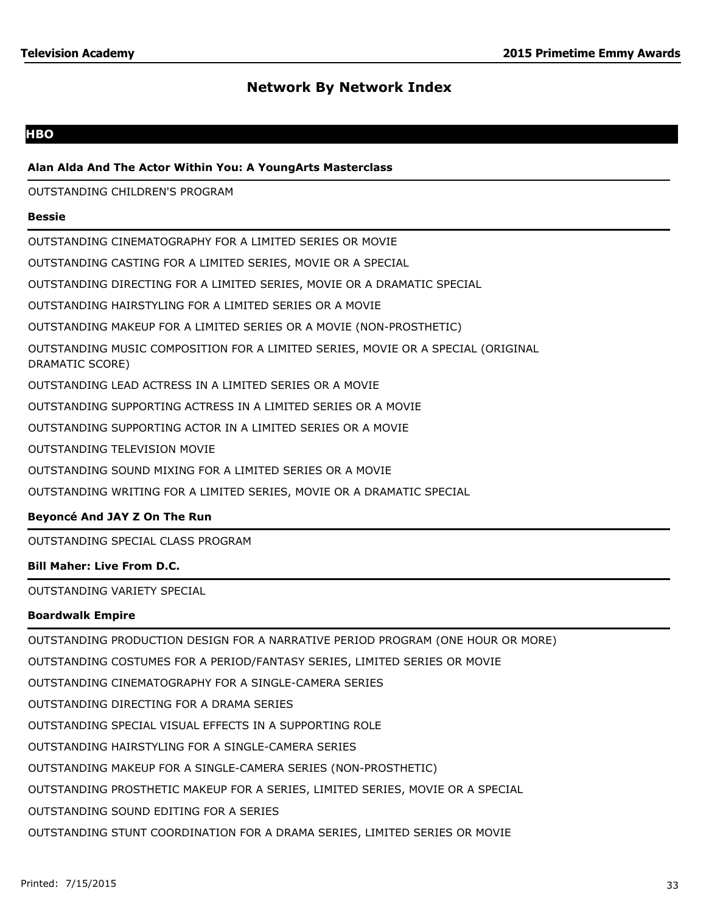## Network By Network Index

### HBO

**Alan Alda And The Actor Within You: A YoungArts Masterclass**

OUTSTANDING CHILDREN'S PROGRAM

**Bessie**

OUTSTANDING CINEMATOGRAPHY FOR A LIMITED SERIES OR MOVIE

OUTSTANDING CASTING FOR A LIMITED SERIES, MOVIE OR A SPECIAL

OUTSTANDING DIRECTING FOR A LIMITED SERIES, MOVIE OR A DRAMATIC SPECIAL

OUTSTANDING HAIRSTYLING FOR A LIMITED SERIES OR A MOVIE

OUTSTANDING MAKEUP FOR A LIMITED SERIES OR A MOVIE (NON-PROSTHETIC)

OUTSTANDING MUSIC COMPOSITION FOR A LIMITED SERIES, MOVIE OR A SPECIAL (ORIGINAL DRAMATIC SCORE)

OUTSTANDING LEAD ACTRESS IN A LIMITED SERIES OR A MOVIE

OUTSTANDING SUPPORTING ACTRESS IN A LIMITED SERIES OR A MOVIE

OUTSTANDING SUPPORTING ACTOR IN A LIMITED SERIES OR A MOVIE

OUTSTANDING TELEVISION MOVIE

OUTSTANDING SOUND MIXING FOR A LIMITED SERIES OR A MOVIE

OUTSTANDING WRITING FOR A LIMITED SERIES, MOVIE OR A DRAMATIC SPECIAL

**Beyoncé And JAY Z On The Run**

OUTSTANDING SPECIAL CLASS PROGRAM

**Bill Maher: Live From D.C.**

OUTSTANDING VARIETY SPECIAL

**Boardwalk Empire**

OUTSTANDING PRODUCTION DESIGN FOR A NARRATIVE PERIOD PROGRAM (ONE HOUR OR MORE)

OUTSTANDING COSTUMES FOR A PERIOD/FANTASY SERIES, LIMITED SERIES OR MOVIE

OUTSTANDING CINEMATOGRAPHY FOR A SINGLE-CAMERA SERIES

OUTSTANDING DIRECTING FOR A DRAMA SERIES

OUTSTANDING SPECIAL VISUAL EFFECTS IN A SUPPORTING ROLE

OUTSTANDING HAIRSTYLING FOR A SINGLE-CAMERA SERIES

OUTSTANDING MAKEUP FOR A SINGLE-CAMERA SERIES (NON-PROSTHETIC)

OUTSTANDING PROSTHETIC MAKEUP FOR A SERIES, LIMITED SERIES, MOVIE OR A SPECIAL

OUTSTANDING SOUND EDITING FOR A SERIES

OUTSTANDING STUNT COORDINATION FOR A DRAMA SERIES, LIMITED SERIES OR MOVIE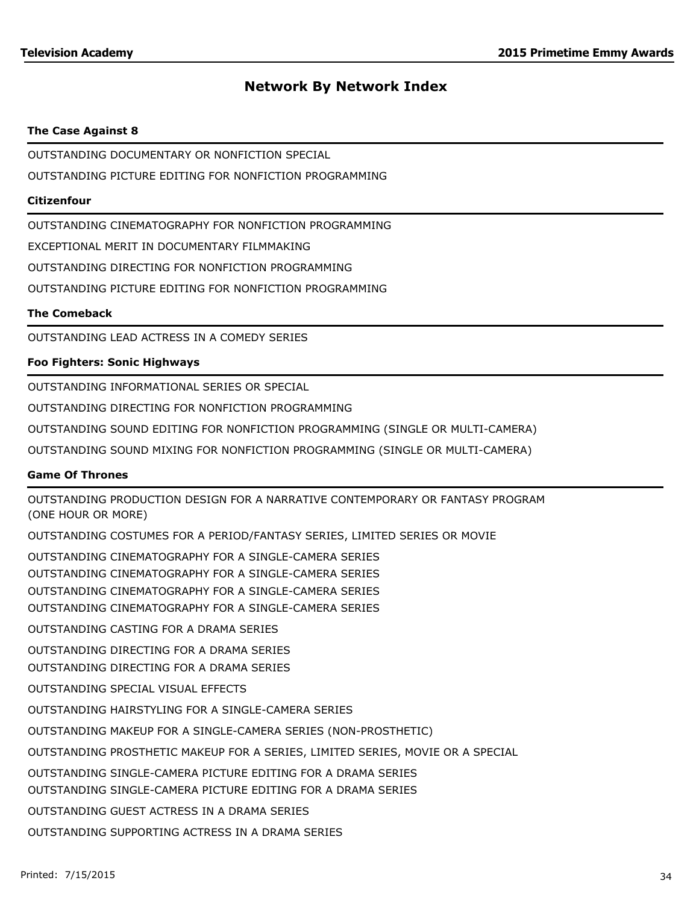## Network By Network Index

### The Case Against 8

OUTSTANDING DOCUMENTARY OR NONFICTION SPECIAL

OUTSTANDING PICTURE EDITING FOR NONFICTION PROGRAMMING

### Citizenfour

OUTSTANDING CINEMATOGRAPHY FOR NONFICTION PROGRAMMING

EXCEPTIONAL MERIT IN DOCUMENTARY FILMMAKING

OUTSTANDING DIRECTING FOR NONFICTION PROGRAMMING

OUTSTANDING PICTURE EDITING FOR NONFICTION PROGRAMMING

### The Comeback

OUTSTANDING LEAD ACTRESS IN A COMEDY SERIES

### Foo Fighters: Sonic Highways

OUTSTANDING INFORMATIONAL SERIES OR SPECIAL

OUTSTANDING DIRECTING FOR NONFICTION PROGRAMMING

OUTSTANDING SOUND EDITING FOR NONFICTION PROGRAMMING (SINGLE OR MULTI-CAMERA)

OUTSTANDING SOUND MIXING FOR NONFICTION PROGRAMMING (SINGLE OR MULTI-CAMERA)

### Game Of Thrones

OUTSTANDING PRODUCTION DESIGN FOR A NARRATIVE CONTEMPORARY OR FANTASY PROGRAM (ONE HOUR OR MORE)

OUTSTANDING COSTUMES FOR A PERIOD/FANTASY SERIES, LIMITED SERIES OR MOVIE

OUTSTANDING CINEMATOGRAPHY FOR A SINGLE-CAMERA SERIES
OUTSTANDING CINEMATOGRAPHY FOR A SINGLE-CAMERA SERIES
OUTSTANDING CINEMATOGRAPHY FOR A SINGLE-CAMERA SERIES
OUTSTANDING CINEMATOGRAPHY FOR A SINGLE-CAMERA SERIES

OUTSTANDING CASTING FOR A DRAMA SERIES

OUTSTANDING DIRECTING FOR A DRAMA SERIES
OUTSTANDING DIRECTING FOR A DRAMA SERIES

OUTSTANDING SPECIAL VISUAL EFFECTS

OUTSTANDING HAIRSTYLING FOR A SINGLE-CAMERA SERIES

OUTSTANDING MAKEUP FOR A SINGLE-CAMERA SERIES (NON-PROSTHETIC)

OUTSTANDING PROSTHETIC MAKEUP FOR A SERIES, LIMITED SERIES, MOVIE OR A SPECIAL

OUTSTANDING SINGLE-CAMERA PICTURE EDITING FOR A DRAMA SERIES
OUTSTANDING SINGLE-CAMERA PICTURE EDITING FOR A DRAMA SERIES

OUTSTANDING GUEST ACTRESS IN A DRAMA SERIES

OUTSTANDING SUPPORTING ACTRESS IN A DRAMA SERIES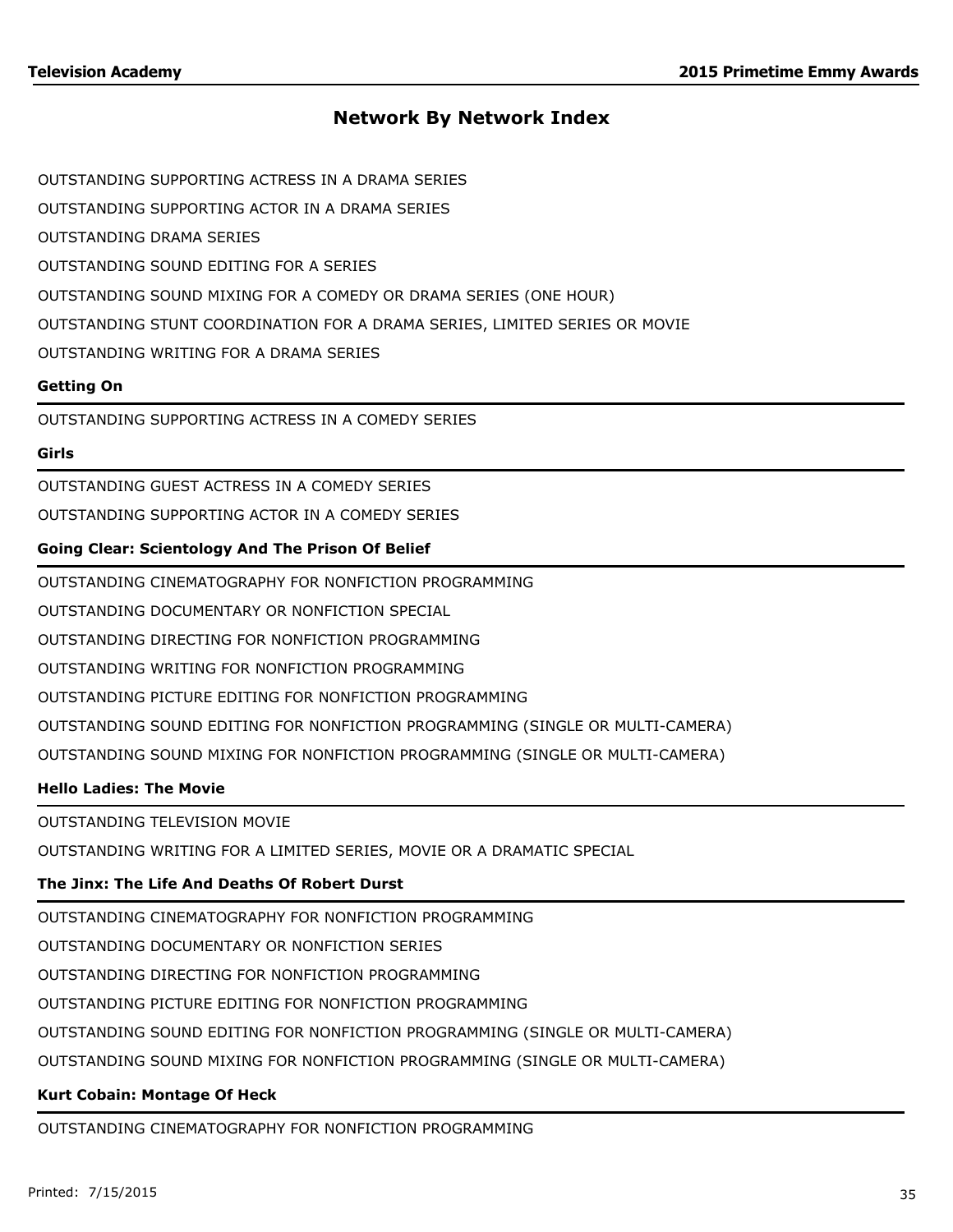## Network By Network Index

OUTSTANDING SUPPORTING ACTRESS IN A DRAMA SERIES

OUTSTANDING SUPPORTING ACTOR IN A DRAMA SERIES

OUTSTANDING DRAMA SERIES

OUTSTANDING SOUND EDITING FOR A SERIES

OUTSTANDING SOUND MIXING FOR A COMEDY OR DRAMA SERIES (ONE HOUR)

OUTSTANDING STUNT COORDINATION FOR A DRAMA SERIES, LIMITED SERIES OR MOVIE

OUTSTANDING WRITING FOR A DRAMA SERIES

**Getting On**

OUTSTANDING SUPPORTING ACTRESS IN A COMEDY SERIES

**Girls**

OUTSTANDING GUEST ACTRESS IN A COMEDY SERIES

OUTSTANDING SUPPORTING ACTOR IN A COMEDY SERIES

**Going Clear: Scientology And The Prison Of Belief**

OUTSTANDING CINEMATOGRAPHY FOR NONFICTION PROGRAMMING

OUTSTANDING DOCUMENTARY OR NONFICTION SPECIAL

OUTSTANDING DIRECTING FOR NONFICTION PROGRAMMING

OUTSTANDING WRITING FOR NONFICTION PROGRAMMING

OUTSTANDING PICTURE EDITING FOR NONFICTION PROGRAMMING

OUTSTANDING SOUND EDITING FOR NONFICTION PROGRAMMING (SINGLE OR MULTI-CAMERA)

OUTSTANDING SOUND MIXING FOR NONFICTION PROGRAMMING (SINGLE OR MULTI-CAMERA)

**Hello Ladies: The Movie**

OUTSTANDING TELEVISION MOVIE

OUTSTANDING WRITING FOR A LIMITED SERIES, MOVIE OR A DRAMATIC SPECIAL

**The Jinx: The Life And Deaths Of Robert Durst**

OUTSTANDING CINEMATOGRAPHY FOR NONFICTION PROGRAMMING

OUTSTANDING DOCUMENTARY OR NONFICTION SERIES

OUTSTANDING DIRECTING FOR NONFICTION PROGRAMMING

OUTSTANDING PICTURE EDITING FOR NONFICTION PROGRAMMING

OUTSTANDING SOUND EDITING FOR NONFICTION PROGRAMMING (SINGLE OR MULTI-CAMERA)

OUTSTANDING SOUND MIXING FOR NONFICTION PROGRAMMING (SINGLE OR MULTI-CAMERA)

**Kurt Cobain: Montage Of Heck**

OUTSTANDING CINEMATOGRAPHY FOR NONFICTION PROGRAMMING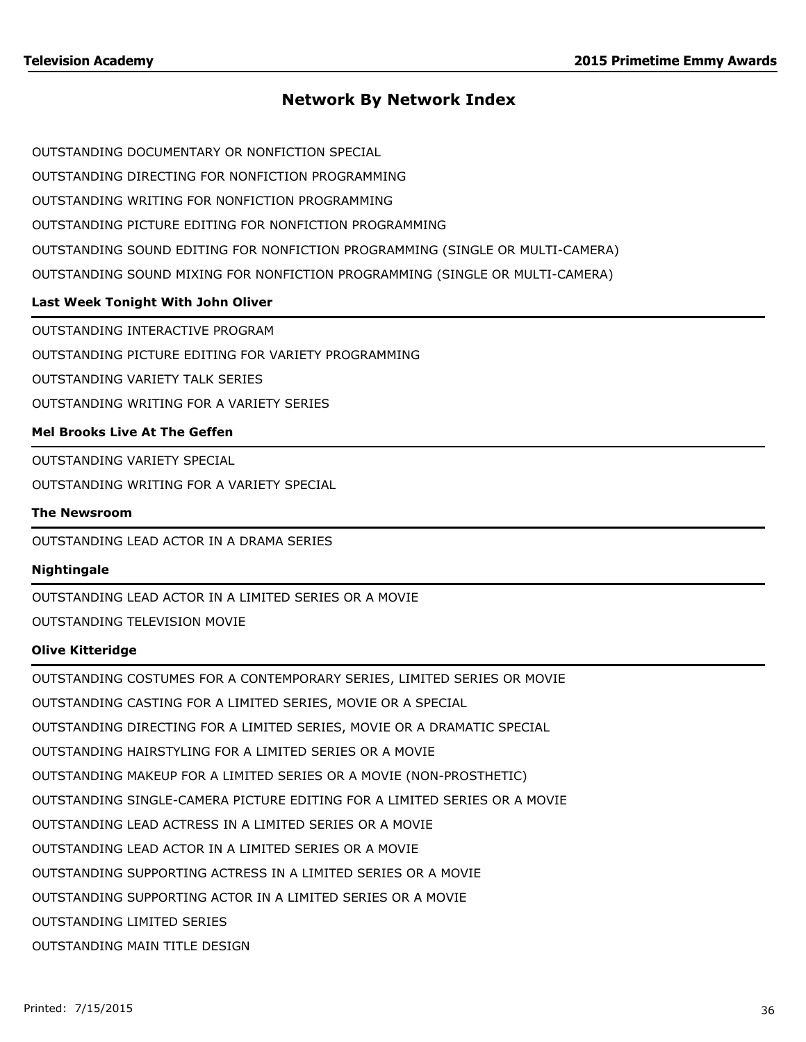## Network By Network Index

OUTSTANDING DOCUMENTARY OR NONFICTION SPECIAL

OUTSTANDING DIRECTING FOR NONFICTION PROGRAMMING

OUTSTANDING WRITING FOR NONFICTION PROGRAMMING

OUTSTANDING PICTURE EDITING FOR NONFICTION PROGRAMMING

OUTSTANDING SOUND EDITING FOR NONFICTION PROGRAMMING (SINGLE OR MULTI-CAMERA)

OUTSTANDING SOUND MIXING FOR NONFICTION PROGRAMMING (SINGLE OR MULTI-CAMERA)

### Last Week Tonight With John Oliver

OUTSTANDING INTERACTIVE PROGRAM

OUTSTANDING PICTURE EDITING FOR VARIETY PROGRAMMING

OUTSTANDING VARIETY TALK SERIES

OUTSTANDING WRITING FOR A VARIETY SERIES

### Mel Brooks Live At The Geffen

OUTSTANDING VARIETY SPECIAL

OUTSTANDING WRITING FOR A VARIETY SPECIAL

### The Newsroom

OUTSTANDING LEAD ACTOR IN A DRAMA SERIES

### Nightingale

OUTSTANDING LEAD ACTOR IN A LIMITED SERIES OR A MOVIE

OUTSTANDING TELEVISION MOVIE

### Olive Kitteridge

OUTSTANDING COSTUMES FOR A CONTEMPORARY SERIES, LIMITED SERIES OR MOVIE

OUTSTANDING CASTING FOR A LIMITED SERIES, MOVIE OR A SPECIAL

OUTSTANDING DIRECTING FOR A LIMITED SERIES, MOVIE OR A DRAMATIC SPECIAL

OUTSTANDING HAIRSTYLING FOR A LIMITED SERIES OR A MOVIE

OUTSTANDING MAKEUP FOR A LIMITED SERIES OR A MOVIE (NON-PROSTHETIC)

OUTSTANDING SINGLE-CAMERA PICTURE EDITING FOR A LIMITED SERIES OR A MOVIE

OUTSTANDING LEAD ACTRESS IN A LIMITED SERIES OR A MOVIE

OUTSTANDING LEAD ACTOR IN A LIMITED SERIES OR A MOVIE

OUTSTANDING SUPPORTING ACTRESS IN A LIMITED SERIES OR A MOVIE

OUTSTANDING SUPPORTING ACTOR IN A LIMITED SERIES OR A MOVIE

OUTSTANDING LIMITED SERIES

OUTSTANDING MAIN TITLE DESIGN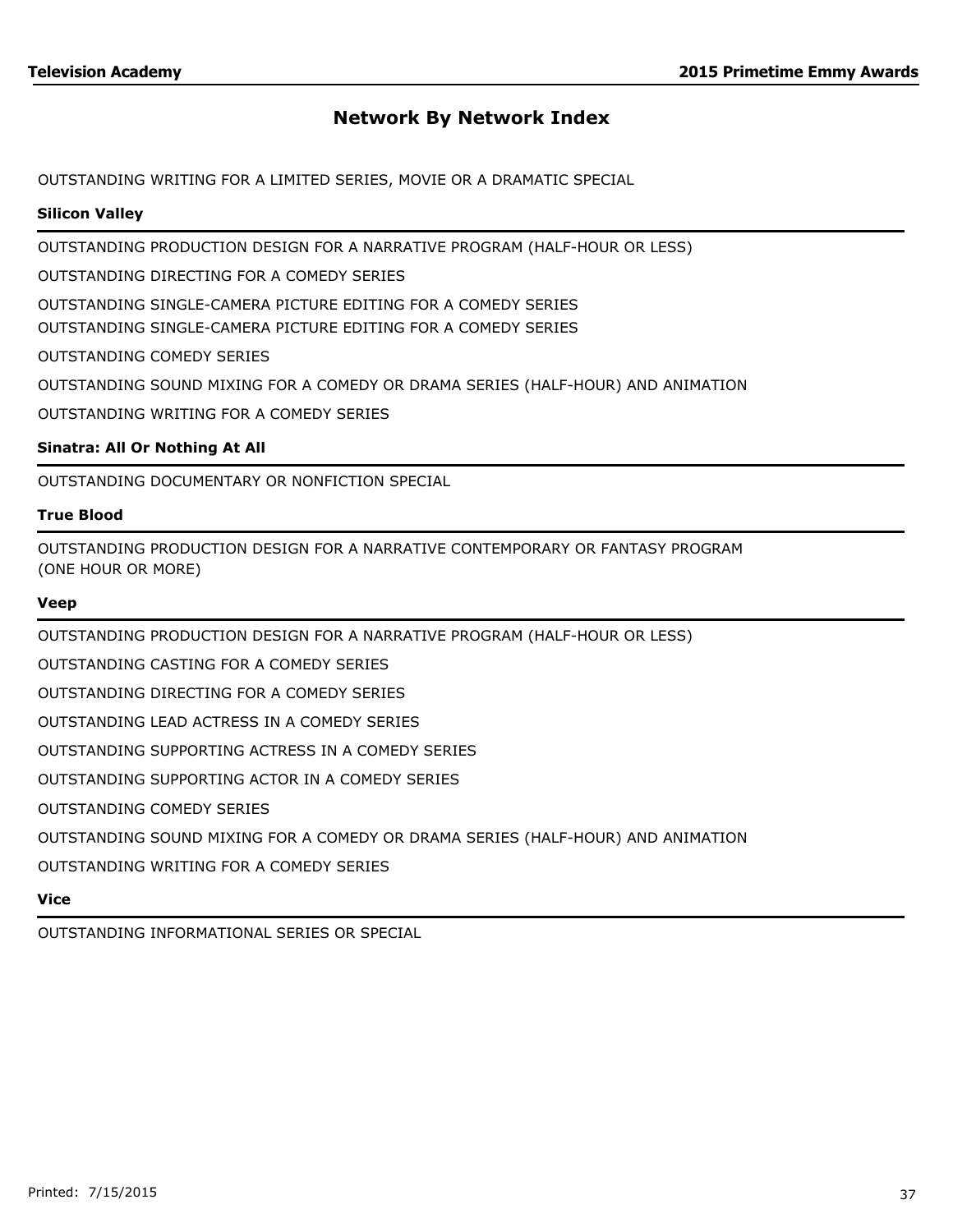## Network By Network Index

OUTSTANDING WRITING FOR A LIMITED SERIES, MOVIE OR A DRAMATIC SPECIAL

**Silicon Valley**

---

OUTSTANDING PRODUCTION DESIGN FOR A NARRATIVE PROGRAM (HALF-HOUR OR LESS)

OUTSTANDING DIRECTING FOR A COMEDY SERIES

OUTSTANDING SINGLE-CAMERA PICTURE EDITING FOR A COMEDY SERIES

OUTSTANDING SINGLE-CAMERA PICTURE EDITING FOR A COMEDY SERIES

OUTSTANDING COMEDY SERIES

OUTSTANDING SOUND MIXING FOR A COMEDY OR DRAMA SERIES (HALF-HOUR) AND ANIMATION

OUTSTANDING WRITING FOR A COMEDY SERIES

**Sinatra: All Or Nothing At All**

---

OUTSTANDING DOCUMENTARY OR NONFICTION SPECIAL

**True Blood**

---

OUTSTANDING PRODUCTION DESIGN FOR A NARRATIVE CONTEMPORARY OR FANTASY PROGRAM (ONE HOUR OR MORE)

**Veep**

---

OUTSTANDING PRODUCTION DESIGN FOR A NARRATIVE PROGRAM (HALF-HOUR OR LESS)

OUTSTANDING CASTING FOR A COMEDY SERIES

OUTSTANDING DIRECTING FOR A COMEDY SERIES

OUTSTANDING LEAD ACTRESS IN A COMEDY SERIES

OUTSTANDING SUPPORTING ACTRESS IN A COMEDY SERIES

OUTSTANDING SUPPORTING ACTOR IN A COMEDY SERIES

OUTSTANDING COMEDY SERIES

OUTSTANDING SOUND MIXING FOR A COMEDY OR DRAMA SERIES (HALF-HOUR) AND ANIMATION

OUTSTANDING WRITING FOR A COMEDY SERIES

**Vice**

---

OUTSTANDING INFORMATIONAL SERIES OR SPECIAL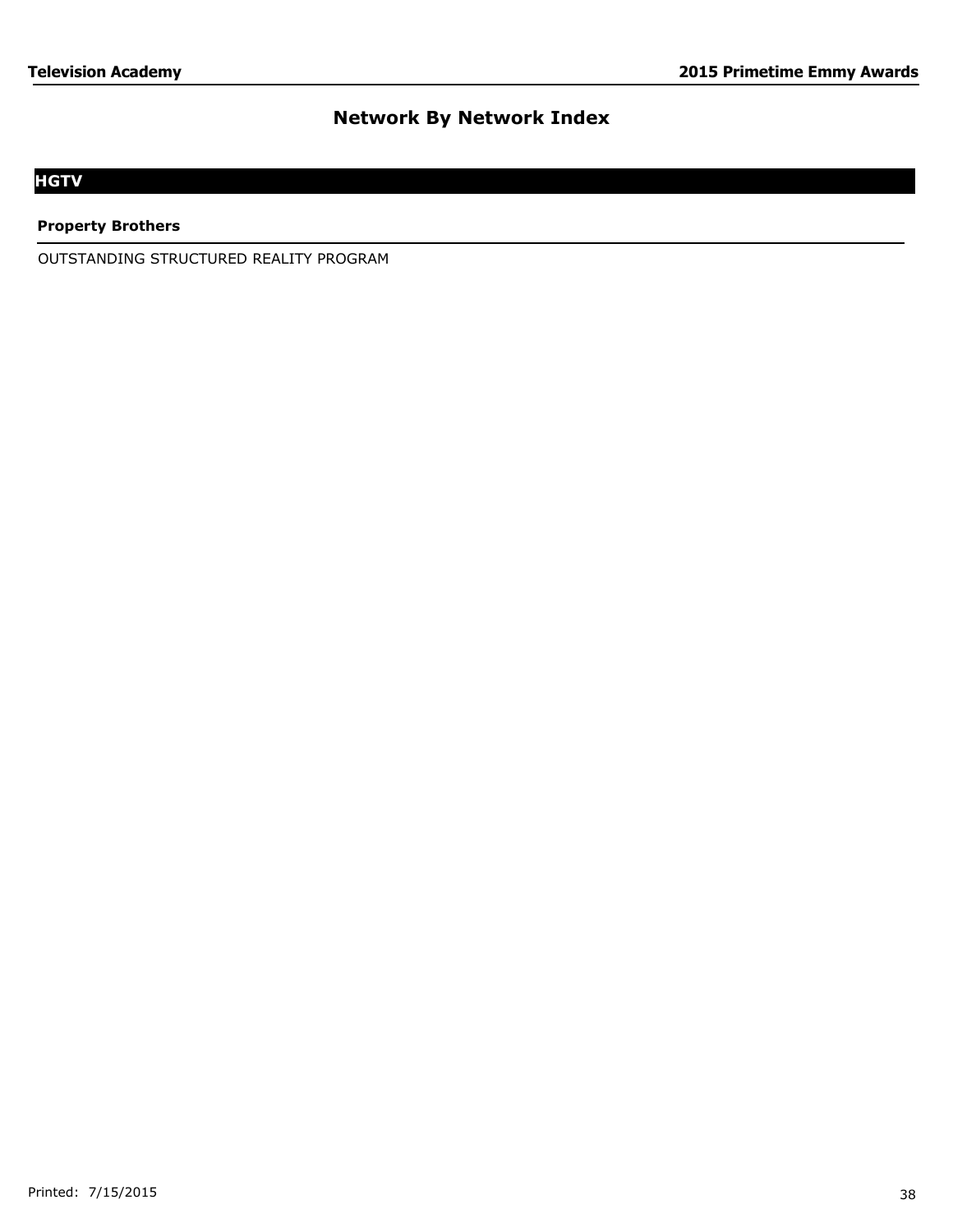# Network By Network Index

## HGTV

### Property Brothers

OUTSTANDING STRUCTURED REALITY PROGRAM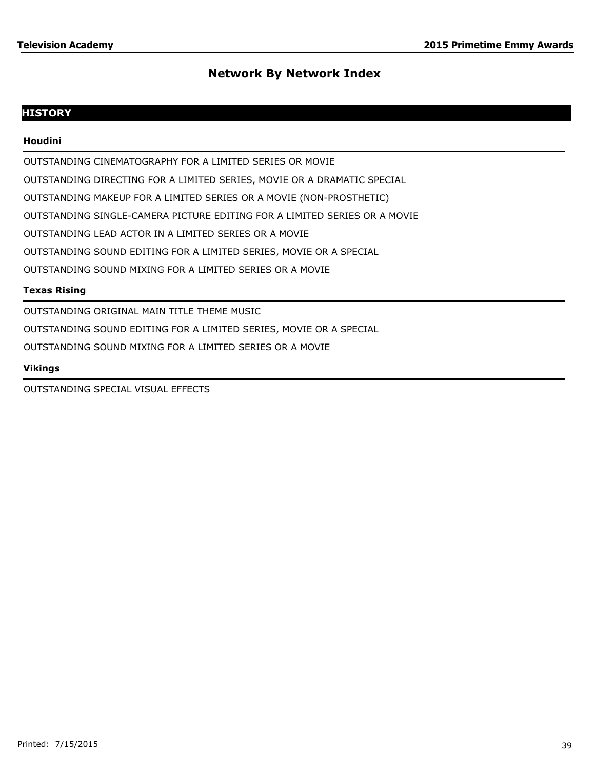# Network By Network Index

## HISTORY

### Houdini

OUTSTANDING CINEMATOGRAPHY FOR A LIMITED SERIES OR MOVIE

OUTSTANDING DIRECTING FOR A LIMITED SERIES, MOVIE OR A DRAMATIC SPECIAL

OUTSTANDING MAKEUP FOR A LIMITED SERIES OR A MOVIE (NON-PROSTHETIC)

OUTSTANDING SINGLE-CAMERA PICTURE EDITING FOR A LIMITED SERIES OR A MOVIE

OUTSTANDING LEAD ACTOR IN A LIMITED SERIES OR A MOVIE

OUTSTANDING SOUND EDITING FOR A LIMITED SERIES, MOVIE OR A SPECIAL

OUTSTANDING SOUND MIXING FOR A LIMITED SERIES OR A MOVIE

### Texas Rising

OUTSTANDING ORIGINAL MAIN TITLE THEME MUSIC

OUTSTANDING SOUND EDITING FOR A LIMITED SERIES, MOVIE OR A SPECIAL

OUTSTANDING SOUND MIXING FOR A LIMITED SERIES OR A MOVIE

### Vikings

OUTSTANDING SPECIAL VISUAL EFFECTS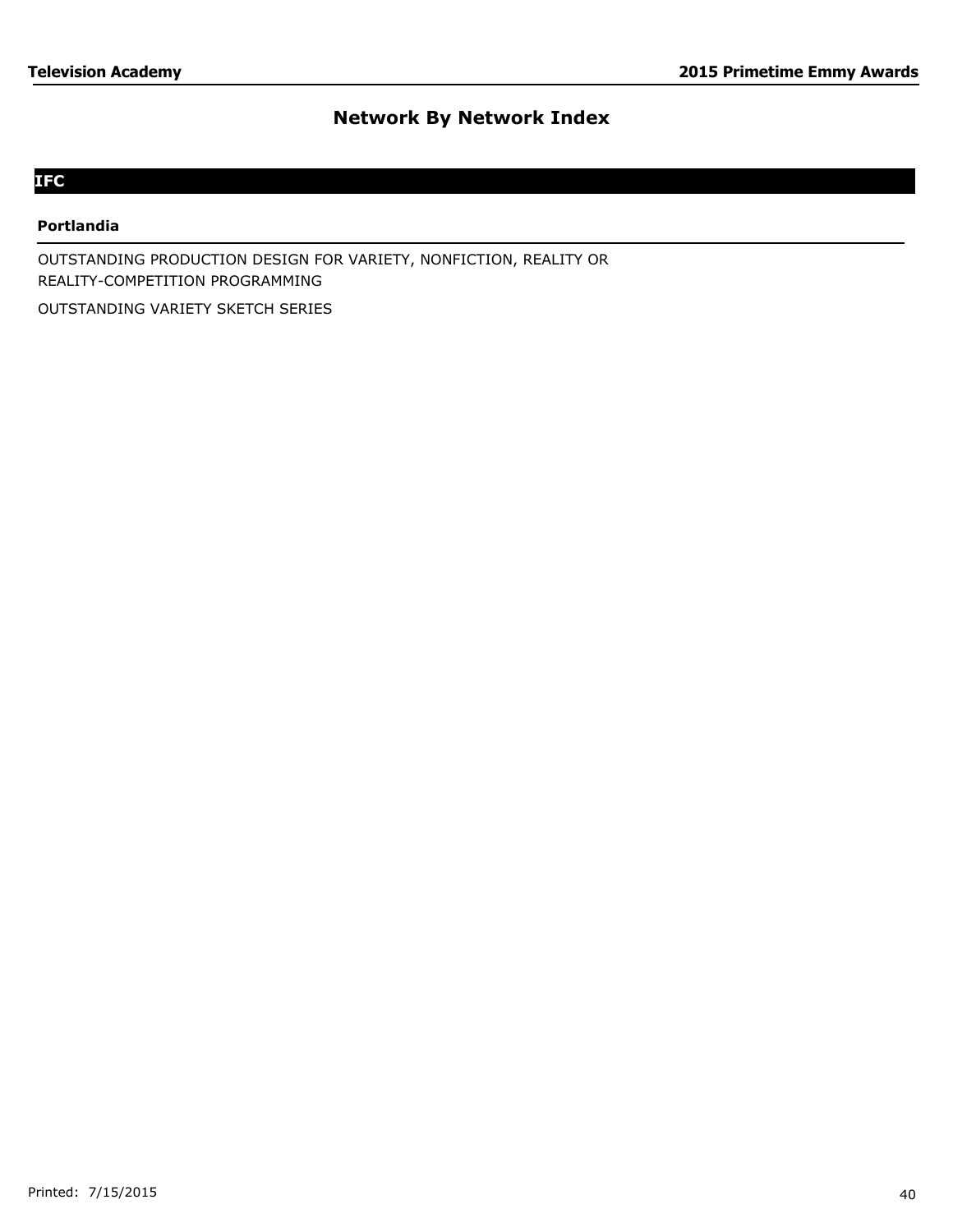# Network By Network Index

## IFC

### Portlandia

OUTSTANDING PRODUCTION DESIGN FOR VARIETY, NONFICTION, REALITY OR REALITY-COMPETITION PROGRAMMING

OUTSTANDING VARIETY SKETCH SERIES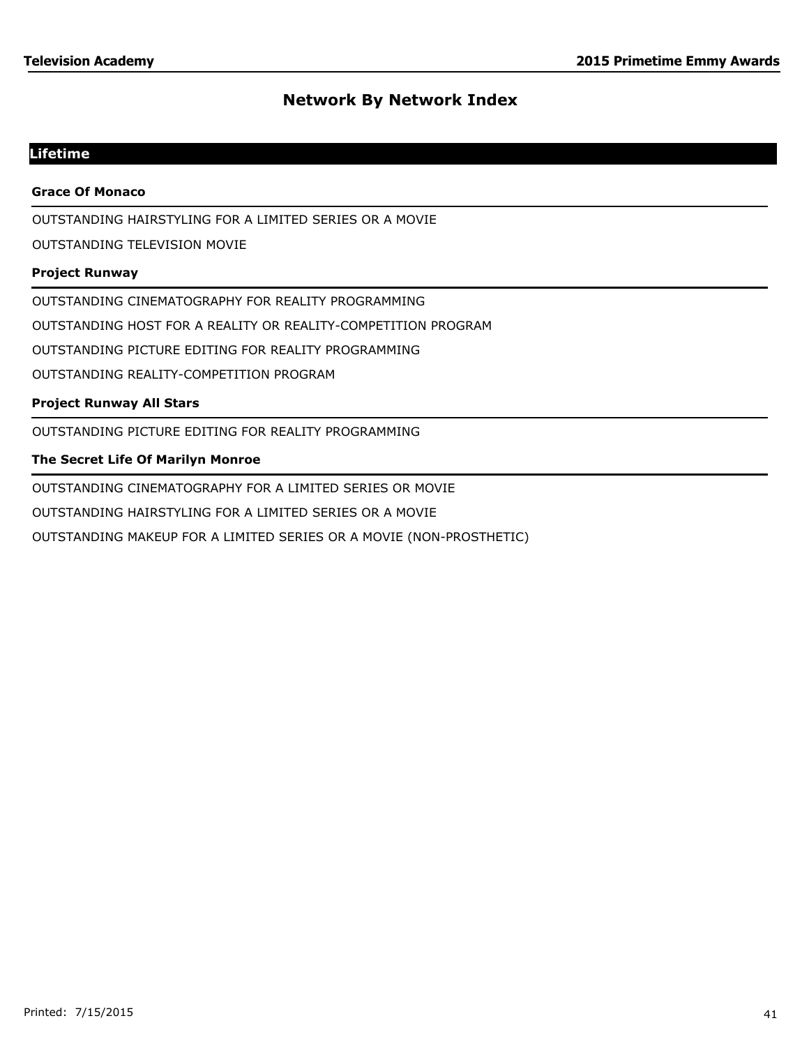# Network By Network Index

## Lifetime

### Grace Of Monaco

OUTSTANDING HAIRSTYLING FOR A LIMITED SERIES OR A MOVIE

OUTSTANDING TELEVISION MOVIE

### Project Runway

OUTSTANDING CINEMATOGRAPHY FOR REALITY PROGRAMMING

OUTSTANDING HOST FOR A REALITY OR REALITY-COMPETITION PROGRAM

OUTSTANDING PICTURE EDITING FOR REALITY PROGRAMMING

OUTSTANDING REALITY-COMPETITION PROGRAM

### Project Runway All Stars

OUTSTANDING PICTURE EDITING FOR REALITY PROGRAMMING

### The Secret Life Of Marilyn Monroe

OUTSTANDING CINEMATOGRAPHY FOR A LIMITED SERIES OR MOVIE

OUTSTANDING HAIRSTYLING FOR A LIMITED SERIES OR A MOVIE

OUTSTANDING MAKEUP FOR A LIMITED SERIES OR A MOVIE (NON-PROSTHETIC)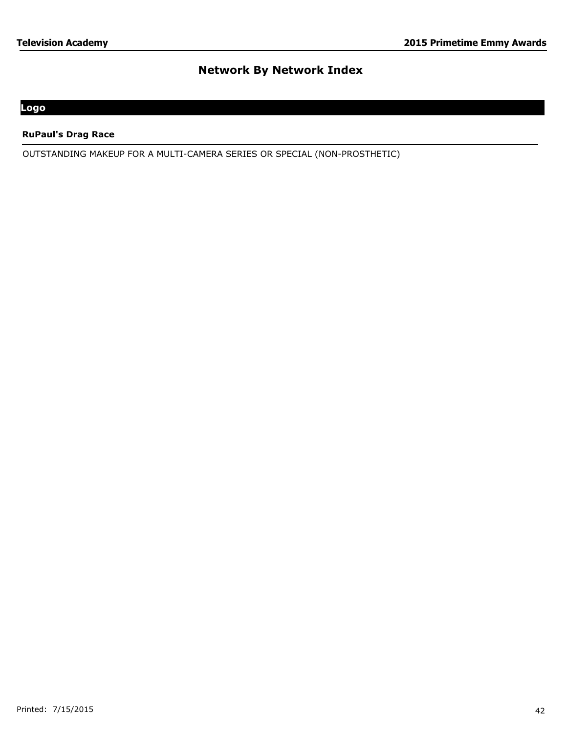# Network By Network Index

## Logo

**RuPaul's Drag Race**

OUTSTANDING MAKEUP FOR A MULTI-CAMERA SERIES OR SPECIAL (NON-PROSTHETIC)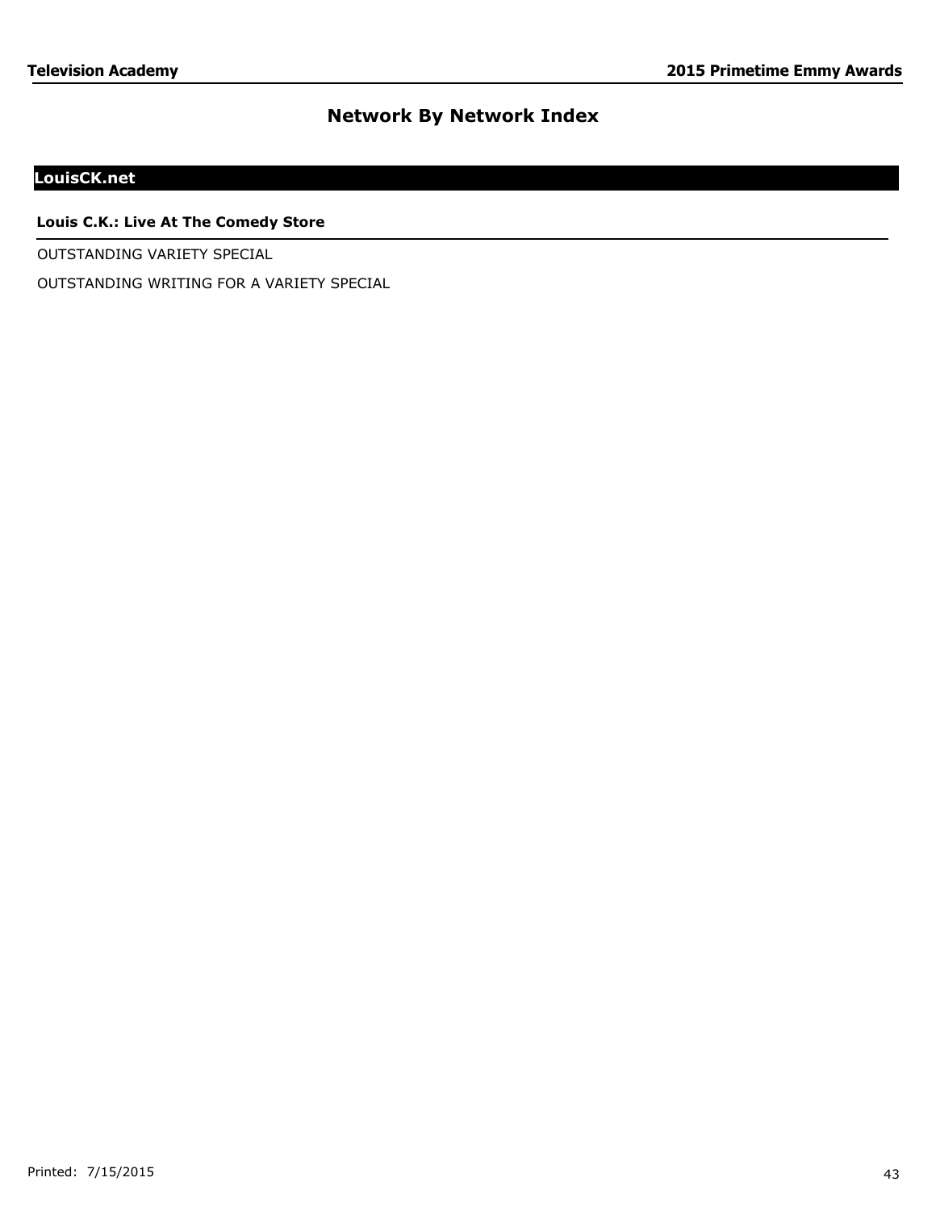## Network By Network Index

### LouisCK.net

**Louis C.K.: Live At The Comedy Store**

OUTSTANDING VARIETY SPECIAL

OUTSTANDING WRITING FOR A VARIETY SPECIAL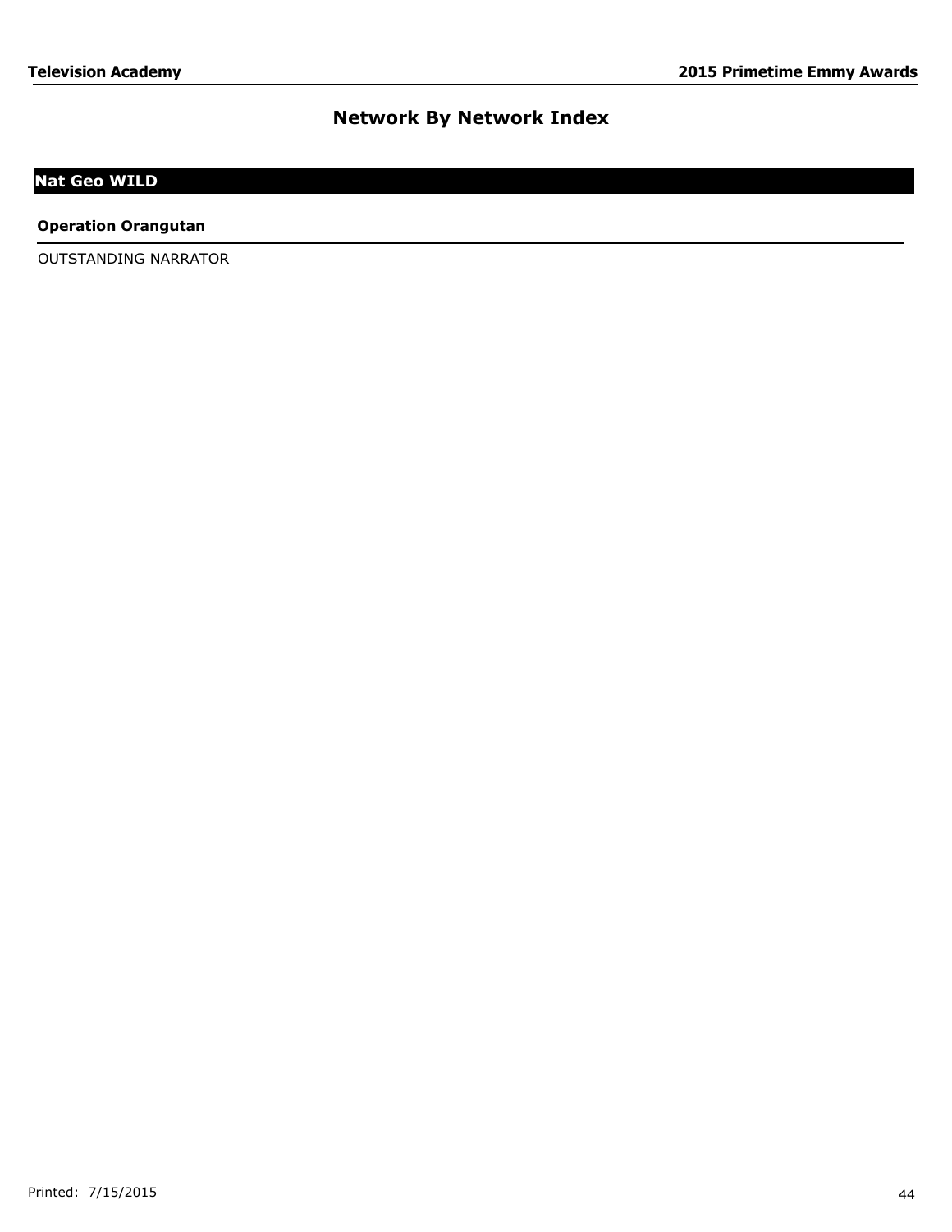## Network By Network Index

### Nat Geo WILD

**Operation Orangutan**

OUTSTANDING NARRATOR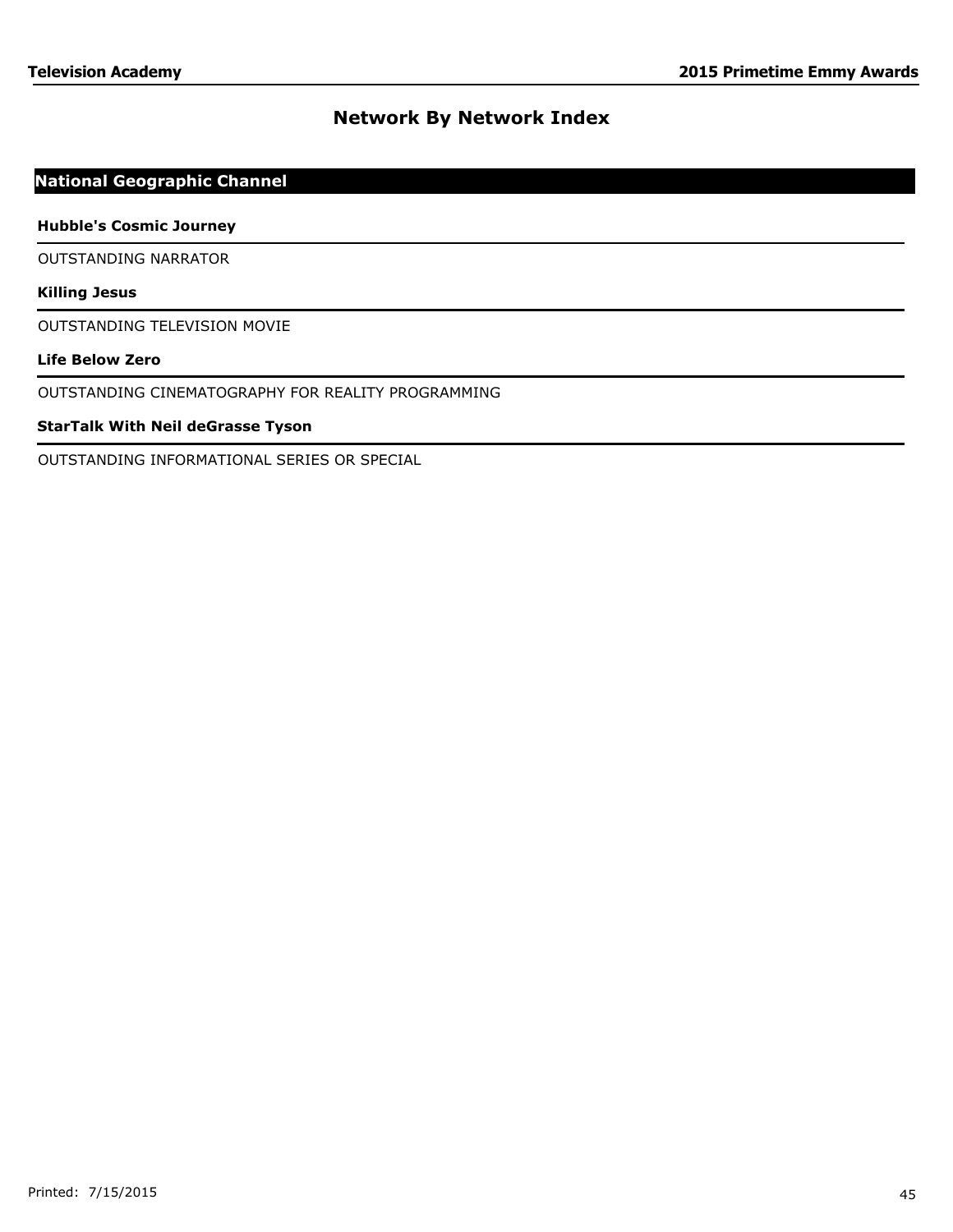# Network By Network Index

## National Geographic Channel

### Hubble's Cosmic Journey

OUTSTANDING NARRATOR

### Killing Jesus

OUTSTANDING TELEVISION MOVIE

### Life Below Zero

OUTSTANDING CINEMATOGRAPHY FOR REALITY PROGRAMMING

### StarTalk With Neil deGrasse Tyson

OUTSTANDING INFORMATIONAL SERIES OR SPECIAL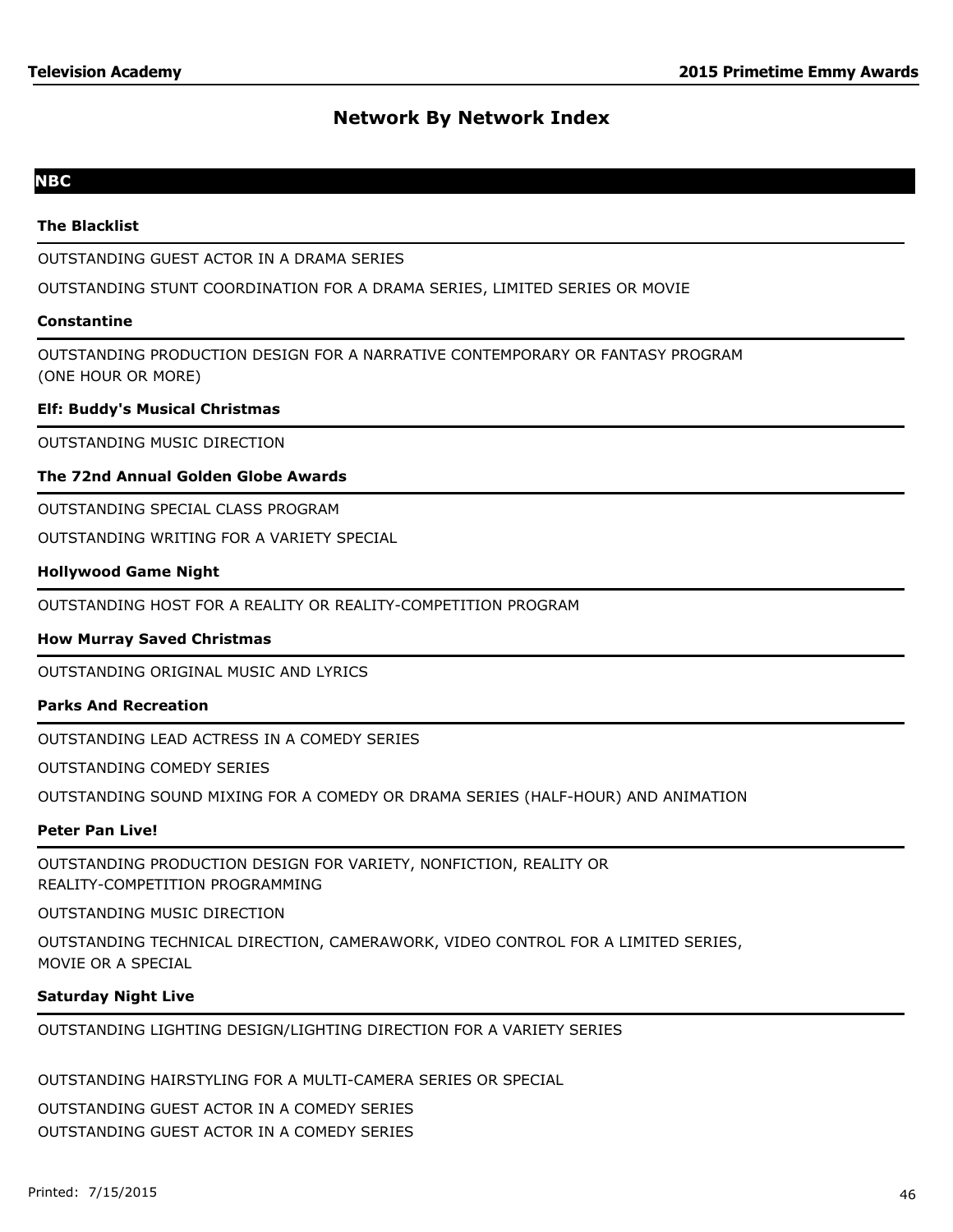# Network By Network Index

## NBC

### The Blacklist

OUTSTANDING GUEST ACTOR IN A DRAMA SERIES

OUTSTANDING STUNT COORDINATION FOR A DRAMA SERIES, LIMITED SERIES OR MOVIE

### Constantine

OUTSTANDING PRODUCTION DESIGN FOR A NARRATIVE CONTEMPORARY OR FANTASY PROGRAM (ONE HOUR OR MORE)

### Elf: Buddy's Musical Christmas

OUTSTANDING MUSIC DIRECTION

### The 72nd Annual Golden Globe Awards

OUTSTANDING SPECIAL CLASS PROGRAM

OUTSTANDING WRITING FOR A VARIETY SPECIAL

### Hollywood Game Night

OUTSTANDING HOST FOR A REALITY OR REALITY-COMPETITION PROGRAM

### How Murray Saved Christmas

OUTSTANDING ORIGINAL MUSIC AND LYRICS

### Parks And Recreation

OUTSTANDING LEAD ACTRESS IN A COMEDY SERIES

OUTSTANDING COMEDY SERIES

OUTSTANDING SOUND MIXING FOR A COMEDY OR DRAMA SERIES (HALF-HOUR) AND ANIMATION

### Peter Pan Live!

OUTSTANDING PRODUCTION DESIGN FOR VARIETY, NONFICTION, REALITY OR REALITY-COMPETITION PROGRAMMING

OUTSTANDING MUSIC DIRECTION

OUTSTANDING TECHNICAL DIRECTION, CAMERAWORK, VIDEO CONTROL FOR A LIMITED SERIES, MOVIE OR A SPECIAL

### Saturday Night Live

OUTSTANDING LIGHTING DESIGN/LIGHTING DIRECTION FOR A VARIETY SERIES

OUTSTANDING HAIRSTYLING FOR A MULTI-CAMERA SERIES OR SPECIAL

OUTSTANDING GUEST ACTOR IN A COMEDY SERIES

OUTSTANDING GUEST ACTOR IN A COMEDY SERIES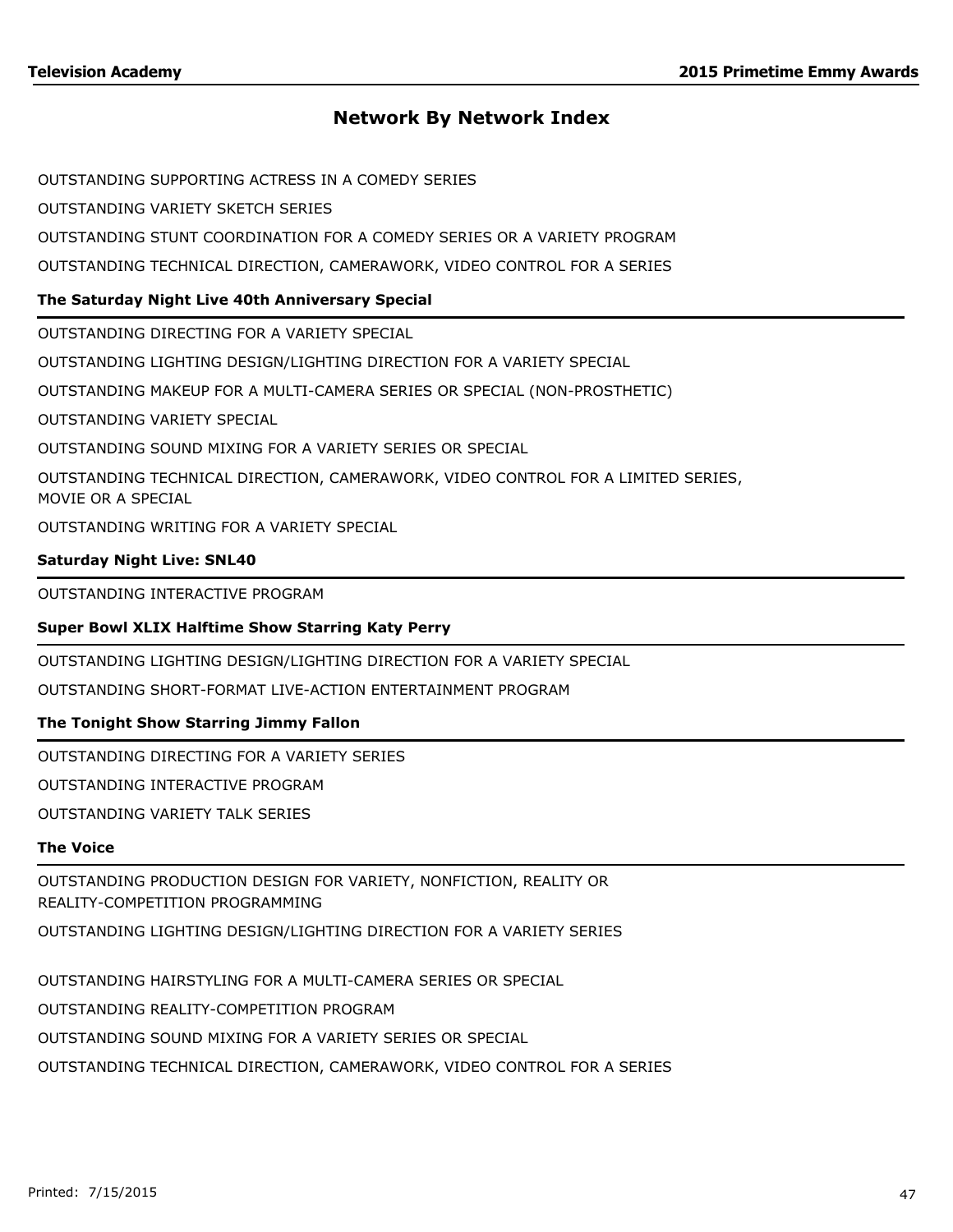## Network By Network Index

OUTSTANDING SUPPORTING ACTRESS IN A COMEDY SERIES

OUTSTANDING VARIETY SKETCH SERIES

OUTSTANDING STUNT COORDINATION FOR A COMEDY SERIES OR A VARIETY PROGRAM

OUTSTANDING TECHNICAL DIRECTION, CAMERAWORK, VIDEO CONTROL FOR A SERIES

### The Saturday Night Live 40th Anniversary Special

OUTSTANDING DIRECTING FOR A VARIETY SPECIAL

OUTSTANDING LIGHTING DESIGN/LIGHTING DIRECTION FOR A VARIETY SPECIAL

OUTSTANDING MAKEUP FOR A MULTI-CAMERA SERIES OR SPECIAL (NON-PROSTHETIC)

OUTSTANDING VARIETY SPECIAL

OUTSTANDING SOUND MIXING FOR A VARIETY SERIES OR SPECIAL

OUTSTANDING TECHNICAL DIRECTION, CAMERAWORK, VIDEO CONTROL FOR A LIMITED SERIES, MOVIE OR A SPECIAL

OUTSTANDING WRITING FOR A VARIETY SPECIAL

### Saturday Night Live: SNL40

OUTSTANDING INTERACTIVE PROGRAM

### Super Bowl XLIX Halftime Show Starring Katy Perry

OUTSTANDING LIGHTING DESIGN/LIGHTING DIRECTION FOR A VARIETY SPECIAL

OUTSTANDING SHORT-FORMAT LIVE-ACTION ENTERTAINMENT PROGRAM

### The Tonight Show Starring Jimmy Fallon

OUTSTANDING DIRECTING FOR A VARIETY SERIES

OUTSTANDING INTERACTIVE PROGRAM

OUTSTANDING VARIETY TALK SERIES

### The Voice

OUTSTANDING PRODUCTION DESIGN FOR VARIETY, NONFICTION, REALITY OR REALITY-COMPETITION PROGRAMMING

OUTSTANDING LIGHTING DESIGN/LIGHTING DIRECTION FOR A VARIETY SERIES

OUTSTANDING HAIRSTYLING FOR A MULTI-CAMERA SERIES OR SPECIAL

OUTSTANDING REALITY-COMPETITION PROGRAM

OUTSTANDING SOUND MIXING FOR A VARIETY SERIES OR SPECIAL

OUTSTANDING TECHNICAL DIRECTION, CAMERAWORK, VIDEO CONTROL FOR A SERIES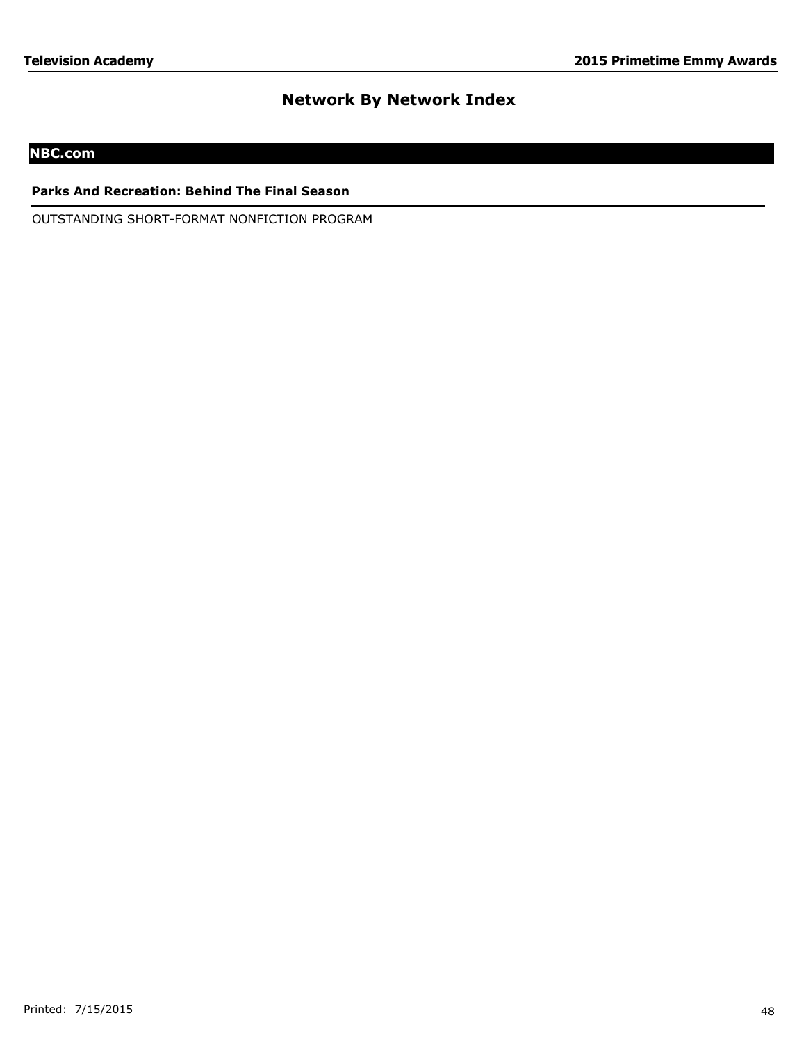# Network By Network Index

## NBC.com

**Parks And Recreation: Behind The Final Season**

OUTSTANDING SHORT-FORMAT NONFICTION PROGRAM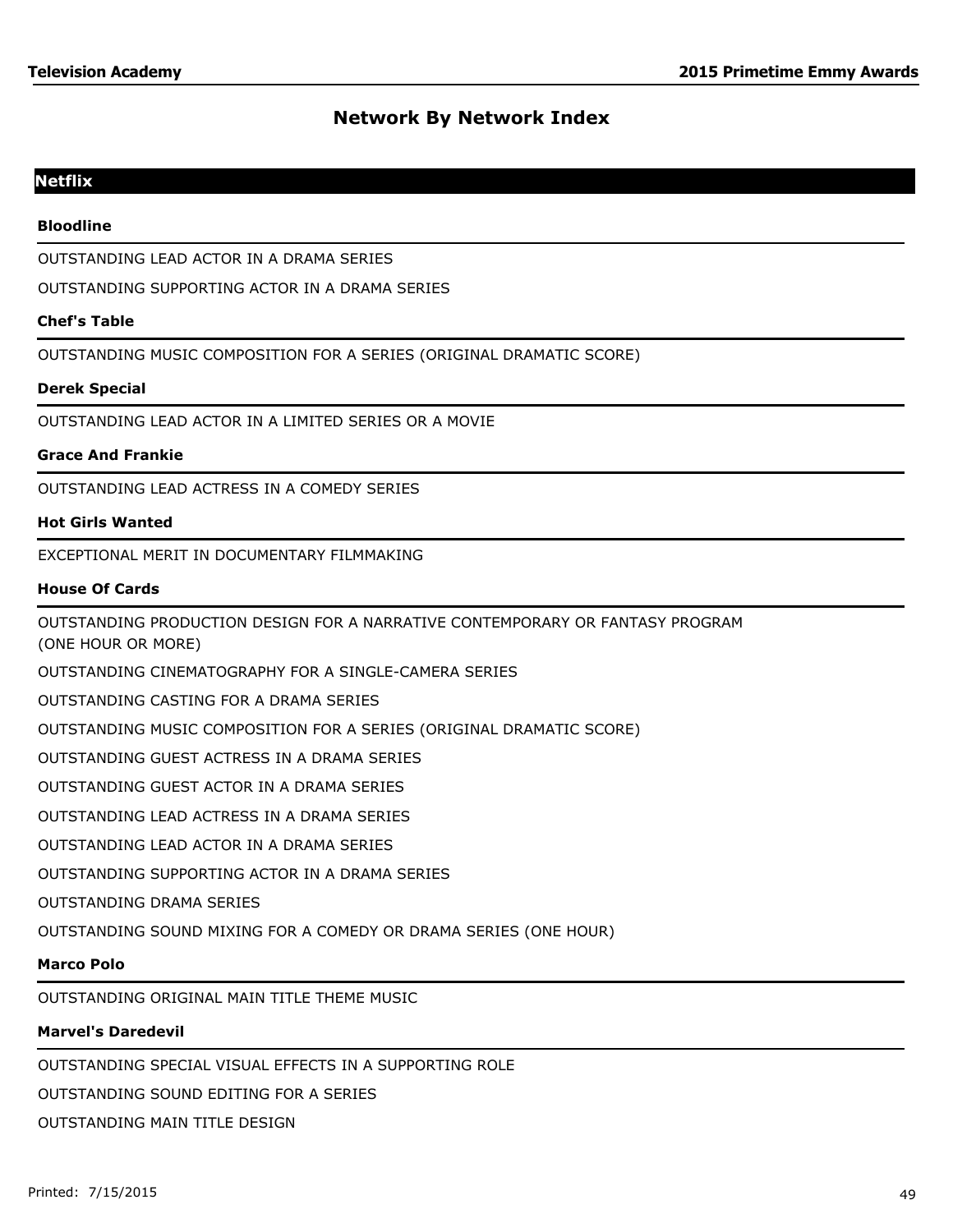# Network By Network Index

## Netflix

### Bloodline

OUTSTANDING LEAD ACTOR IN A DRAMA SERIES

OUTSTANDING SUPPORTING ACTOR IN A DRAMA SERIES

### Chef's Table

OUTSTANDING MUSIC COMPOSITION FOR A SERIES (ORIGINAL DRAMATIC SCORE)

### Derek Special

OUTSTANDING LEAD ACTOR IN A LIMITED SERIES OR A MOVIE

### Grace And Frankie

OUTSTANDING LEAD ACTRESS IN A COMEDY SERIES

### Hot Girls Wanted

EXCEPTIONAL MERIT IN DOCUMENTARY FILMMAKING

### House Of Cards

OUTSTANDING PRODUCTION DESIGN FOR A NARRATIVE CONTEMPORARY OR FANTASY PROGRAM (ONE HOUR OR MORE)

OUTSTANDING CINEMATOGRAPHY FOR A SINGLE-CAMERA SERIES

OUTSTANDING CASTING FOR A DRAMA SERIES

OUTSTANDING MUSIC COMPOSITION FOR A SERIES (ORIGINAL DRAMATIC SCORE)

OUTSTANDING GUEST ACTRESS IN A DRAMA SERIES

OUTSTANDING GUEST ACTOR IN A DRAMA SERIES

OUTSTANDING LEAD ACTRESS IN A DRAMA SERIES

OUTSTANDING LEAD ACTOR IN A DRAMA SERIES

OUTSTANDING SUPPORTING ACTOR IN A DRAMA SERIES

OUTSTANDING DRAMA SERIES

OUTSTANDING SOUND MIXING FOR A COMEDY OR DRAMA SERIES (ONE HOUR)

### Marco Polo

OUTSTANDING ORIGINAL MAIN TITLE THEME MUSIC

### Marvel's Daredevil

OUTSTANDING SPECIAL VISUAL EFFECTS IN A SUPPORTING ROLE

OUTSTANDING SOUND EDITING FOR A SERIES

OUTSTANDING MAIN TITLE DESIGN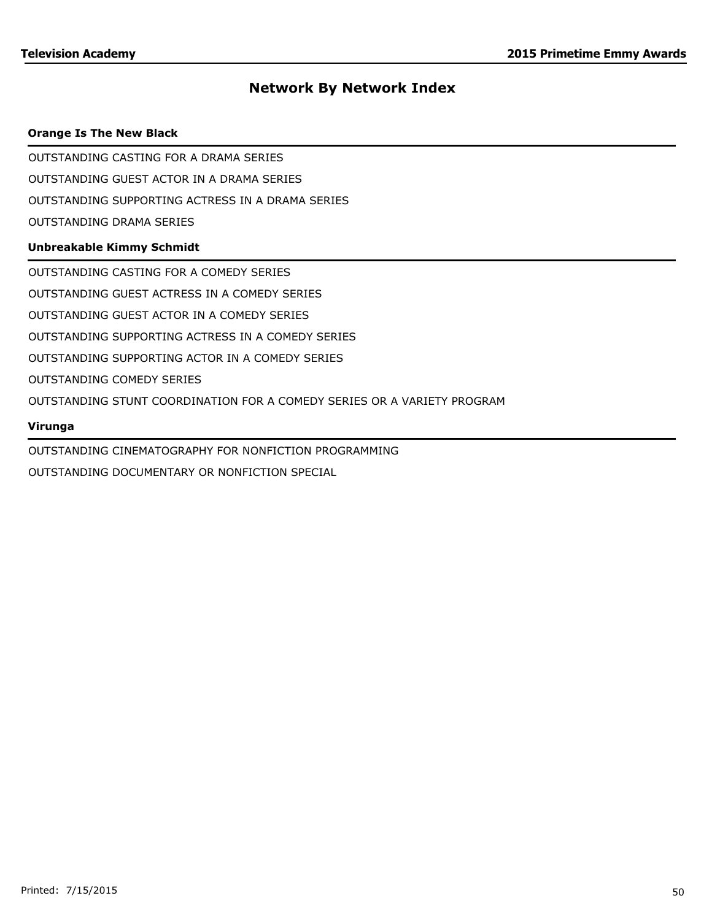## Network By Network Index

### Orange Is The New Black

OUTSTANDING CASTING FOR A DRAMA SERIES

OUTSTANDING GUEST ACTOR IN A DRAMA SERIES

OUTSTANDING SUPPORTING ACTRESS IN A DRAMA SERIES

OUTSTANDING DRAMA SERIES

### Unbreakable Kimmy Schmidt

OUTSTANDING CASTING FOR A COMEDY SERIES

OUTSTANDING GUEST ACTRESS IN A COMEDY SERIES

OUTSTANDING GUEST ACTOR IN A COMEDY SERIES

OUTSTANDING SUPPORTING ACTRESS IN A COMEDY SERIES

OUTSTANDING SUPPORTING ACTOR IN A COMEDY SERIES

OUTSTANDING COMEDY SERIES

OUTSTANDING STUNT COORDINATION FOR A COMEDY SERIES OR A VARIETY PROGRAM

### Virunga

OUTSTANDING CINEMATOGRAPHY FOR NONFICTION PROGRAMMING

OUTSTANDING DOCUMENTARY OR NONFICTION SPECIAL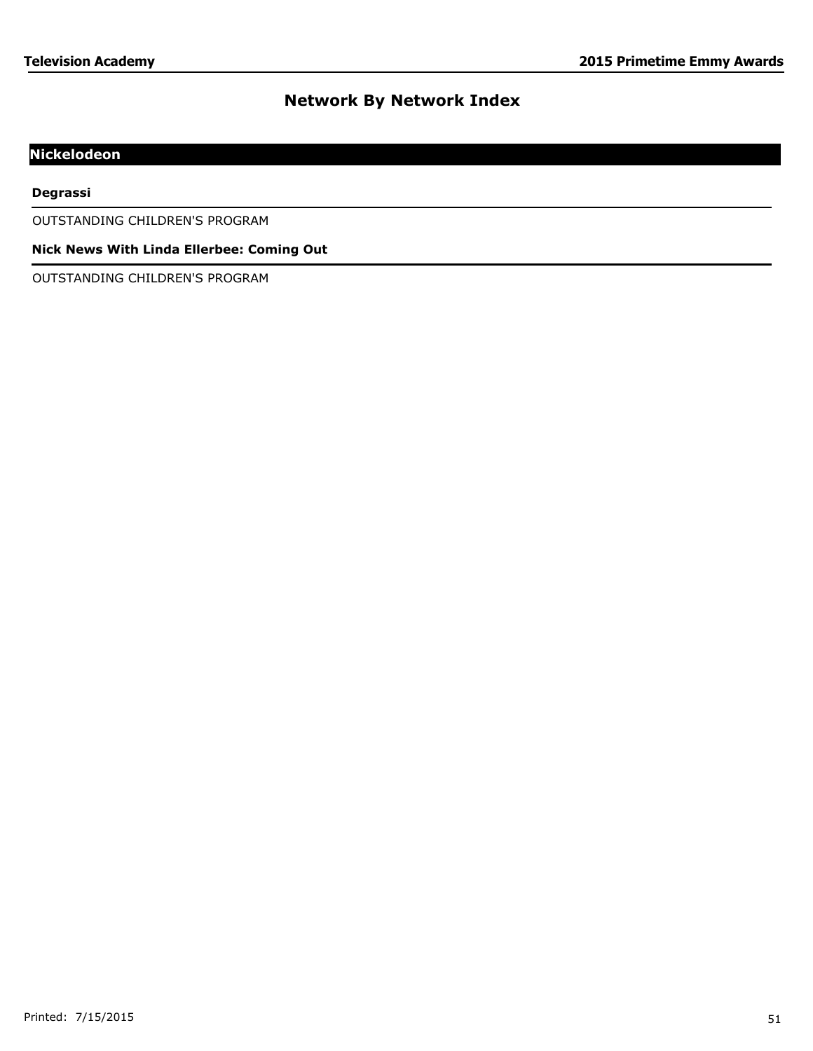# Network By Network Index

## Nickelodeon

**Degrassi**

OUTSTANDING CHILDREN'S PROGRAM

**Nick News With Linda Ellerbee: Coming Out**

OUTSTANDING CHILDREN'S PROGRAM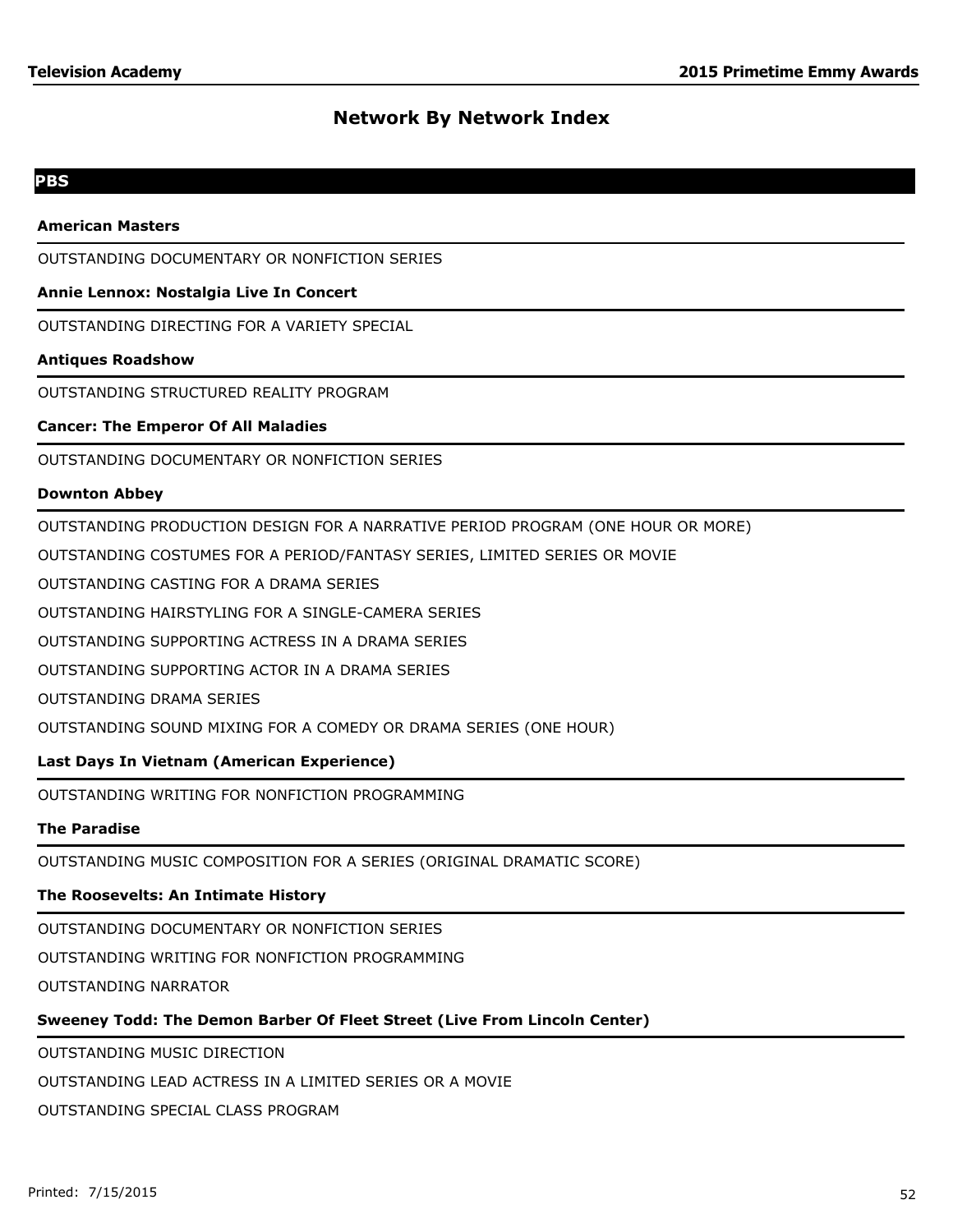# Network By Network Index

## PBS

### American Masters

OUTSTANDING DOCUMENTARY OR NONFICTION SERIES

### Annie Lennox: Nostalgia Live In Concert

OUTSTANDING DIRECTING FOR A VARIETY SPECIAL

### Antiques Roadshow

OUTSTANDING STRUCTURED REALITY PROGRAM

### Cancer: The Emperor Of All Maladies

OUTSTANDING DOCUMENTARY OR NONFICTION SERIES

### Downton Abbey

OUTSTANDING PRODUCTION DESIGN FOR A NARRATIVE PERIOD PROGRAM (ONE HOUR OR MORE)

OUTSTANDING COSTUMES FOR A PERIOD/FANTASY SERIES, LIMITED SERIES OR MOVIE

OUTSTANDING CASTING FOR A DRAMA SERIES

OUTSTANDING HAIRSTYLING FOR A SINGLE-CAMERA SERIES

OUTSTANDING SUPPORTING ACTRESS IN A DRAMA SERIES

OUTSTANDING SUPPORTING ACTOR IN A DRAMA SERIES

OUTSTANDING DRAMA SERIES

OUTSTANDING SOUND MIXING FOR A COMEDY OR DRAMA SERIES (ONE HOUR)

### Last Days In Vietnam (American Experience)

OUTSTANDING WRITING FOR NONFICTION PROGRAMMING

### The Paradise

OUTSTANDING MUSIC COMPOSITION FOR A SERIES (ORIGINAL DRAMATIC SCORE)

### The Roosevelts: An Intimate History

OUTSTANDING DOCUMENTARY OR NONFICTION SERIES

OUTSTANDING WRITING FOR NONFICTION PROGRAMMING

OUTSTANDING NARRATOR

### Sweeney Todd: The Demon Barber Of Fleet Street (Live From Lincoln Center)

OUTSTANDING MUSIC DIRECTION

OUTSTANDING LEAD ACTRESS IN A LIMITED SERIES OR A MOVIE

OUTSTANDING SPECIAL CLASS PROGRAM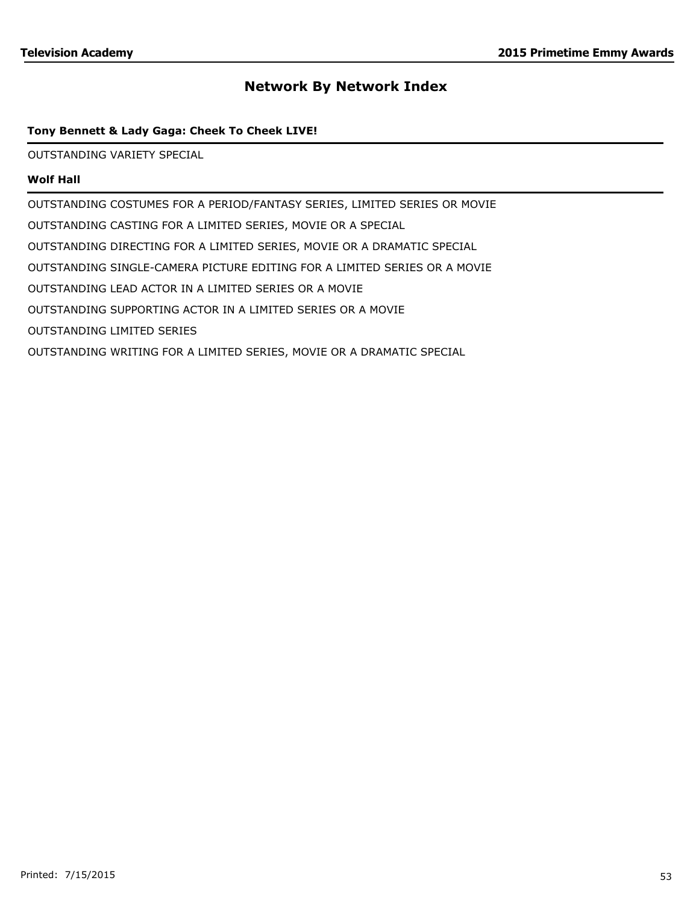## Network By Network Index

**Tony Bennett & Lady Gaga: Cheek To Cheek LIVE!**

OUTSTANDING VARIETY SPECIAL

**Wolf Hall**

OUTSTANDING COSTUMES FOR A PERIOD/FANTASY SERIES, LIMITED SERIES OR MOVIE

OUTSTANDING CASTING FOR A LIMITED SERIES, MOVIE OR A SPECIAL

OUTSTANDING DIRECTING FOR A LIMITED SERIES, MOVIE OR A DRAMATIC SPECIAL

OUTSTANDING SINGLE-CAMERA PICTURE EDITING FOR A LIMITED SERIES OR A MOVIE

OUTSTANDING LEAD ACTOR IN A LIMITED SERIES OR A MOVIE

OUTSTANDING SUPPORTING ACTOR IN A LIMITED SERIES OR A MOVIE

OUTSTANDING LIMITED SERIES

OUTSTANDING WRITING FOR A LIMITED SERIES, MOVIE OR A DRAMATIC SPECIAL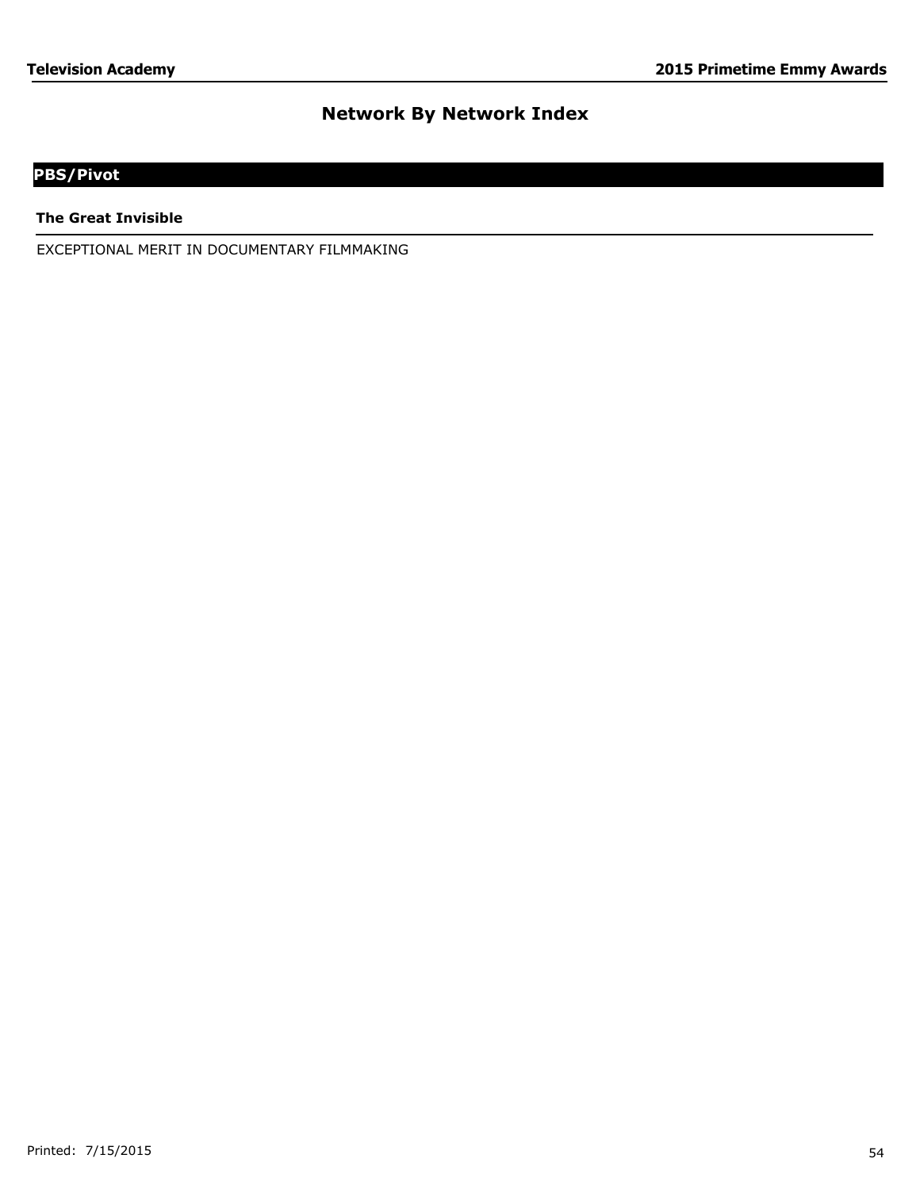## Network By Network Index

### PBS/Pivot

**The Great Invisible**

EXCEPTIONAL MERIT IN DOCUMENTARY FILMMAKING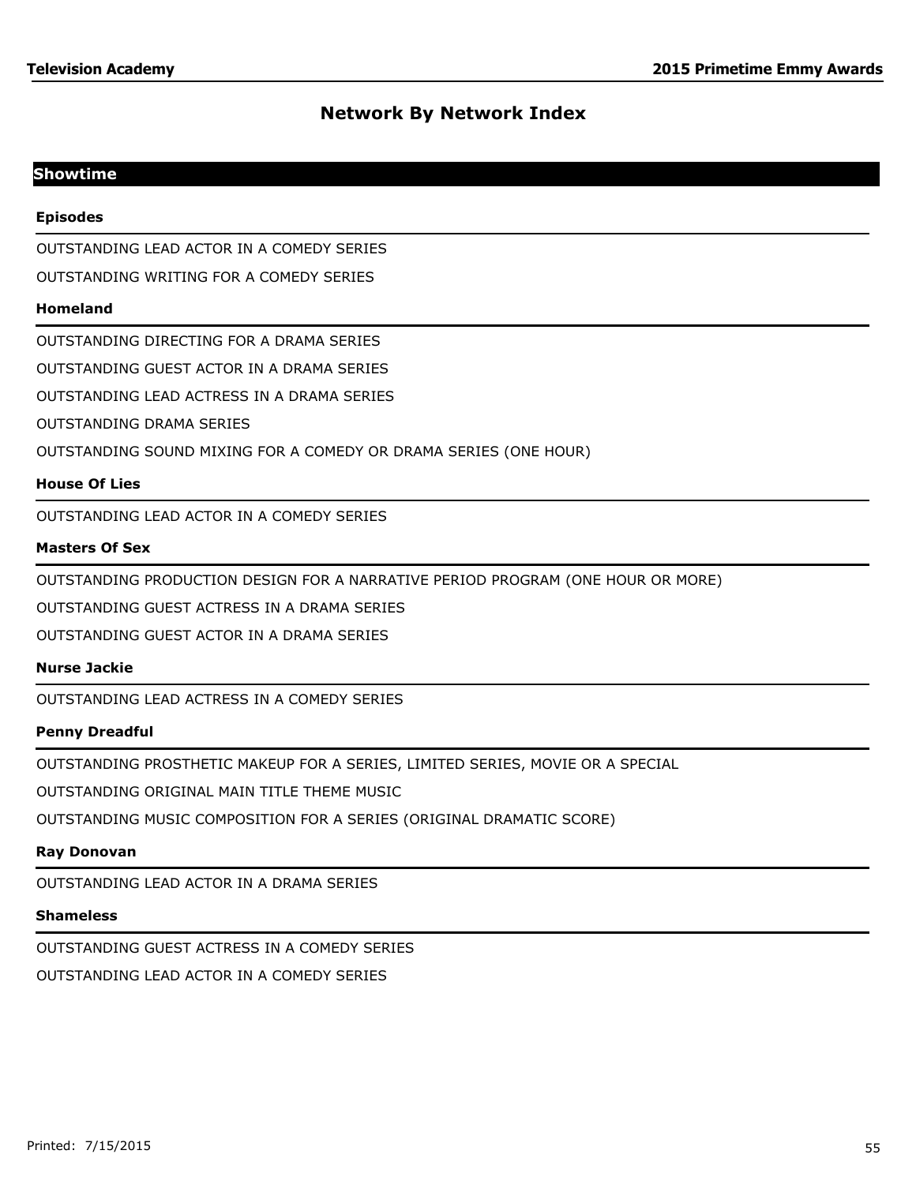# Network By Network Index

## Showtime

### Episodes

OUTSTANDING LEAD ACTOR IN A COMEDY SERIES

OUTSTANDING WRITING FOR A COMEDY SERIES

### Homeland

OUTSTANDING DIRECTING FOR A DRAMA SERIES

OUTSTANDING GUEST ACTOR IN A DRAMA SERIES

OUTSTANDING LEAD ACTRESS IN A DRAMA SERIES

OUTSTANDING DRAMA SERIES

OUTSTANDING SOUND MIXING FOR A COMEDY OR DRAMA SERIES (ONE HOUR)

### House Of Lies

OUTSTANDING LEAD ACTOR IN A COMEDY SERIES

### Masters Of Sex

OUTSTANDING PRODUCTION DESIGN FOR A NARRATIVE PERIOD PROGRAM (ONE HOUR OR MORE)

OUTSTANDING GUEST ACTRESS IN A DRAMA SERIES

OUTSTANDING GUEST ACTOR IN A DRAMA SERIES

### Nurse Jackie

OUTSTANDING LEAD ACTRESS IN A COMEDY SERIES

### Penny Dreadful

OUTSTANDING PROSTHETIC MAKEUP FOR A SERIES, LIMITED SERIES, MOVIE OR A SPECIAL

OUTSTANDING ORIGINAL MAIN TITLE THEME MUSIC

OUTSTANDING MUSIC COMPOSITION FOR A SERIES (ORIGINAL DRAMATIC SCORE)

### Ray Donovan

OUTSTANDING LEAD ACTOR IN A DRAMA SERIES

### Shameless

OUTSTANDING GUEST ACTRESS IN A COMEDY SERIES

OUTSTANDING LEAD ACTOR IN A COMEDY SERIES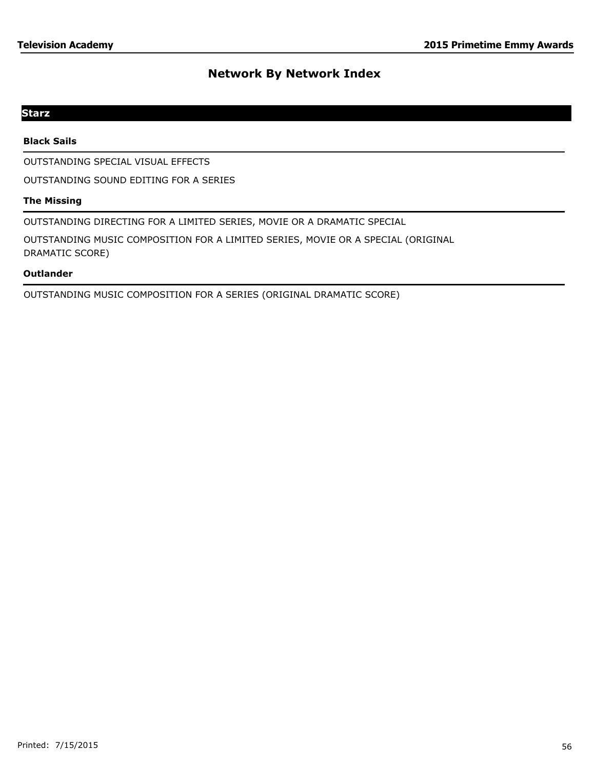# Network By Network Index

## Starz

### Black Sails

OUTSTANDING SPECIAL VISUAL EFFECTS

OUTSTANDING SOUND EDITING FOR A SERIES

### The Missing

OUTSTANDING DIRECTING FOR A LIMITED SERIES, MOVIE OR A DRAMATIC SPECIAL

OUTSTANDING MUSIC COMPOSITION FOR A LIMITED SERIES, MOVIE OR A SPECIAL (ORIGINAL DRAMATIC SCORE)

### Outlander

OUTSTANDING MUSIC COMPOSITION FOR A SERIES (ORIGINAL DRAMATIC SCORE)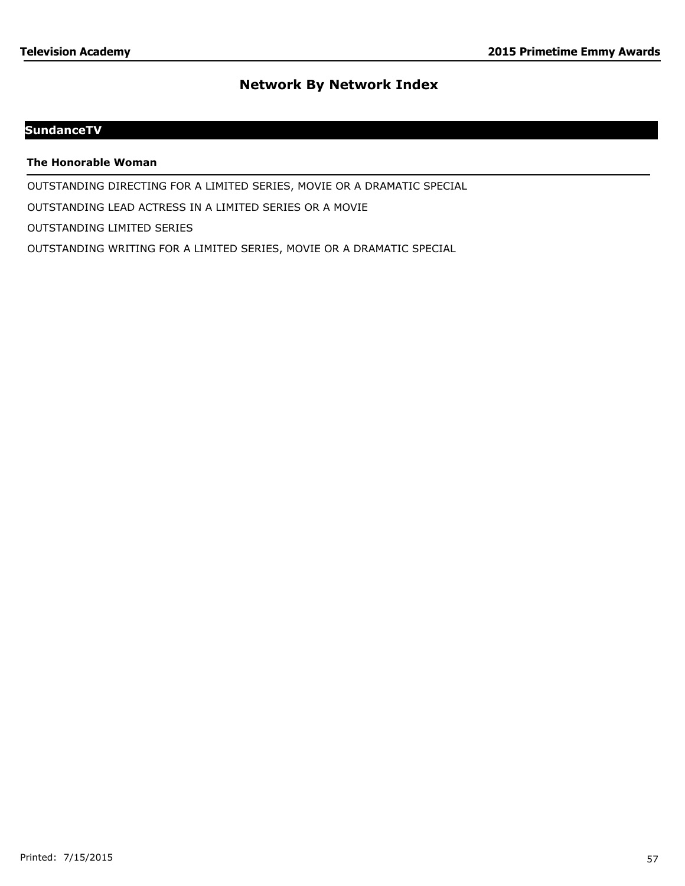# Network By Network Index

## SundanceTV

### The Honorable Woman

OUTSTANDING DIRECTING FOR A LIMITED SERIES, MOVIE OR A DRAMATIC SPECIAL

OUTSTANDING LEAD ACTRESS IN A LIMITED SERIES OR A MOVIE

OUTSTANDING LIMITED SERIES

OUTSTANDING WRITING FOR A LIMITED SERIES, MOVIE OR A DRAMATIC SPECIAL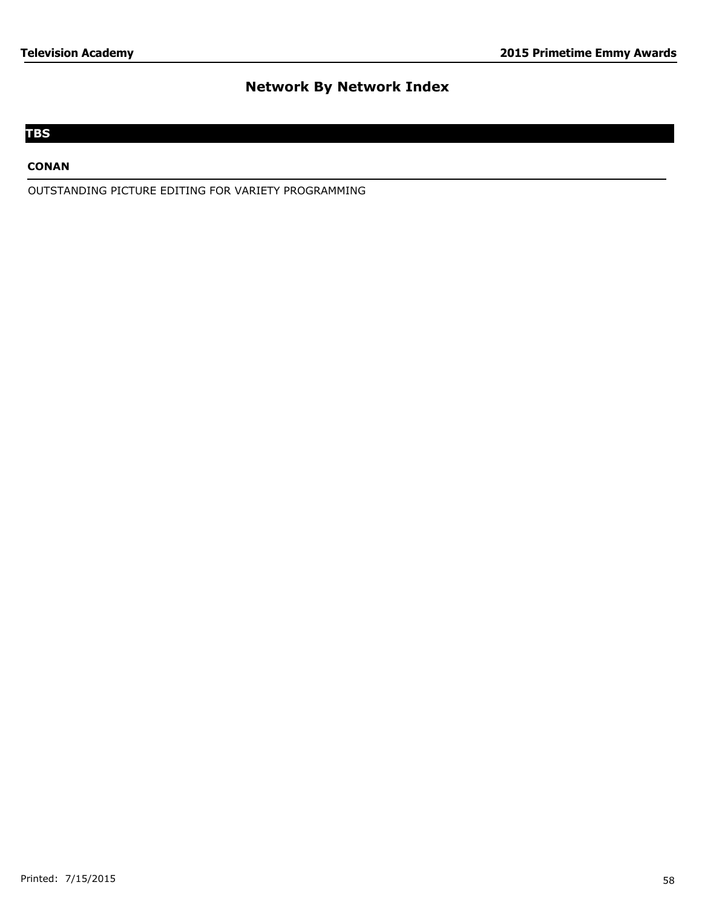# Network By Network Index

## TBS

### CONAN

OUTSTANDING PICTURE EDITING FOR VARIETY PROGRAMMING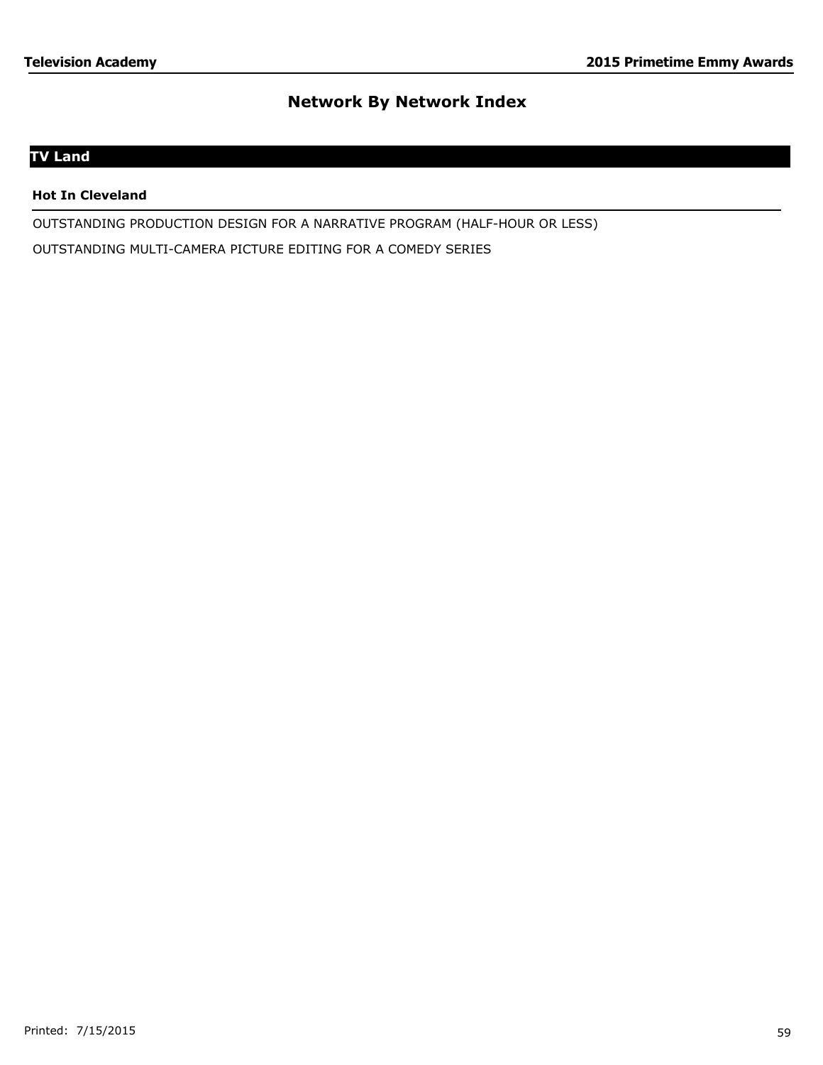# Network By Network Index

## TV Land

### Hot In Cleveland

OUTSTANDING PRODUCTION DESIGN FOR A NARRATIVE PROGRAM (HALF-HOUR OR LESS)

OUTSTANDING MULTI-CAMERA PICTURE EDITING FOR A COMEDY SERIES

Printed: 7/15/2015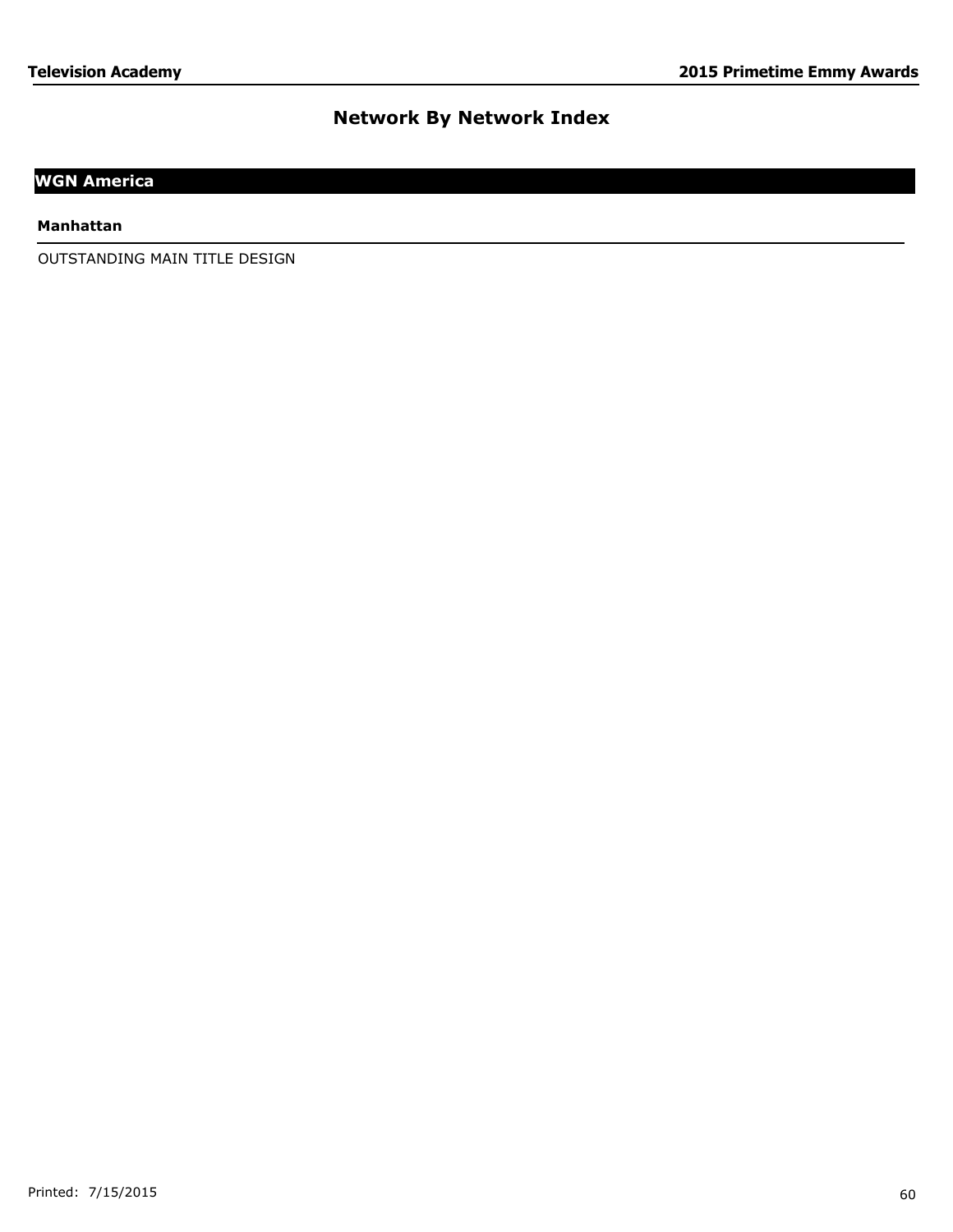# Network By Network Index

## WGN America

### Manhattan

OUTSTANDING MAIN TITLE DESIGN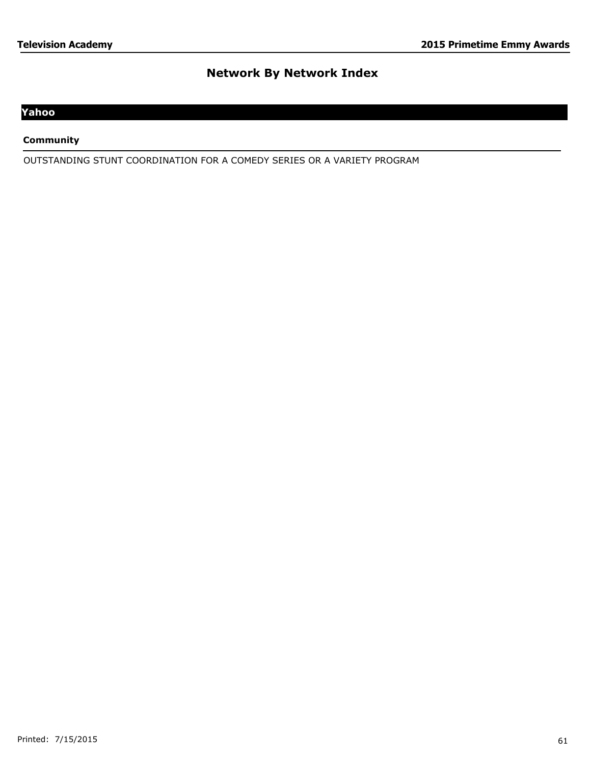## Network By Network Index

### Yahoo

**Community**

OUTSTANDING STUNT COORDINATION FOR A COMEDY SERIES OR A VARIETY PROGRAM